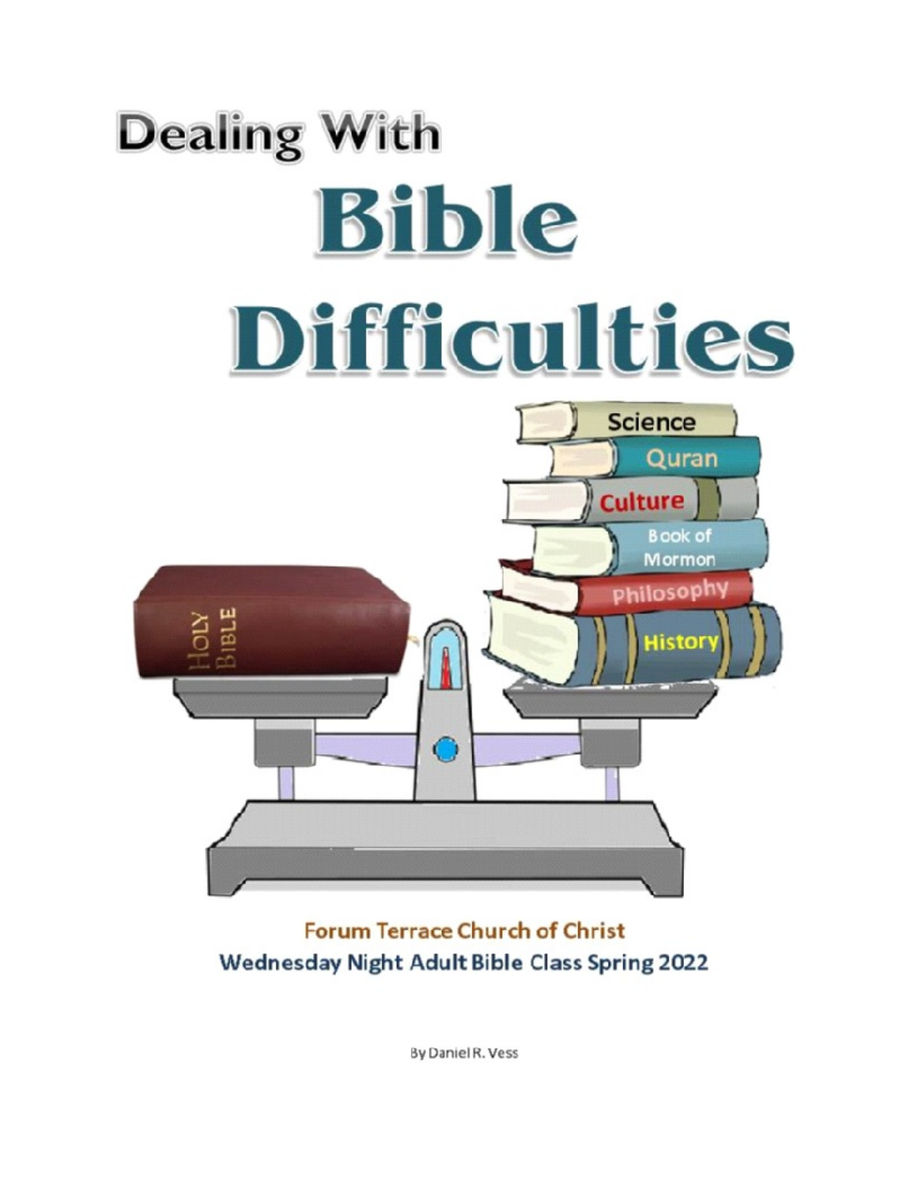# Dealing With Bible Difficulties

Forum Terrace Church of Christ

Wednesday Night Adult Bible Class Spring 2022

By Daniel R. Vess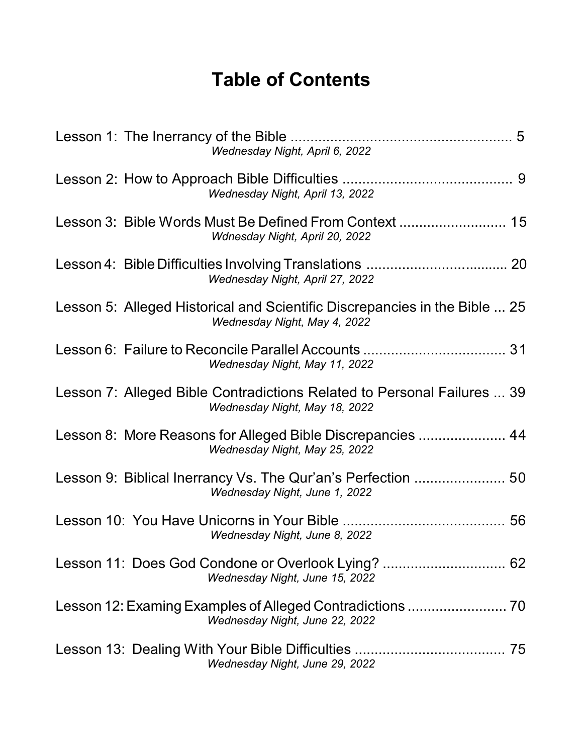# Table of Contents

Lesson 1: The Inerrancy of the Bible ........................................................ 5
*Wednesday Night, April 6, 2022*

Lesson 2: How to Approach Bible Difficulties ........................................... 9
*Wednesday Night, April 13, 2022*

Lesson 3: Bible Words Must Be Defined From Context ........................... 15
*Wdnesday Night, April 20, 2022*

Lesson 4: Bible Difficulties Involving Translations .................................... 20
*Wednesday Night, April 27, 2022*

Lesson 5: Alleged Historical and Scientific Discrepancies in the Bible ... 25
*Wednesday Night, May 4, 2022*

Lesson 6: Failure to Reconcile Parallel Accounts .................................... 31
*Wednesday Night, May 11, 2022*

Lesson 7: Alleged Bible Contradictions Related to Personal Failures ... 39
*Wednesday Night, May 18, 2022*

Lesson 8: More Reasons for Alleged Bible Discrepancies ...................... 44
*Wednesday Night, May 25, 2022*

Lesson 9: Biblical Inerrancy Vs. The Qur'an's Perfection ....................... 50
*Wednesday Night, June 1, 2022*

Lesson 10: You Have Unicorns in Your Bible ......................................... 56
*Wednesday Night, June 8, 2022*

Lesson 11: Does God Condone or Overlook Lying? ............................... 62
*Wednesday Night, June 15, 2022*

Lesson 12: Examing Examples of Alleged Contradictions ......................... 70
*Wednesday Night, June 22, 2022*

Lesson 13: Dealing With Your Bible Difficulties ...................................... 75
*Wednesday Night, June 29, 2022*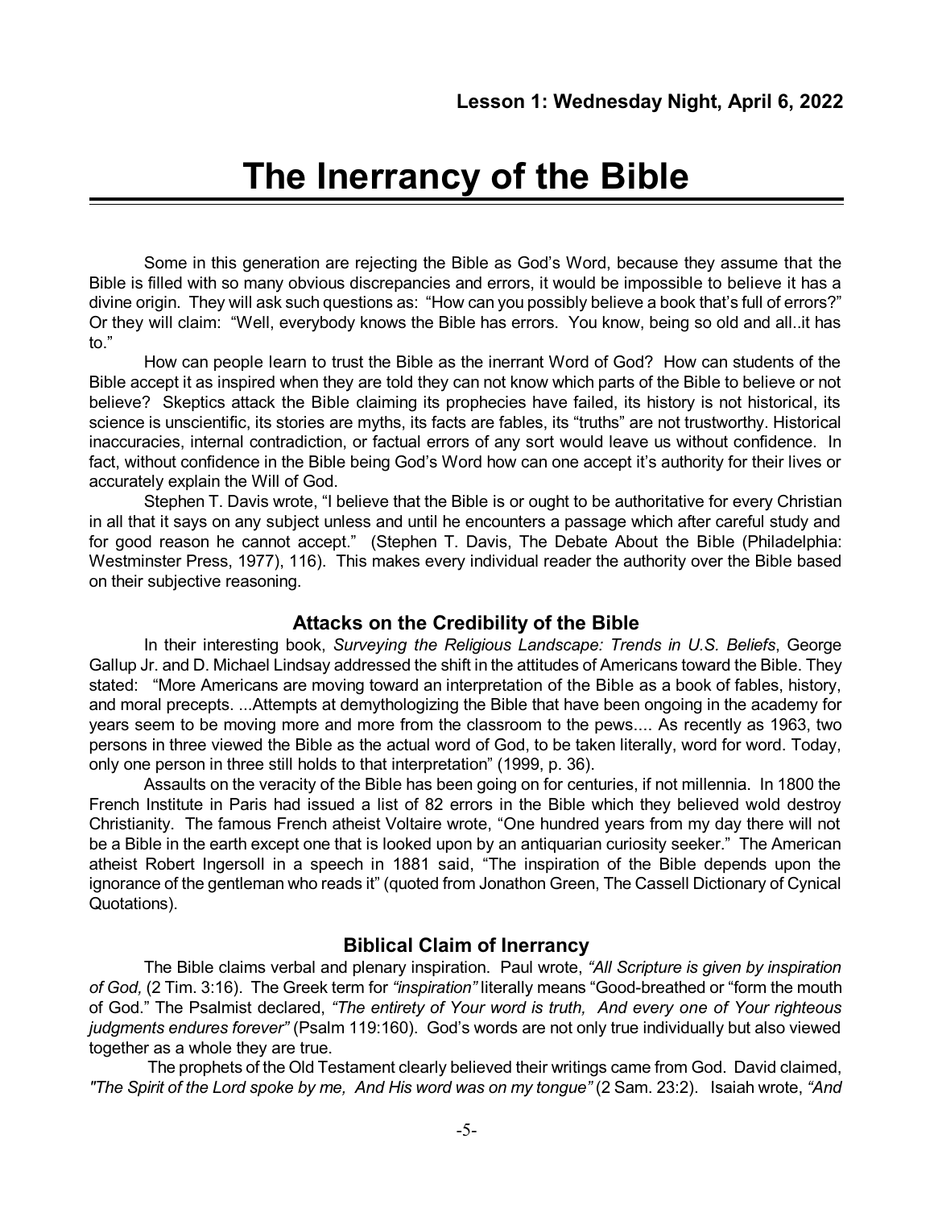**Lesson 1: Wednesday Night, April 6, 2022**

# The Inerrancy of the Bible

Some in this generation are rejecting the Bible as God's Word, because they assume that the Bible is filled with so many obvious discrepancies and errors, it would be impossible to believe it has a divine origin. They will ask such questions as: "How can you possibly believe a book that's full of errors?" Or they will claim: "Well, everybody knows the Bible has errors. You know, being so old and all..it has to."

How can people learn to trust the Bible as the inerrant Word of God? How can students of the Bible accept it as inspired when they are told they can not know which parts of the Bible to believe or not believe? Skeptics attack the Bible claiming its prophecies have failed, its history is not historical, its science is unscientific, its stories are myths, its facts are fables, its "truths" are not trustworthy. Historical inaccuracies, internal contradiction, or factual errors of any sort would leave us without confidence. In fact, without confidence in the Bible being God's Word how can one accept it's authority for their lives or accurately explain the Will of God.

Stephen T. Davis wrote, "I believe that the Bible is or ought to be authoritative for every Christian in all that it says on any subject unless and until he encounters a passage which after careful study and for good reason he cannot accept." (Stephen T. Davis, The Debate About the Bible (Philadelphia: Westminster Press, 1977), 116). This makes every individual reader the authority over the Bible based on their subjective reasoning.

## Attacks on the Credibility of the Bible

In their interesting book, *Surveying the Religious Landscape: Trends in U.S. Beliefs*, George Gallup Jr. and D. Michael Lindsay addressed the shift in the attitudes of Americans toward the Bible. They stated: "More Americans are moving toward an interpretation of the Bible as a book of fables, history, and moral precepts. ...Attempts at demythologizing the Bible that have been ongoing in the academy for years seem to be moving more and more from the classroom to the pews.... As recently as 1963, two persons in three viewed the Bible as the actual word of God, to be taken literally, word for word. Today, only one person in three still holds to that interpretation" (1999, p. 36).

Assaults on the veracity of the Bible has been going on for centuries, if not millennia. In 1800 the French Institute in Paris had issued a list of 82 errors in the Bible which they believed wold destroy Christianity. The famous French atheist Voltaire wrote, "One hundred years from my day there will not be a Bible in the earth except one that is looked upon by an antiquarian curiosity seeker." The American atheist Robert Ingersoll in a speech in 1881 said, "The inspiration of the Bible depends upon the ignorance of the gentleman who reads it" (quoted from Jonathon Green, The Cassell Dictionary of Cynical Quotations).

## Biblical Claim of Inerrancy

The Bible claims verbal and plenary inspiration. Paul wrote, *"All Scripture is given by inspiration of God,* (2 Tim. 3:16). The Greek term for *"inspiration"* literally means "Good-breathed or "form the mouth of God." The Psalmist declared, *"The entirety of Your word is truth, And every one of Your righteous judgments endures forever"* (Psalm 119:160). God's words are not only true individually but also viewed together as a whole they are true.

The prophets of the Old Testament clearly believed their writings came from God. David claimed, *"The Spirit of the Lord spoke by me, And His word was on my tongue"* (2 Sam. 23:2). Isaiah wrote, *"And*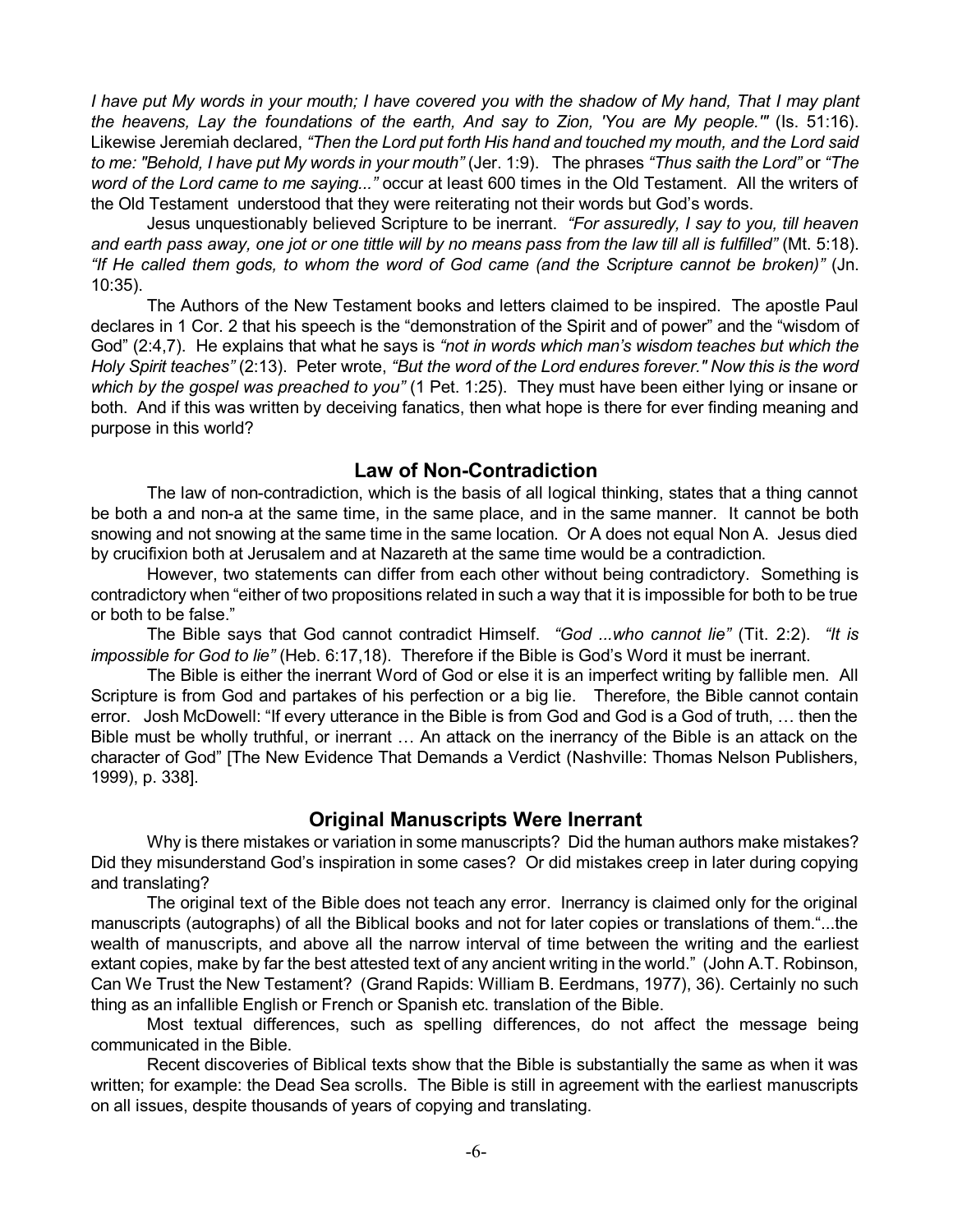*I have put My words in your mouth; I have covered you with the shadow of My hand, That I may plant the heavens, Lay the foundations of the earth, And say to Zion, 'You are My people.'"* (Is. 51:16). Likewise Jeremiah declared, *"Then the Lord put forth His hand and touched my mouth, and the Lord said to me: "Behold, I have put My words in your mouth"* (Jer. 1:9). The phrases *"Thus saith the Lord"* or *"The word of the Lord came to me saying..."* occur at least 600 times in the Old Testament. All the writers of the Old Testament understood that they were reiterating not their words but God's words.

Jesus unquestionably believed Scripture to be inerrant. *"For assuredly, I say to you, till heaven and earth pass away, one jot or one tittle will by no means pass from the law till all is fulfilled"* (Mt. 5:18). *"If He called them gods, to whom the word of God came (and the Scripture cannot be broken)"* (Jn. 10:35).

The Authors of the New Testament books and letters claimed to be inspired. The apostle Paul declares in 1 Cor. 2 that his speech is the "demonstration of the Spirit and of power" and the "wisdom of God" (2:4,7). He explains that what he says is *"not in words which man's wisdom teaches but which the Holy Spirit teaches"* (2:13). Peter wrote, *"But the word of the Lord endures forever." Now this is the word which by the gospel was preached to you"* (1 Pet. 1:25). They must have been either lying or insane or both. And if this was written by deceiving fanatics, then what hope is there for ever finding meaning and purpose in this world?

## Law of Non-Contradiction

The law of non-contradiction, which is the basis of all logical thinking, states that a thing cannot be both a and non-a at the same time, in the same place, and in the same manner. It cannot be both snowing and not snowing at the same time in the same location. Or A does not equal Non A. Jesus died by crucifixion both at Jerusalem and at Nazareth at the same time would be a contradiction.

However, two statements can differ from each other without being contradictory. Something is contradictory when "either of two propositions related in such a way that it is impossible for both to be true or both to be false."

The Bible says that God cannot contradict Himself. *"God ...who cannot lie"* (Tit. 2:2). *"It is impossible for God to lie"* (Heb. 6:17,18). Therefore if the Bible is God's Word it must be inerrant.

The Bible is either the inerrant Word of God or else it is an imperfect writing by fallible men. All Scripture is from God and partakes of his perfection or a big lie. Therefore, the Bible cannot contain error. Josh McDowell: "If every utterance in the Bible is from God and God is a God of truth, … then the Bible must be wholly truthful, or inerrant … An attack on the inerrancy of the Bible is an attack on the character of God" [The New Evidence That Demands a Verdict (Nashville: Thomas Nelson Publishers, 1999), p. 338].

## Original Manuscripts Were Inerrant

Why is there mistakes or variation in some manuscripts? Did the human authors make mistakes? Did they misunderstand God's inspiration in some cases? Or did mistakes creep in later during copying and translating?

The original text of the Bible does not teach any error. Inerrancy is claimed only for the original manuscripts (autographs) of all the Biblical books and not for later copies or translations of them."...the wealth of manuscripts, and above all the narrow interval of time between the writing and the earliest extant copies, make by far the best attested text of any ancient writing in the world." (John A.T. Robinson, Can We Trust the New Testament? (Grand Rapids: William B. Eerdmans, 1977), 36). Certainly no such thing as an infallible English or French or Spanish etc. translation of the Bible.

Most textual differences, such as spelling differences, do not affect the message being communicated in the Bible.

Recent discoveries of Biblical texts show that the Bible is substantially the same as when it was written; for example: the Dead Sea scrolls. The Bible is still in agreement with the earliest manuscripts on all issues, despite thousands of years of copying and translating.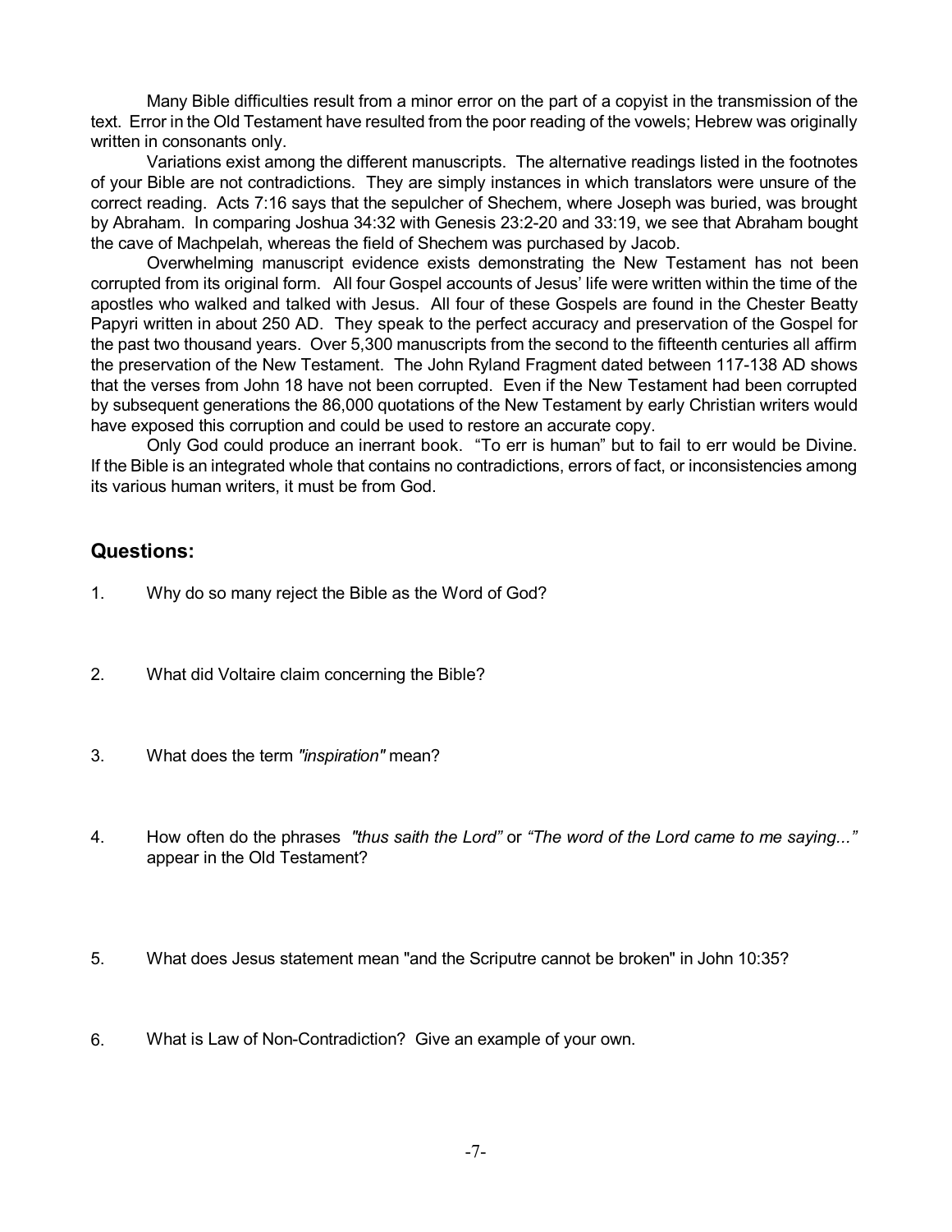Many Bible difficulties result from a minor error on the part of a copyist in the transmission of the text. Error in the Old Testament have resulted from the poor reading of the vowels; Hebrew was originally written in consonants only.

Variations exist among the different manuscripts. The alternative readings listed in the footnotes of your Bible are not contradictions. They are simply instances in which translators were unsure of the correct reading. Acts 7:16 says that the sepulcher of Shechem, where Joseph was buried, was brought by Abraham. In comparing Joshua 34:32 with Genesis 23:2-20 and 33:19, we see that Abraham bought the cave of Machpelah, whereas the field of Shechem was purchased by Jacob.

Overwhelming manuscript evidence exists demonstrating the New Testament has not been corrupted from its original form. All four Gospel accounts of Jesus' life were written within the time of the apostles who walked and talked with Jesus. All four of these Gospels are found in the Chester Beatty Papyri written in about 250 AD. They speak to the perfect accuracy and preservation of the Gospel for the past two thousand years. Over 5,300 manuscripts from the second to the fifteenth centuries all affirm the preservation of the New Testament. The John Ryland Fragment dated between 117-138 AD shows that the verses from John 18 have not been corrupted. Even if the New Testament had been corrupted by subsequent generations the 86,000 quotations of the New Testament by early Christian writers would have exposed this corruption and could be used to restore an accurate copy.

Only God could produce an inerrant book. "To err is human" but to fail to err would be Divine. If the Bible is an integrated whole that contains no contradictions, errors of fact, or inconsistencies among its various human writers, it must be from God.

## Questions:

1. Why do so many reject the Bible as the Word of God?

2. What did Voltaire claim concerning the Bible?

3. What does the term *"inspiration"* mean?

4. How often do the phrases *"thus saith the Lord"* or *"The word of the Lord came to me saying..."* appear in the Old Testament?

5. What does Jesus statement mean "and the Scriputre cannot be broken" in John 10:35?

6. What is Law of Non-Contradiction? Give an example of your own.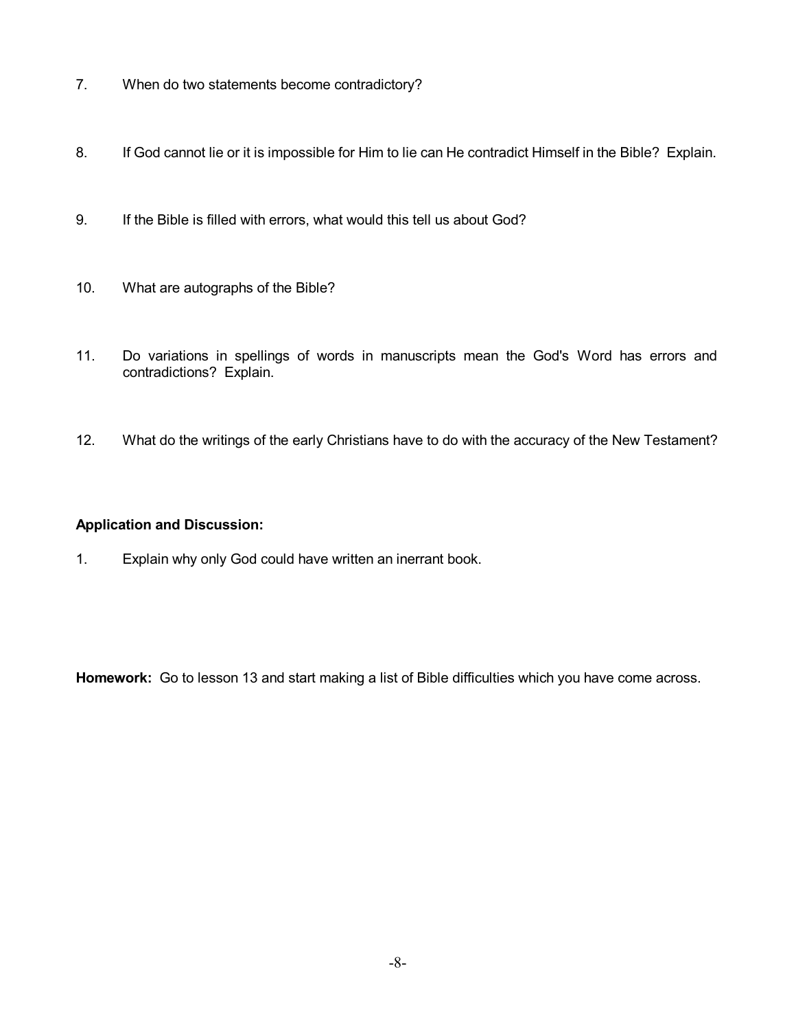7. When do two statements become contradictory?

8. If God cannot lie or it is impossible for Him to lie can He contradict Himself in the Bible? Explain.

9. If the Bible is filled with errors, what would this tell us about God?

10. What are autographs of the Bible?

11. Do variations in spellings of words in manuscripts mean the God's Word has errors and contradictions? Explain.

12. What do the writings of the early Christians have to do with the accuracy of the New Testament?

**Application and Discussion:**

1. Explain why only God could have written an inerrant book.

**Homework:** Go to lesson 13 and start making a list of Bible difficulties which you have come across.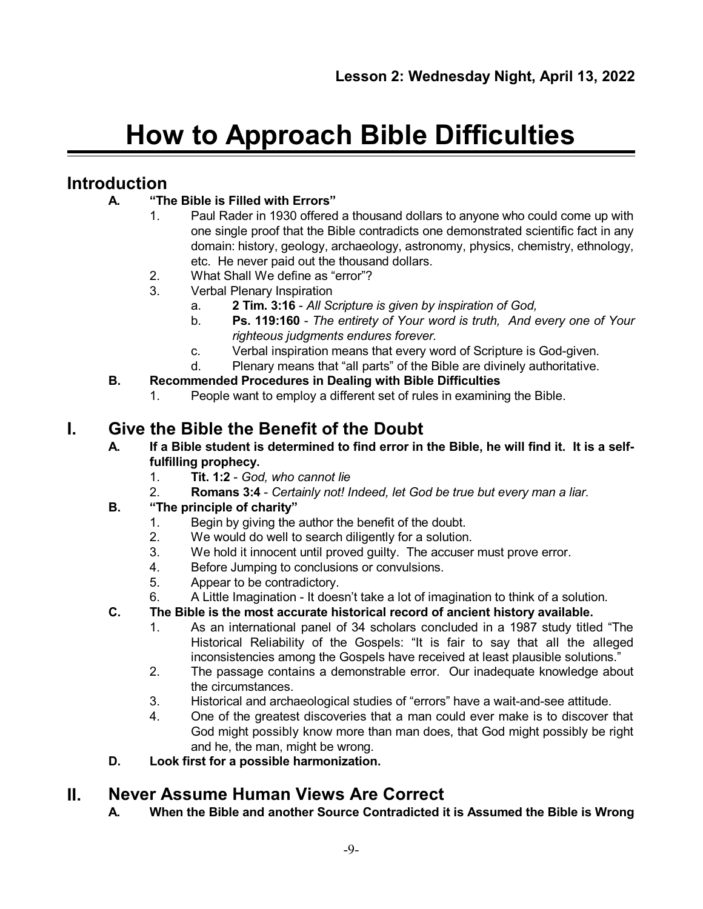**Lesson 2: Wednesday Night, April 13, 2022**

# How to Approach Bible Difficulties

## Introduction

**A. "The Bible is Filled with Errors"**

1. Paul Rader in 1930 offered a thousand dollars to anyone who could come up with one single proof that the Bible contradicts one demonstrated scientific fact in any domain: history, geology, archaeology, astronomy, physics, chemistry, ethnology, etc. He never paid out the thousand dollars.
2. What Shall We define as "error"?
3. Verbal Plenary Inspiration
   a. **2 Tim. 3:16** - *All Scripture is given by inspiration of God,*
   b. **Ps. 119:160** - *The entirety of Your word is truth, And every one of Your righteous judgments endures forever.*
   c. Verbal inspiration means that every word of Scripture is God-given.
   d. Plenary means that "all parts" of the Bible are divinely authoritative.

**B. Recommended Procedures in Dealing with Bible Difficulties**

1. People want to employ a different set of rules in examining the Bible.

## I. Give the Bible the Benefit of the Doubt

**A. If a Bible student is determined to find error in the Bible, he will find it. It is a self-fulfilling prophecy.**

1. **Tit. 1:2** - *God, who cannot lie*
2. **Romans 3:4** - *Certainly not! Indeed, let God be true but every man a liar.*

**B. "The principle of charity"**

1. Begin by giving the author the benefit of the doubt.
2. We would do well to search diligently for a solution.
3. We hold it innocent until proved guilty. The accuser must prove error.
4. Before Jumping to conclusions or convulsions.
5. Appear to be contradictory.
6. A Little Imagination - It doesn't take a lot of imagination to think of a solution.

**C. The Bible is the most accurate historical record of ancient history available.**

1. As an international panel of 34 scholars concluded in a 1987 study titled "The Historical Reliability of the Gospels: "It is fair to say that all the alleged inconsistencies among the Gospels have received at least plausible solutions."
2. The passage contains a demonstrable error. Our inadequate knowledge about the circumstances.
3. Historical and archaeological studies of "errors" have a wait-and-see attitude.
4. One of the greatest discoveries that a man could ever make is to discover that God might possibly know more than man does, that God might possibly be right and he, the man, might be wrong.

**D. Look first for a possible harmonization.**

## II. Never Assume Human Views Are Correct

**A. When the Bible and another Source Contradicted it is Assumed the Bible is Wrong**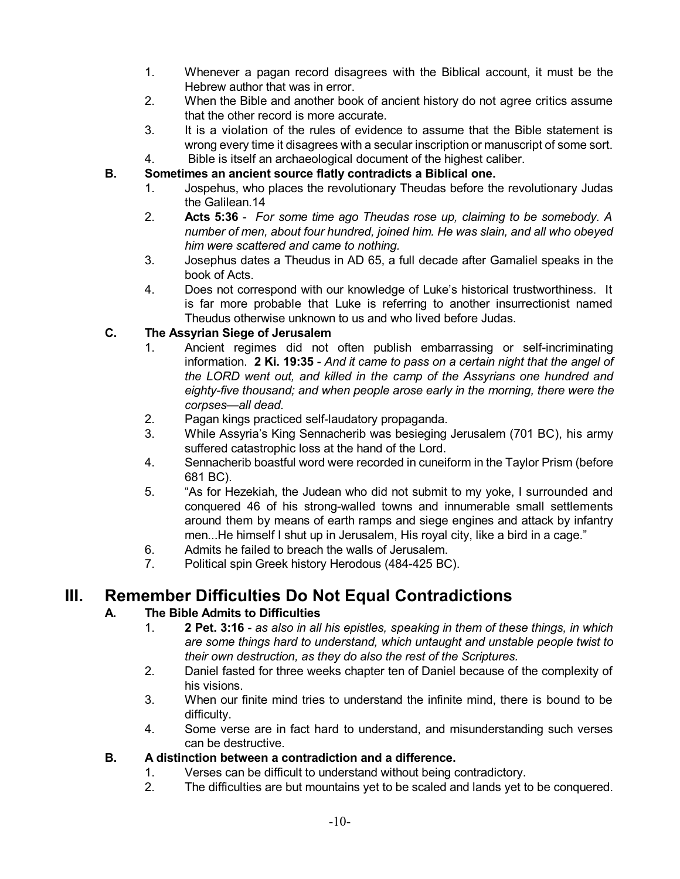1. Whenever a pagan record disagrees with the Biblical account, it must be the Hebrew author that was in error.
2. When the Bible and another book of ancient history do not agree critics assume that the other record is more accurate.
3. It is a violation of the rules of evidence to assume that the Bible statement is wrong every time it disagrees with a secular inscription or manuscript of some sort.
4. Bible is itself an archaeological document of the highest caliber.

### B. Sometimes an ancient source flatly contradicts a Biblical one.

1. Jospehus, who places the revolutionary Theudas before the revolutionary Judas the Galilean.14
2. **Acts 5:36** - *For some time ago Theudas rose up, claiming to be somebody. A number of men, about four hundred, joined him. He was slain, and all who obeyed him were scattered and came to nothing.*
3. Josephus dates a Theudus in AD 65, a full decade after Gamaliel speaks in the book of Acts.
4. Does not correspond with our knowledge of Luke's historical trustworthiness. It is far more probable that Luke is referring to another insurrectionist named Theudus otherwise unknown to us and who lived before Judas.

### C. The Assyrian Siege of Jerusalem

1. Ancient regimes did not often publish embarrassing or self-incriminating information. **2 Ki. 19:35** - *And it came to pass on a certain night that the angel of the LORD went out, and killed in the camp of the Assyrians one hundred and eighty-five thousand; and when people arose early in the morning, there were the corpses—all dead.*
2. Pagan kings practiced self-laudatory propaganda.
3. While Assyria's King Sennacherib was besieging Jerusalem (701 BC), his army suffered catastrophic loss at the hand of the Lord.
4. Sennacherib boastful word were recorded in cuneiform in the Taylor Prism (before 681 BC).
5. "As for Hezekiah, the Judean who did not submit to my yoke, I surrounded and conquered 46 of his strong-walled towns and innumerable small settlements around them by means of earth ramps and siege engines and attack by infantry men...He himself I shut up in Jerusalem, His royal city, like a bird in a cage."
6. Admits he failed to breach the walls of Jerusalem.
7. Political spin Greek history Herodous (484-425 BC).

## III. Remember Difficulties Do Not Equal Contradictions

### A. The Bible Admits to Difficulties

1. **2 Pet. 3:16** - *as also in all his epistles, speaking in them of these things, in which are some things hard to understand, which untaught and unstable people twist to their own destruction, as they do also the rest of the Scriptures.*
2. Daniel fasted for three weeks chapter ten of Daniel because of the complexity of his visions.
3. When our finite mind tries to understand the infinite mind, there is bound to be difficulty.
4. Some verse are in fact hard to understand, and misunderstanding such verses can be destructive.

### B. A distinction between a contradiction and a difference.

1. Verses can be difficult to understand without being contradictory.
2. The difficulties are but mountains yet to be scaled and lands yet to be conquered.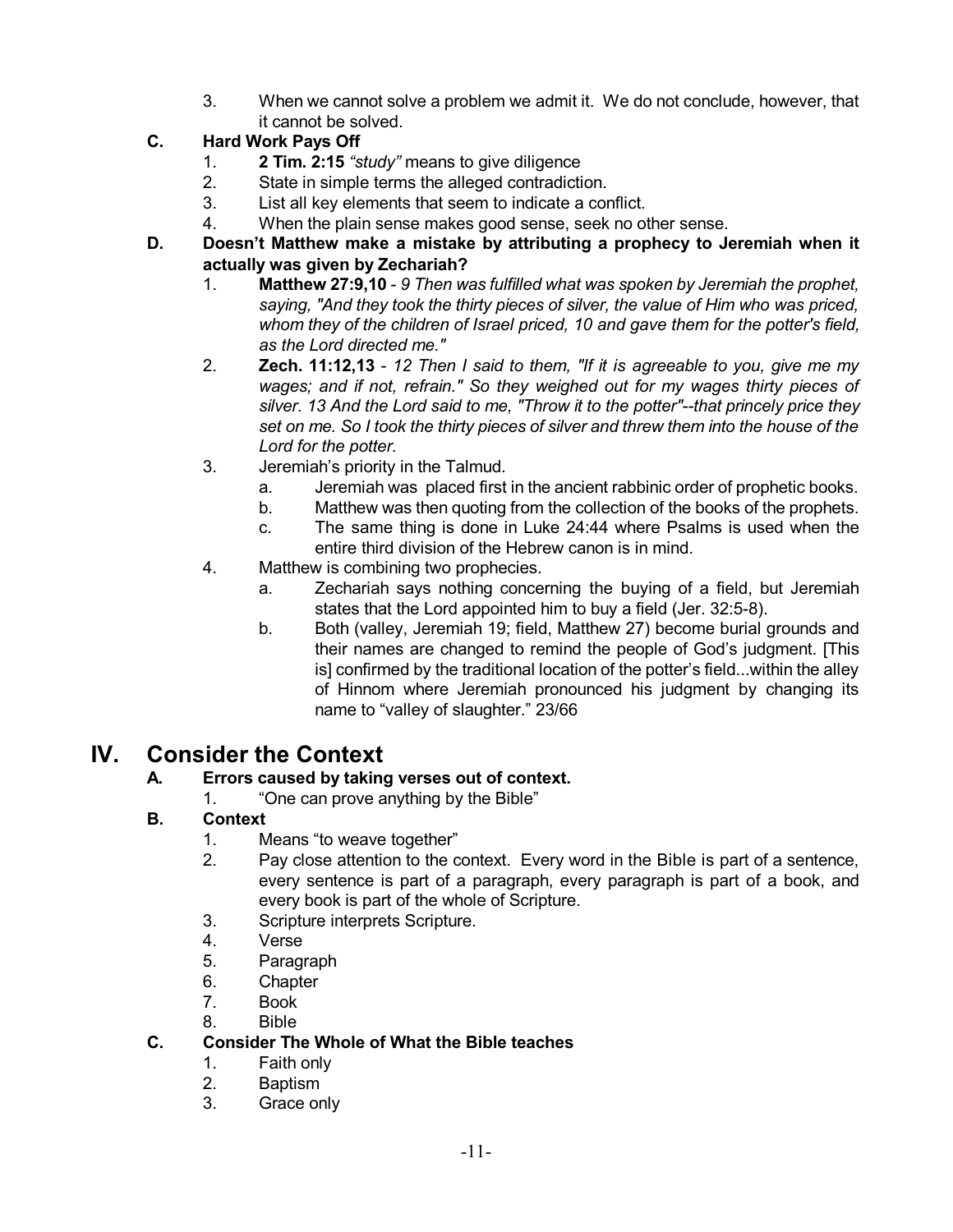3. When we cannot solve a problem we admit it. We do not conclude, however, that it cannot be solved.

### C. Hard Work Pays Off

1. **2 Tim. 2:15** *"study"* means to give diligence
2. State in simple terms the alleged contradiction.
3. List all key elements that seem to indicate a conflict.
4. When the plain sense makes good sense, seek no other sense.

### D. Doesn't Matthew make a mistake by attributing a prophecy to Jeremiah when it actually was given by Zechariah?

1. **Matthew 27:9,10** - *9 Then was fulfilled what was spoken by Jeremiah the prophet, saying, "And they took the thirty pieces of silver, the value of Him who was priced, whom they of the children of Israel priced, 10 and gave them for the potter's field, as the Lord directed me."*
2. **Zech. 11:12,13** - *12 Then I said to them, "If it is agreeable to you, give me my wages; and if not, refrain." So they weighed out for my wages thirty pieces of silver. 13 And the Lord said to me, "Throw it to the potter"--that princely price they set on me. So I took the thirty pieces of silver and threw them into the house of the Lord for the potter.*
3. Jeremiah's priority in the Talmud.
   a. Jeremiah was placed first in the ancient rabbinic order of prophetic books.
   b. Matthew was then quoting from the collection of the books of the prophets.
   c. The same thing is done in Luke 24:44 where Psalms is used when the entire third division of the Hebrew canon is in mind.
4. Matthew is combining two prophecies.
   a. Zechariah says nothing concerning the buying of a field, but Jeremiah states that the Lord appointed him to buy a field (Jer. 32:5-8).
   b. Both (valley, Jeremiah 19; field, Matthew 27) become burial grounds and their names are changed to remind the people of God's judgment. [This is] confirmed by the traditional location of the potter's field...within the alley of Hinnom where Jeremiah pronounced his judgment by changing its name to "valley of slaughter." 23/66

# IV. Consider the Context

### A. Errors caused by taking verses out of context.

1. "One can prove anything by the Bible"

### B. Context

1. Means "to weave together"
2. Pay close attention to the context. Every word in the Bible is part of a sentence, every sentence is part of a paragraph, every paragraph is part of a book, and every book is part of the whole of Scripture.
3. Scripture interprets Scripture.
4. Verse
5. Paragraph
6. Chapter
7. Book
8. Bible

### C. Consider The Whole of What the Bible teaches

1. Faith only
2. Baptism
3. Grace only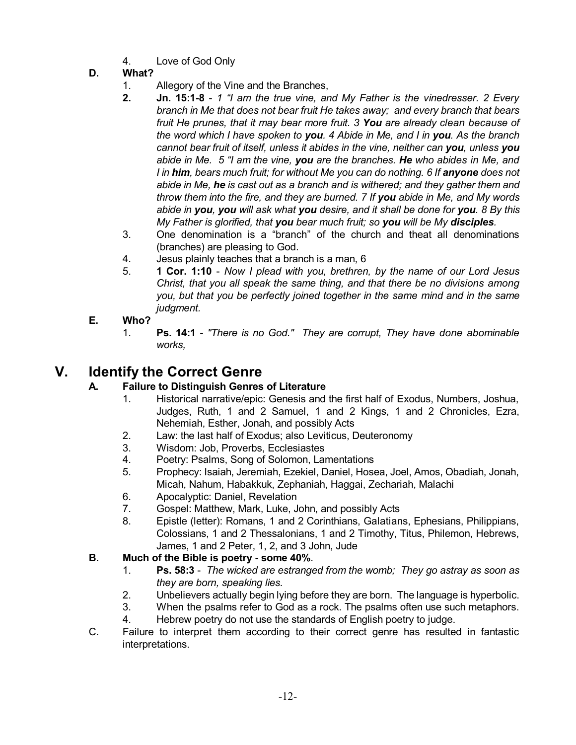4. Love of God Only

**D. What?**

1. Allegory of the Vine and the Branches,
2. **Jn. 15:1-8** - *1 "I am the true vine, and My Father is the vinedresser. 2 Every branch in Me that does not bear fruit He takes away; and every branch that bears fruit He prunes, that it may bear more fruit. 3 **You** are already clean because of the word which I have spoken to **you**. 4 Abide in Me, and I in **you**. As the branch cannot bear fruit of itself, unless it abides in the vine, neither can **you**, unless **you** abide in Me. 5 "I am the vine, **you** are the branches. **He** who abides in Me, and I in **him**, bears much fruit; for without Me you can do nothing. 6 If **anyone** does not abide in Me, **he** is cast out as a branch and is withered; and they gather them and throw them into the fire, and they are burned. 7 If **you** abide in Me, and My words abide in **you**, **you** will ask what **you** desire, and it shall be done for **you**. 8 By this My Father is glorified, that **you** bear much fruit; so **you** will be My **disciples**.*
3. One denomination is a "branch" of the church and theat all denominations (branches) are pleasing to God.
4. Jesus plainly teaches that a branch is a man, 6
5. **1 Cor. 1:10** - *Now I plead with you, brethren, by the name of our Lord Jesus Christ, that you all speak the same thing, and that there be no divisions among you, but that you be perfectly joined together in the same mind and in the same judgment.*

**E. Who?**

1. **Ps. 14:1** - *"There is no God." They are corrupt, They have done abominable works,*

# V. Identify the Correct Genre

**A. Failure to Distinguish Genres of Literature**

1. Historical narrative/epic: Genesis and the first half of Exodus, Numbers, Joshua, Judges, Ruth, 1 and 2 Samuel, 1 and 2 Kings, 1 and 2 Chronicles, Ezra, Nehemiah, Esther, Jonah, and possibly Acts
2. Law: the last half of Exodus; also Leviticus, Deuteronomy
3. Wisdom: Job, Proverbs, Ecclesiastes
4. Poetry: Psalms, Song of Solomon, Lamentations
5. Prophecy: Isaiah, Jeremiah, Ezekiel, Daniel, Hosea, Joel, Amos, Obadiah, Jonah, Micah, Nahum, Habakkuk, Zephaniah, Haggai, Zechariah, Malachi
6. Apocalyptic: Daniel, Revelation
7. Gospel: Matthew, Mark, Luke, John, and possibly Acts
8. Epistle (letter): Romans, 1 and 2 Corinthians, Galatians, Ephesians, Philippians, Colossians, 1 and 2 Thessalonians, 1 and 2 Timothy, Titus, Philemon, Hebrews, James, 1 and 2 Peter, 1, 2, and 3 John, Jude

**B. Much of the Bible is poetry - some 40%**.

1. **Ps. 58:3** - *The wicked are estranged from the womb; They go astray as soon as they are born, speaking lies.*
2. Unbelievers actually begin lying before they are born. The language is hyperbolic.
3. When the psalms refer to God as a rock. The psalms often use such metaphors.
4. Hebrew poetry do not use the standards of English poetry to judge.

C. Failure to interpret them according to their correct genre has resulted in fantastic interpretations.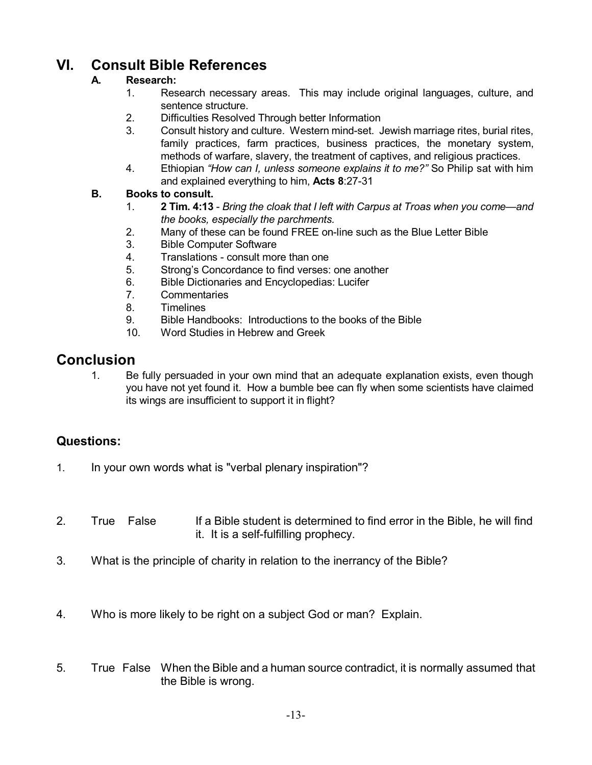## VI. Consult Bible References

### A. Research:

1. Research necessary areas. This may include original languages, culture, and sentence structure.
2. Difficulties Resolved Through better Information
3. Consult history and culture. Western mind-set. Jewish marriage rites, burial rites, family practices, farm practices, business practices, the monetary system, methods of warfare, slavery, the treatment of captives, and religious practices.
4. Ethiopian *"How can I, unless someone explains it to me?"* So Philip sat with him and explained everything to him, **Acts 8**:27-31

### B. Books to consult.

1. **2 Tim. 4:13** - *Bring the cloak that I left with Carpus at Troas when you come—and the books, especially the parchments.*
2. Many of these can be found FREE on-line such as the Blue Letter Bible
3. Bible Computer Software
4. Translations - consult more than one
5. Strong's Concordance to find verses: one another
6. Bible Dictionaries and Encyclopedias: Lucifer
7. Commentaries
8. Timelines
9. Bible Handbooks: Introductions to the books of the Bible
10. Word Studies in Hebrew and Greek

## Conclusion

1. Be fully persuaded in your own mind that an adequate explanation exists, even though you have not yet found it. How a bumble bee can fly when some scientists have claimed its wings are insufficient to support it in flight?

### Questions:

1. In your own words what is "verbal plenary inspiration"?

2. True False If a Bible student is determined to find error in the Bible, he will find it. It is a self-fulfilling prophecy.

3. What is the principle of charity in relation to the inerrancy of the Bible?

4. Who is more likely to be right on a subject God or man? Explain.

5. True False When the Bible and a human source contradict, it is normally assumed that the Bible is wrong.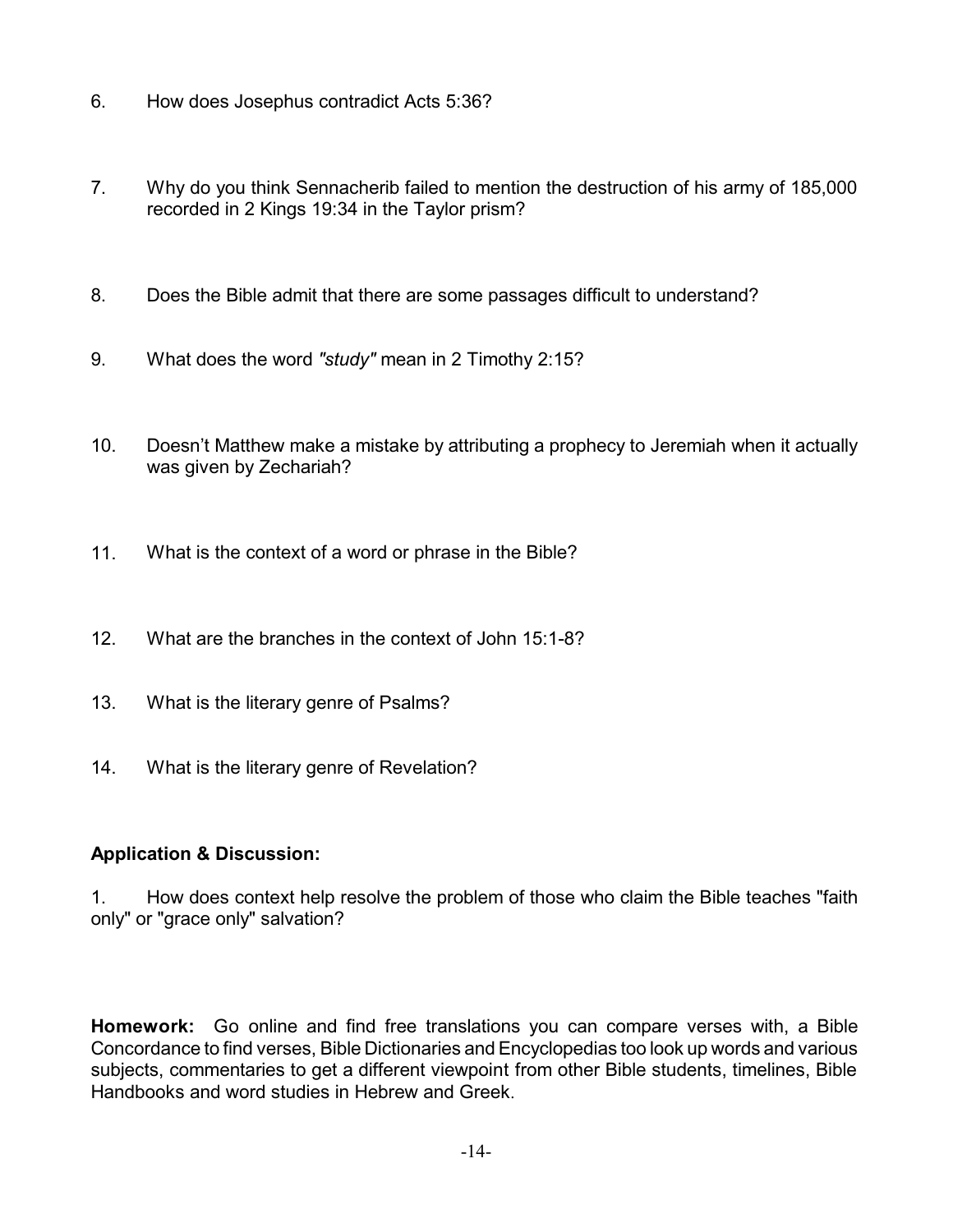6. How does Josephus contradict Acts 5:36?

7. Why do you think Sennacherib failed to mention the destruction of his army of 185,000 recorded in 2 Kings 19:34 in the Taylor prism?

8. Does the Bible admit that there are some passages difficult to understand?

9. What does the word *"study"* mean in 2 Timothy 2:15?

10. Doesn't Matthew make a mistake by attributing a prophecy to Jeremiah when it actually was given by Zechariah?

11. What is the context of a word or phrase in the Bible?

12. What are the branches in the context of John 15:1-8?

13. What is the literary genre of Psalms?

14. What is the literary genre of Revelation?

**Application & Discussion:**

1. How does context help resolve the problem of those who claim the Bible teaches "faith only" or "grace only" salvation?

**Homework:** Go online and find free translations you can compare verses with, a Bible Concordance to find verses, Bible Dictionaries and Encyclopedias too look up words and various subjects, commentaries to get a different viewpoint from other Bible students, timelines, Bible Handbooks and word studies in Hebrew and Greek.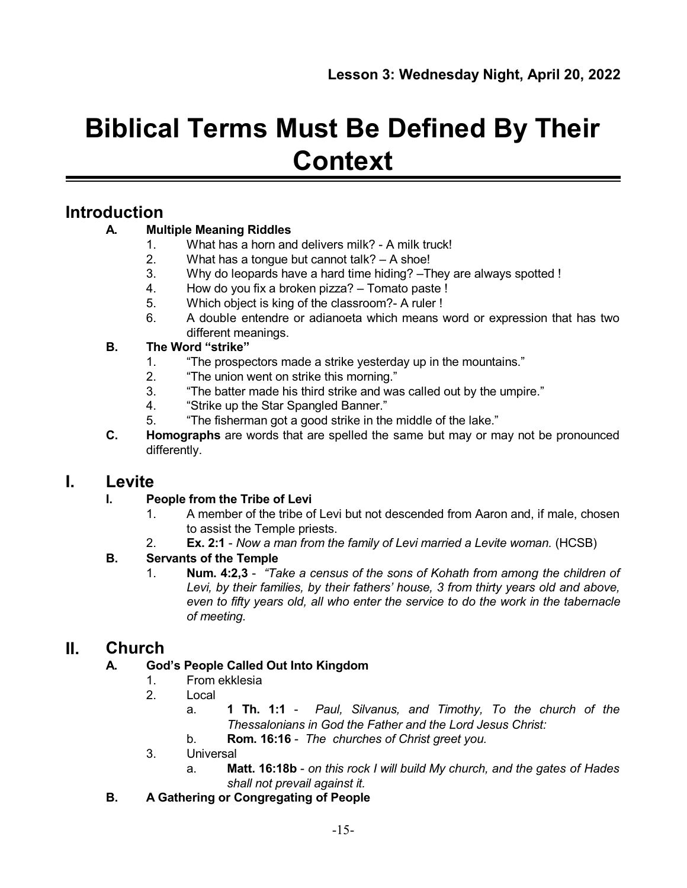**Lesson 3: Wednesday Night, April 20, 2022**

# Biblical Terms Must Be Defined By Their Context

## Introduction

- **A. Multiple Meaning Riddles**
  1. What has a horn and delivers milk? - A milk truck!
  2. What has a tongue but cannot talk? – A shoe!
  3. Why do leopards have a hard time hiding? –They are always spotted !
  4. How do you fix a broken pizza? – Tomato paste !
  5. Which object is king of the classroom?- A ruler !
  6. A double entendre or adianoeta which means word or expression that has two different meanings.
- **B. The Word "strike"**
  1. "The prospectors made a strike yesterday up in the mountains."
  2. "The union went on strike this morning."
  3. "The batter made his third strike and was called out by the umpire."
  4. "Strike up the Star Spangled Banner."
  5. "The fisherman got a good strike in the middle of the lake."
- **C. Homographs** are words that are spelled the same but may or may not be pronounced differently.

## I. Levite

- **I. People from the Tribe of Levi**
  1. A member of the tribe of Levi but not descended from Aaron and, if male, chosen to assist the Temple priests.
  2. **Ex. 2:1** - *Now a man from the family of Levi married a Levite woman.* (HCSB)
- **B. Servants of the Temple**
  1. **Num. 4:2,3** - *"Take a census of the sons of Kohath from among the children of Levi, by their families, by their fathers' house, 3 from thirty years old and above, even to fifty years old, all who enter the service to do the work in the tabernacle of meeting.*

## II. Church

- **A. God's People Called Out Into Kingdom**
  1. From ekklesia
  2. Local
     - a. **1 Th. 1:1** - *Paul, Silvanus, and Timothy, To the church of the Thessalonians in God the Father and the Lord Jesus Christ:*
     - b. **Rom. 16:16** - *The churches of Christ greet you.*
  3. Universal
     - a. **Matt. 16:18b** - *on this rock I will build My church, and the gates of Hades shall not prevail against it.*
- **B. A Gathering or Congregating of People**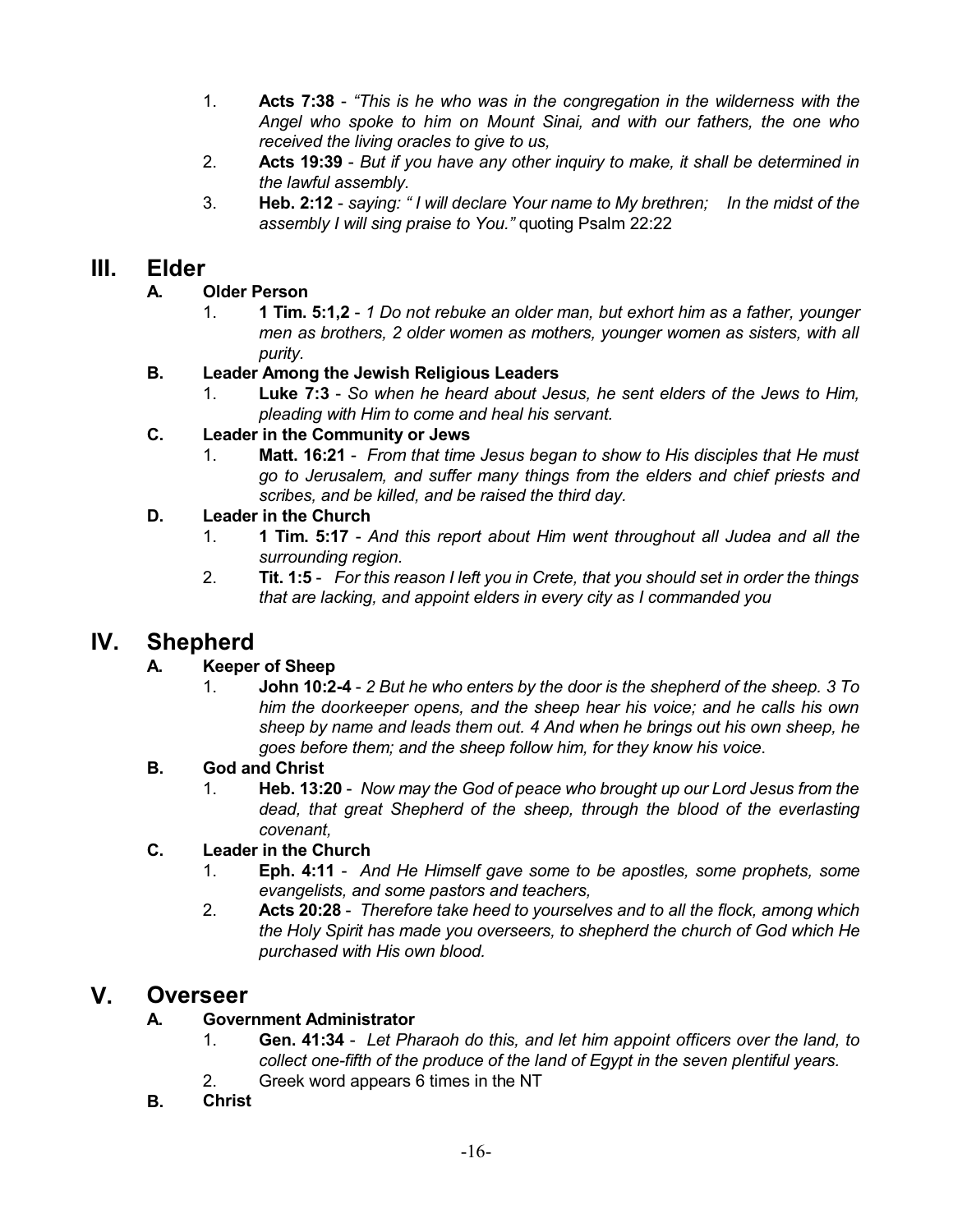1. **Acts 7:38** - *"This is he who was in the congregation in the wilderness with the Angel who spoke to him on Mount Sinai, and with our fathers, the one who received the living oracles to give to us,*
2. **Acts 19:39** - *But if you have any other inquiry to make, it shall be determined in the lawful assembly.*
3. **Heb. 2:12** - *saying: " I will declare Your name to My brethren; In the midst of the assembly I will sing praise to You."* quoting Psalm 22:22

# III. Elder

## A. Older Person

1. **1 Tim. 5:1,2** - *1 Do not rebuke an older man, but exhort him as a father, younger men as brothers, 2 older women as mothers, younger women as sisters, with all purity.*

## B. Leader Among the Jewish Religious Leaders

1. **Luke 7:3** - *So when he heard about Jesus, he sent elders of the Jews to Him, pleading with Him to come and heal his servant.*

## C. Leader in the Community or Jews

1. **Matt. 16:21** - *From that time Jesus began to show to His disciples that He must go to Jerusalem, and suffer many things from the elders and chief priests and scribes, and be killed, and be raised the third day.*

## D. Leader in the Church

1. **1 Tim. 5:17** - *And this report about Him went throughout all Judea and all the surrounding region.*
2. **Tit. 1:5** - *For this reason I left you in Crete, that you should set in order the things that are lacking, and appoint elders in every city as I commanded you*

# IV. Shepherd

## A. Keeper of Sheep

1. **John 10:2-4** - *2 But he who enters by the door is the shepherd of the sheep. 3 To him the doorkeeper opens, and the sheep hear his voice; and he calls his own sheep by name and leads them out. 4 And when he brings out his own sheep, he goes before them; and the sheep follow him, for they know his voice*.

## B. God and Christ

1. **Heb. 13:20** - *Now may the God of peace who brought up our Lord Jesus from the dead, that great Shepherd of the sheep, through the blood of the everlasting covenant,*

## C. Leader in the Church

1. **Eph. 4:11** - *And He Himself gave some to be apostles, some prophets, some evangelists, and some pastors and teachers,*
2. **Acts 20:28** - *Therefore take heed to yourselves and to all the flock, among which the Holy Spirit has made you overseers, to shepherd the church of God which He purchased with His own blood.*

# V. Overseer

## A. Government Administrator

1. **Gen. 41:34** - *Let Pharaoh do this, and let him appoint officers over the land, to collect one-fifth of the produce of the land of Egypt in the seven plentiful years.*
2. Greek word appears 6 times in the NT

## B. Christ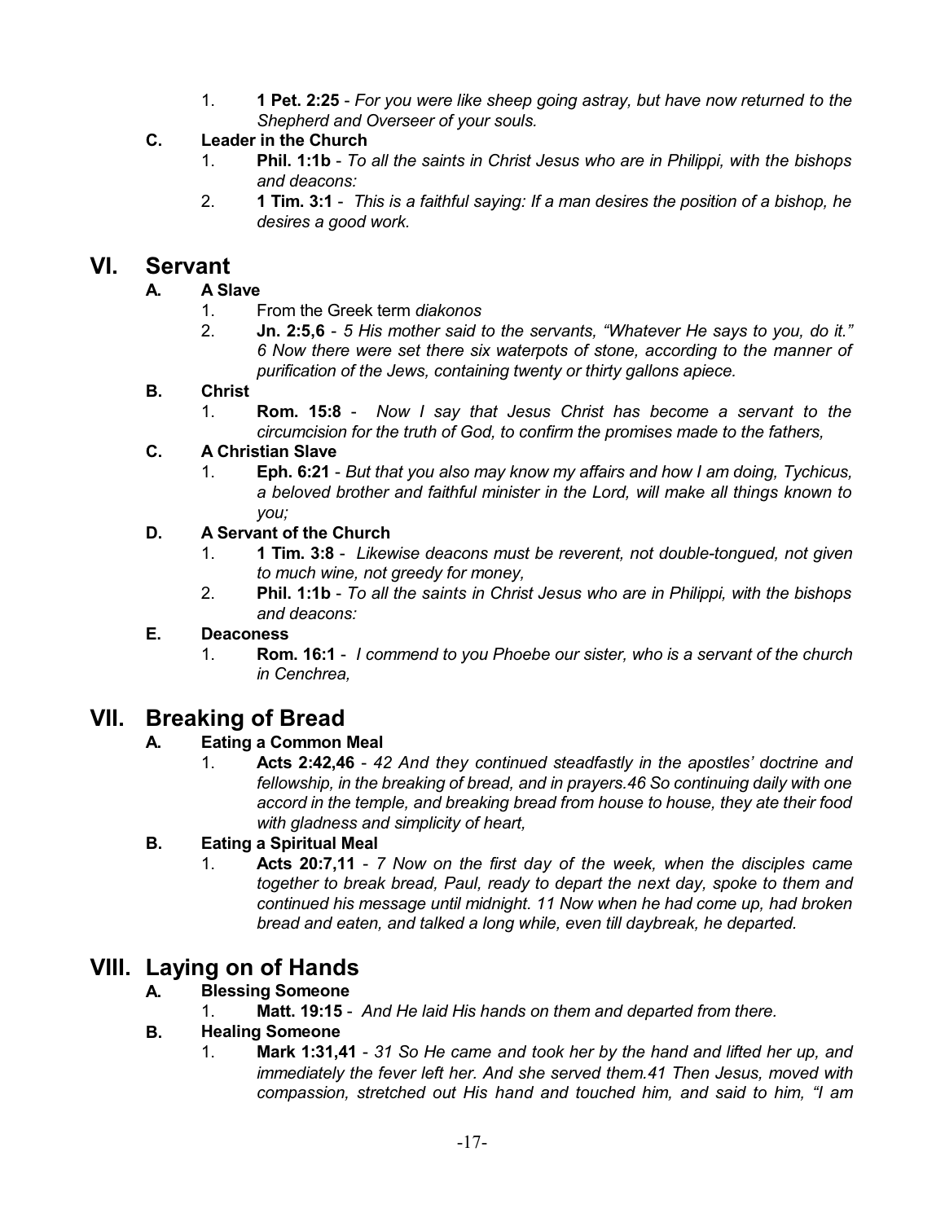1. **1 Pet. 2:25** - *For you were like sheep going astray, but have now returned to the Shepherd and Overseer of your souls.*

**C. Leader in the Church**

1. **Phil. 1:1b** - *To all the saints in Christ Jesus who are in Philippi, with the bishops and deacons:*
2. **1 Tim. 3:1** - *This is a faithful saying: If a man desires the position of a bishop, he desires a good work.*

# VI. Servant

**A. A Slave**

1. From the Greek term *diakonos*
2. **Jn. 2:5,6** - *5 His mother said to the servants, "Whatever He says to you, do it." 6 Now there were set there six waterpots of stone, according to the manner of purification of the Jews, containing twenty or thirty gallons apiece.*

**B. Christ**

1. **Rom. 15:8** - *Now I say that Jesus Christ has become a servant to the circumcision for the truth of God, to confirm the promises made to the fathers,*

**C. A Christian Slave**

1. **Eph. 6:21** - *But that you also may know my affairs and how I am doing, Tychicus, a beloved brother and faithful minister in the Lord, will make all things known to you;*

**D. A Servant of the Church**

1. **1 Tim. 3:8** - *Likewise deacons must be reverent, not double-tongued, not given to much wine, not greedy for money,*
2. **Phil. 1:1b** - *To all the saints in Christ Jesus who are in Philippi, with the bishops and deacons:*

**E. Deaconess**

1. **Rom. 16:1** - *I commend to you Phoebe our sister, who is a servant of the church in Cenchrea,*

# VII. Breaking of Bread

**A. Eating a Common Meal**

1. **Acts 2:42,46** - *42 And they continued steadfastly in the apostles' doctrine and fellowship, in the breaking of bread, and in prayers.46 So continuing daily with one accord in the temple, and breaking bread from house to house, they ate their food with gladness and simplicity of heart,*

**B. Eating a Spiritual Meal**

1. **Acts 20:7,11** - *7 Now on the first day of the week, when the disciples came together to break bread, Paul, ready to depart the next day, spoke to them and continued his message until midnight. 11 Now when he had come up, had broken bread and eaten, and talked a long while, even till daybreak, he departed.*

# VIII. Laying on of Hands

**A. Blessing Someone**

1. **Matt. 19:15** - *And He laid His hands on them and departed from there.*

**B. Healing Someone**

1. **Mark 1:31,41** - *31 So He came and took her by the hand and lifted her up, and immediately the fever left her. And she served them.41 Then Jesus, moved with compassion, stretched out His hand and touched him, and said to him, "I am*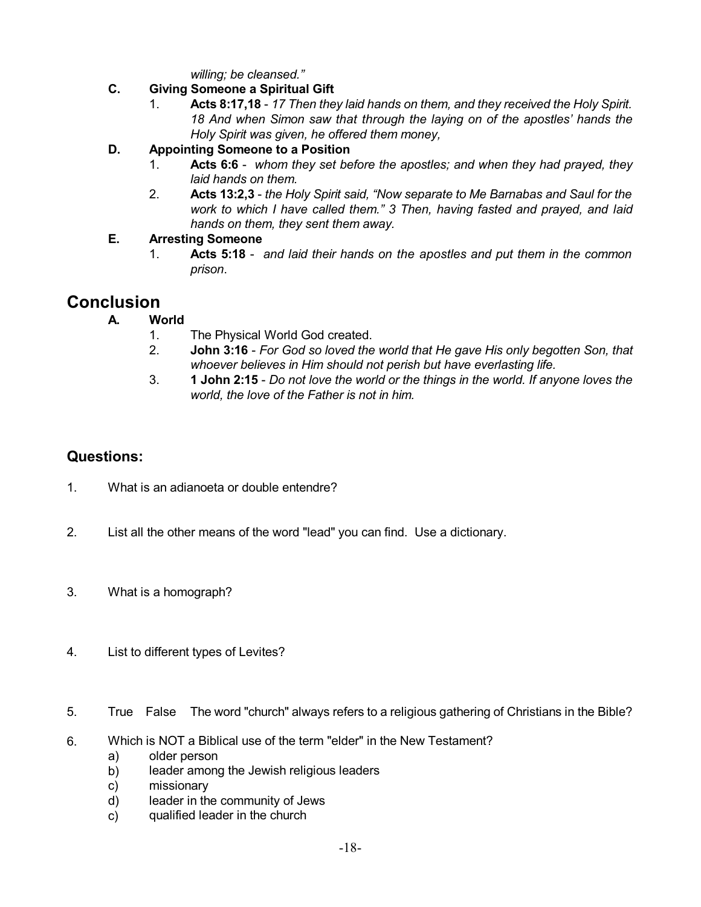*willing; be cleansed."*

**C. Giving Someone a Spiritual Gift**

1. **Acts 8:17,18** - *17 Then they laid hands on them, and they received the Holy Spirit. 18 And when Simon saw that through the laying on of the apostles' hands the Holy Spirit was given, he offered them money,*

**D. Appointing Someone to a Position**

1. **Acts 6:6** - *whom they set before the apostles; and when they had prayed, they laid hands on them.*
2. **Acts 13:2,3** - *the Holy Spirit said, "Now separate to Me Barnabas and Saul for the work to which I have called them." 3 Then, having fasted and prayed, and laid hands on them, they sent them away.*

**E. Arresting Someone**

1. **Acts 5:18** - *and laid their hands on the apostles and put them in the common prison*.

## Conclusion

**A. World**

1. The Physical World God created.
2. **John 3:16** - *For God so loved the world that He gave His only begotten Son, that whoever believes in Him should not perish but have everlasting life.*
3. **1 John 2:15** - *Do not love the world or the things in the world. If anyone loves the world, the love of the Father is not in him.*

## Questions:

1. What is an adianoeta or double entendre?

2. List all the other means of the word "lead" you can find. Use a dictionary.

3. What is a homograph?

4. List to different types of Levites?

5. True False The word "church" always refers to a religious gathering of Christians in the Bible?

6. Which is NOT a Biblical use of the term "elder" in the New Testament?
   a) older person
   b) leader among the Jewish religious leaders
   c) missionary
   d) leader in the community of Jews
   c) qualified leader in the church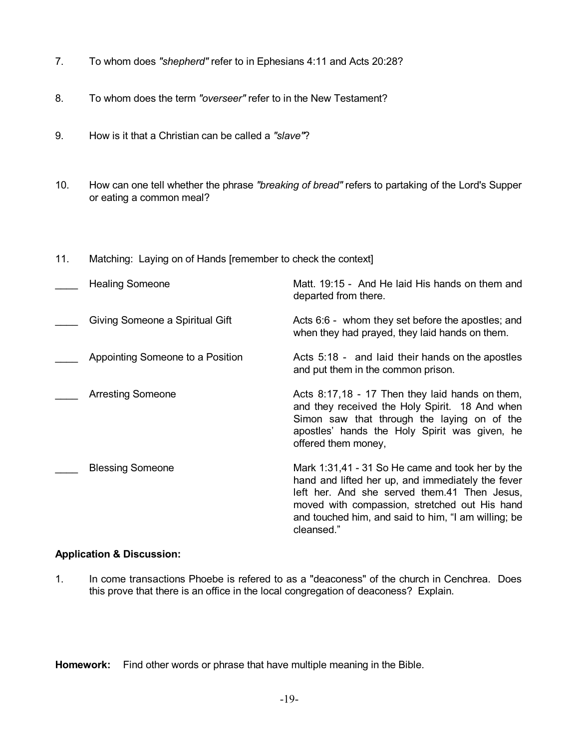7. To whom does *"shepherd"* refer to in Ephesians 4:11 and Acts 20:28?

8. To whom does the term *"overseer"* refer to in the New Testament?

9. How is it that a Christian can be called a *"slave"*?

10. How can one tell whether the phrase *"breaking of bread"* refers to partaking of the Lord's Supper or eating a common meal?

11. Matching: Laying on of Hands [remember to check the context]

| | | |
|---|---|---|
| ____ | Healing Someone | Matt. 19:15 - And He laid His hands on them and departed from there. |
| ____ | Giving Someone a Spiritual Gift | Acts 6:6 - whom they set before the apostles; and when they had prayed, they laid hands on them. |
| ____ | Appointing Someone to a Position | Acts 5:18 - and laid their hands on the apostles and put them in the common prison. |
| ____ | Arresting Someone | Acts 8:17,18 - 17 Then they laid hands on them, and they received the Holy Spirit. 18 And when Simon saw that through the laying on of the apostles' hands the Holy Spirit was given, he offered them money, |
| ____ | Blessing Someone | Mark 1:31,41 - 31 So He came and took her by the hand and lifted her up, and immediately the fever left her. And she served them.41 Then Jesus, moved with compassion, stretched out His hand and touched him, and said to him, "I am willing; be cleansed." |

**Application & Discussion:**

1. In come transactions Phoebe is refered to as a "deaconess" of the church in Cenchrea. Does this prove that there is an office in the local congregation of deaconess? Explain.

**Homework:** Find other words or phrase that have multiple meaning in the Bible.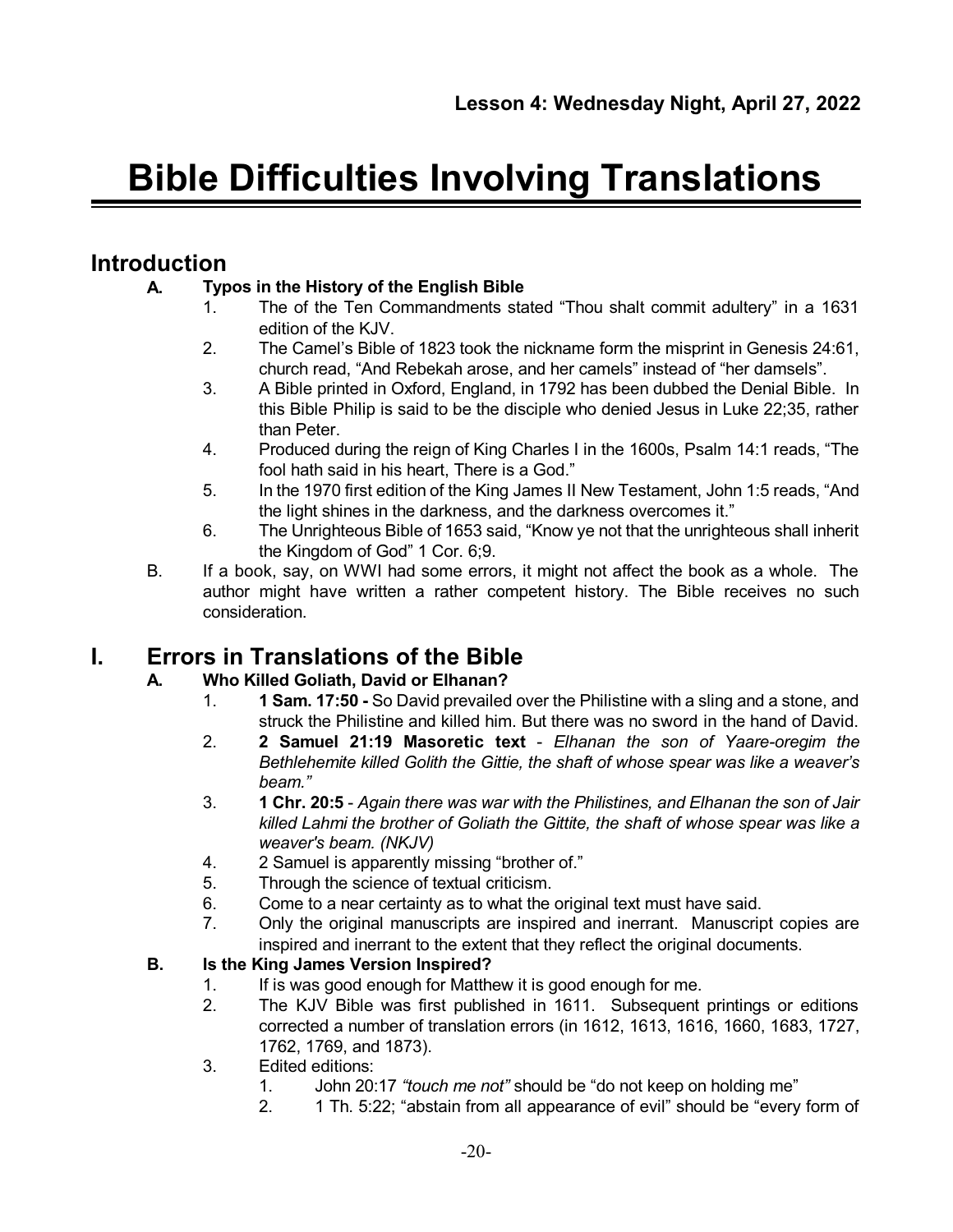**Lesson 4: Wednesday Night, April 27, 2022**

# Bible Difficulties Involving Translations

## Introduction

**A. Typos in the History of the English Bible**

1. The of the Ten Commandments stated "Thou shalt commit adultery" in a 1631 edition of the KJV.
2. The Camel's Bible of 1823 took the nickname form the misprint in Genesis 24:61, church read, "And Rebekah arose, and her camels" instead of "her damsels".
3. A Bible printed in Oxford, England, in 1792 has been dubbed the Denial Bible. In this Bible Philip is said to be the disciple who denied Jesus in Luke 22;35, rather than Peter.
4. Produced during the reign of King Charles I in the 1600s, Psalm 14:1 reads, "The fool hath said in his heart, There is a God."
5. In the 1970 first edition of the King James II New Testament, John 1:5 reads, "And the light shines in the darkness, and the darkness overcomes it."
6. The Unrighteous Bible of 1653 said, "Know ye not that the unrighteous shall inherit the Kingdom of God" 1 Cor. 6;9.

B. If a book, say, on WWI had some errors, it might not affect the book as a whole. The author might have written a rather competent history. The Bible receives no such consideration.

## I. Errors in Translations of the Bible

**A. Who Killed Goliath, David or Elhanan?**

1. **1 Sam. 17:50 -** So David prevailed over the Philistine with a sling and a stone, and struck the Philistine and killed him. But there was no sword in the hand of David.
2. **2 Samuel 21:19 Masoretic text** - *Elhanan the son of Yaare-oregim the Bethlehemite killed Golith the Gittie, the shaft of whose spear was like a weaver's beam."*
3. **1 Chr. 20:5** - *Again there was war with the Philistines, and Elhanan the son of Jair killed Lahmi the brother of Goliath the Gittite, the shaft of whose spear was like a weaver's beam. (NKJV)*
4. 2 Samuel is apparently missing "brother of."
5. Through the science of textual criticism.
6. Come to a near certainty as to what the original text must have said.
7. Only the original manuscripts are inspired and inerrant. Manuscript copies are inspired and inerrant to the extent that they reflect the original documents.

**B. Is the King James Version Inspired?**

1. If is was good enough for Matthew it is good enough for me.
2. The KJV Bible was first published in 1611. Subsequent printings or editions corrected a number of translation errors (in 1612, 1613, 1616, 1660, 1683, 1727, 1762, 1769, and 1873).
3. Edited editions:
    1. John 20:17 *"touch me not"* should be "do not keep on holding me"
    2. 1 Th. 5:22; "abstain from all appearance of evil" should be "every form of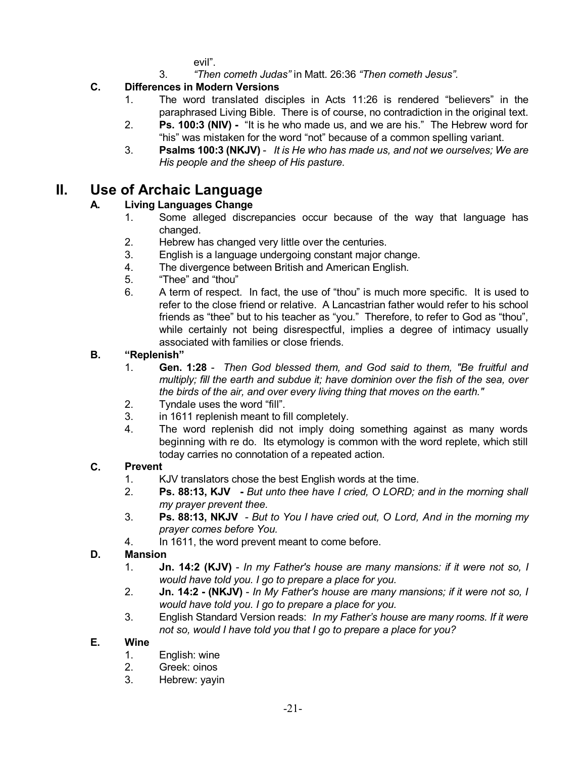evil".

3. *"Then cometh Judas"* in Matt. 26:36 *"Then cometh Jesus".*

### C. Differences in Modern Versions

1. The word translated disciples in Acts 11:26 is rendered "believers" in the paraphrased Living Bible. There is of course, no contradiction in the original text.
2. **Ps. 100:3 (NIV) -** "It is he who made us, and we are his." The Hebrew word for "his" was mistaken for the word "not" because of a common spelling variant.
3. **Psalms 100:3 (NKJV)** - *It is He who has made us, and not we ourselves; We are His people and the sheep of His pasture.*

## II. Use of Archaic Language

### A. Living Languages Change

1. Some alleged discrepancies occur because of the way that language has changed.
2. Hebrew has changed very little over the centuries.
3. English is a language undergoing constant major change.
4. The divergence between British and American English.
5. "Thee" and "thou"
6. A term of respect. In fact, the use of "thou" is much more specific. It is used to refer to the close friend or relative. A Lancastrian father would refer to his school friends as "thee" but to his teacher as "you." Therefore, to refer to God as "thou", while certainly not being disrespectful, implies a degree of intimacy usually associated with families or close friends.

### B. "Replenish"

1. **Gen. 1:28** - *Then God blessed them, and God said to them, "Be fruitful and multiply; fill the earth and subdue it; have dominion over the fish of the sea, over the birds of the air, and over every living thing that moves on the earth."*
2. Tyndale uses the word "fill".
3. in 1611 replenish meant to fill completely.
4. The word replenish did not imply doing something against as many words beginning with re do. Its etymology is common with the word replete, which still today carries no connotation of a repeated action.

### C. Prevent

1. KJV translators chose the best English words at the time.
2. **Ps. 88:13, KJV -** *But unto thee have I cried, O LORD; and in the morning shall my prayer prevent thee.*
3. **Ps. 88:13, NKJV** - *But to You I have cried out, O Lord, And in the morning my prayer comes before You.*
4. In 1611, the word prevent meant to come before.

### D. Mansion

1. **Jn. 14:2 (KJV)** - *In my Father's house are many mansions: if it were not so, I would have told you. I go to prepare a place for you.*
2. **Jn. 14:2 - (NKJV)** - *In My Father's house are many mansions; if it were not so, I would have told you. I go to prepare a place for you.*
3. English Standard Version reads: *In my Father's house are many rooms. If it were not so, would I have told you that I go to prepare a place for you?*

### E. Wine

1. English: wine
2. Greek: oinos
3. Hebrew: yayin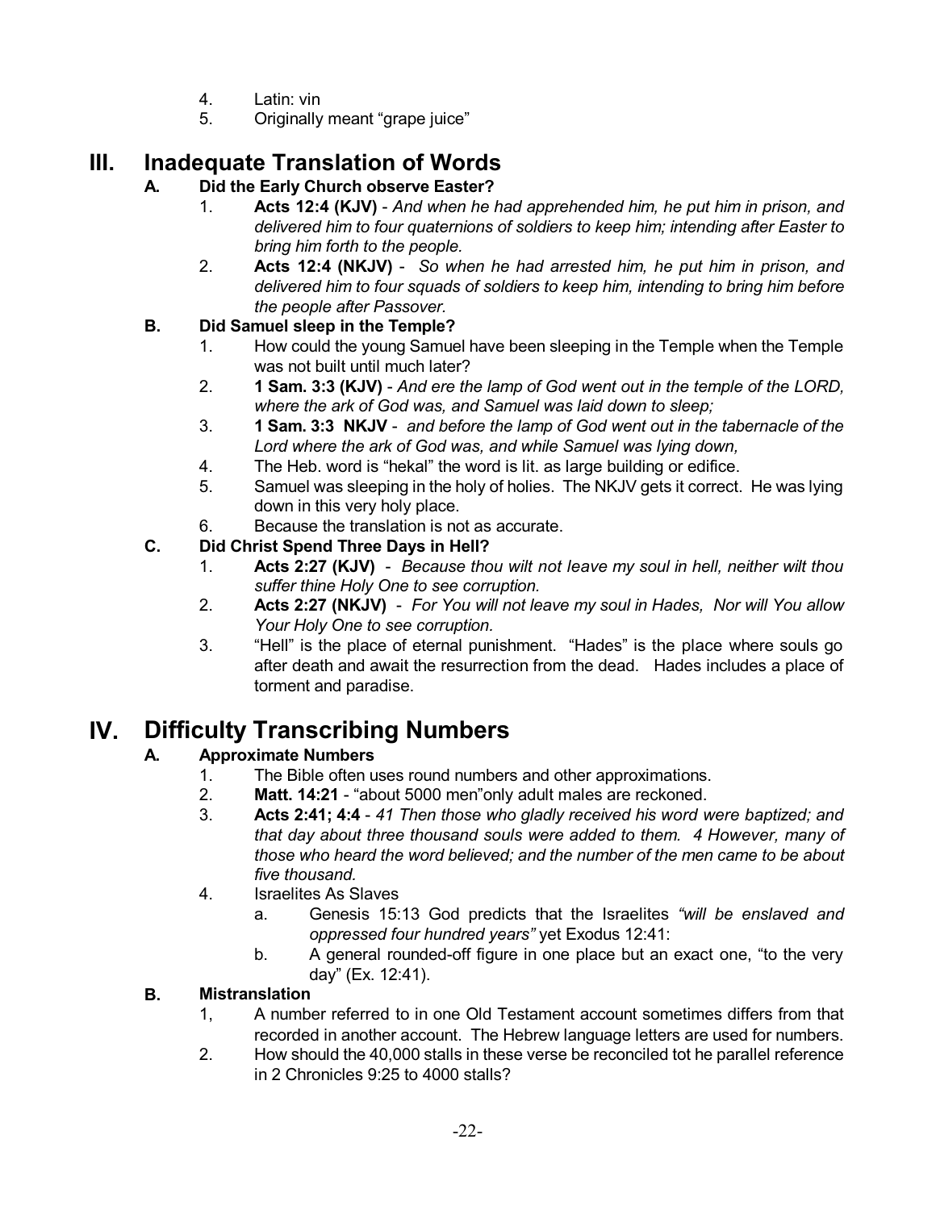4. Latin: vin
5. Originally meant "grape juice"

# III. Inadequate Translation of Words

## A. Did the Early Church observe Easter?

1. **Acts 12:4 (KJV)** - *And when he had apprehended him, he put him in prison, and delivered him to four quaternions of soldiers to keep him; intending after Easter to bring him forth to the people.*
2. **Acts 12:4 (NKJV)** - *So when he had arrested him, he put him in prison, and delivered him to four squads of soldiers to keep him, intending to bring him before the people after Passover.*

## B. Did Samuel sleep in the Temple?

1. How could the young Samuel have been sleeping in the Temple when the Temple was not built until much later?
2. **1 Sam. 3:3 (KJV)** - *And ere the lamp of God went out in the temple of the LORD, where the ark of God was, and Samuel was laid down to sleep;*
3. **1 Sam. 3:3 NKJV** - *and before the lamp of God went out in the tabernacle of the Lord where the ark of God was, and while Samuel was lying down,*
4. The Heb. word is "hekal" the word is lit. as large building or edifice.
5. Samuel was sleeping in the holy of holies. The NKJV gets it correct. He was lying down in this very holy place.
6. Because the translation is not as accurate.

## C. Did Christ Spend Three Days in Hell?

1. **Acts 2:27 (KJV)** - *Because thou wilt not leave my soul in hell, neither wilt thou suffer thine Holy One to see corruption.*
2. **Acts 2:27 (NKJV)** - *For You will not leave my soul in Hades, Nor will You allow Your Holy One to see corruption.*
3. "Hell" is the place of eternal punishment. "Hades" is the place where souls go after death and await the resurrection from the dead. Hades includes a place of torment and paradise.

# IV. Difficulty Transcribing Numbers

## A. Approximate Numbers

1. The Bible often uses round numbers and other approximations.
2. **Matt. 14:21** - "about 5000 men"only adult males are reckoned.
3. **Acts 2:41; 4:4** - *41 Then those who gladly received his word were baptized; and that day about three thousand souls were added to them. 4 However, many of those who heard the word believed; and the number of the men came to be about five thousand.*
4. Israelites As Slaves
   a. Genesis 15:13 God predicts that the Israelites *"will be enslaved and oppressed four hundred years"* yet Exodus 12:41:
   b. A general rounded-off figure in one place but an exact one, "to the very day" (Ex. 12:41).

## B. Mistranslation

1, A number referred to in one Old Testament account sometimes differs from that recorded in another account. The Hebrew language letters are used for numbers.

2. How should the 40,000 stalls in these verse be reconciled tot he parallel reference in 2 Chronicles 9:25 to 4000 stalls?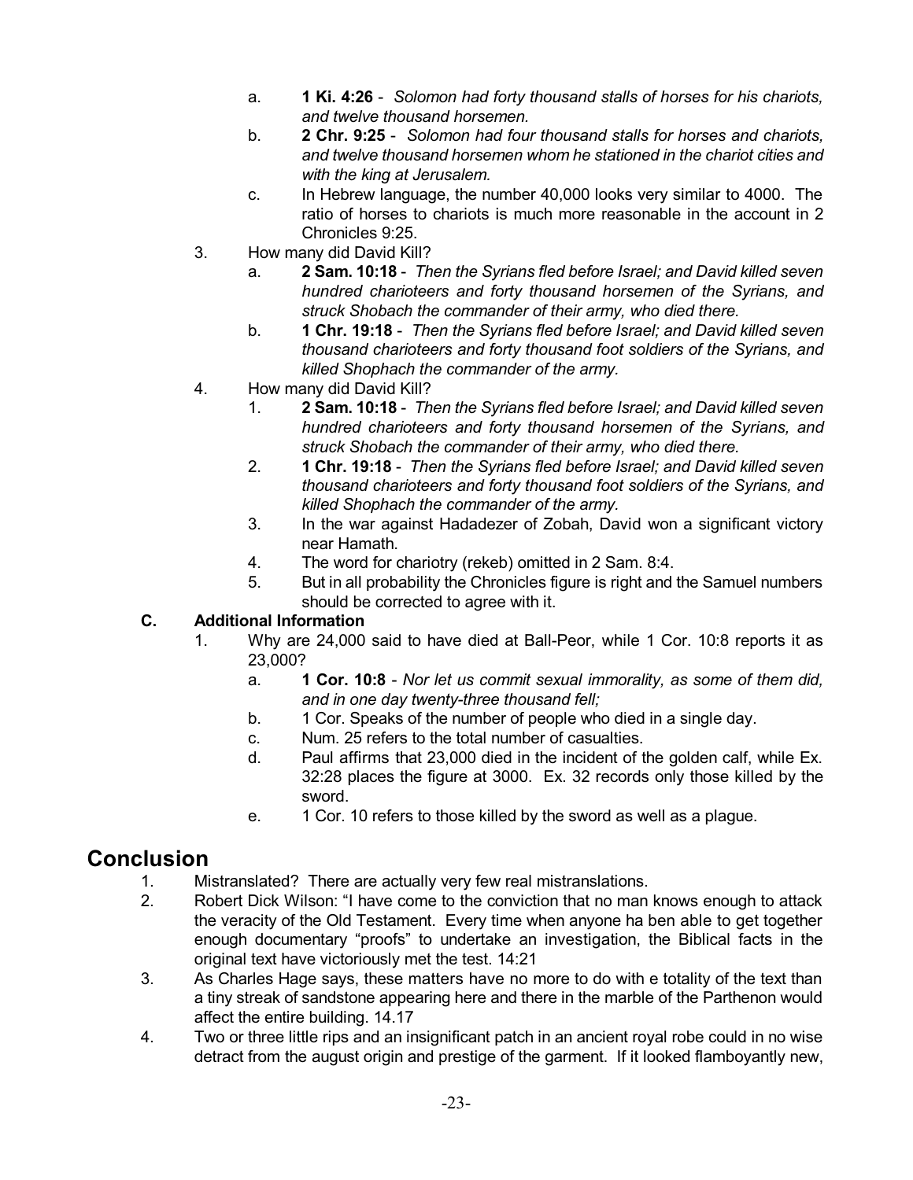a. **1 Ki. 4:26** - *Solomon had forty thousand stalls of horses for his chariots, and twelve thousand horsemen.*

b. **2 Chr. 9:25** - *Solomon had four thousand stalls for horses and chariots, and twelve thousand horsemen whom he stationed in the chariot cities and with the king at Jerusalem.*

c. In Hebrew language, the number 40,000 looks very similar to 4000. The ratio of horses to chariots is much more reasonable in the account in 2 Chronicles 9:25.

3. How many did David Kill?

   a. **2 Sam. 10:18** - *Then the Syrians fled before Israel; and David killed seven hundred charioteers and forty thousand horsemen of the Syrians, and struck Shobach the commander of their army, who died there.*

   b. **1 Chr. 19:18** - *Then the Syrians fled before Israel; and David killed seven thousand charioteers and forty thousand foot soldiers of the Syrians, and killed Shophach the commander of the army.*

4. How many did David Kill?

   1. **2 Sam. 10:18** - *Then the Syrians fled before Israel; and David killed seven hundred charioteers and forty thousand horsemen of the Syrians, and struck Shobach the commander of their army, who died there.*
   2. **1 Chr. 19:18** - *Then the Syrians fled before Israel; and David killed seven thousand charioteers and forty thousand foot soldiers of the Syrians, and killed Shophach the commander of the army.*
   3. In the war against Hadadezer of Zobah, David won a significant victory near Hamath.
   4. The word for chariotry (rekeb) omitted in 2 Sam. 8:4.
   5. But in all probability the Chronicles figure is right and the Samuel numbers should be corrected to agree with it.

### C. Additional Information

1. Why are 24,000 said to have died at Ball-Peor, while 1 Cor. 10:8 reports it as 23,000?

   a. **1 Cor. 10:8** - *Nor let us commit sexual immorality, as some of them did, and in one day twenty-three thousand fell;*

   b. 1 Cor. Speaks of the number of people who died in a single day.

   c. Num. 25 refers to the total number of casualties.

   d. Paul affirms that 23,000 died in the incident of the golden calf, while Ex. 32:28 places the figure at 3000. Ex. 32 records only those killed by the sword.

   e. 1 Cor. 10 refers to those killed by the sword as well as a plague.

## Conclusion

1. Mistranslated? There are actually very few real mistranslations.
2. Robert Dick Wilson: "I have come to the conviction that no man knows enough to attack the veracity of the Old Testament. Every time when anyone ha ben able to get together enough documentary "proofs" to undertake an investigation, the Biblical facts in the original text have victoriously met the test. 14:21
3. As Charles Hage says, these matters have no more to do with e totality of the text than a tiny streak of sandstone appearing here and there in the marble of the Parthenon would affect the entire building. 14.17
4. Two or three little rips and an insignificant patch in an ancient royal robe could in no wise detract from the august origin and prestige of the garment. If it looked flamboyantly new,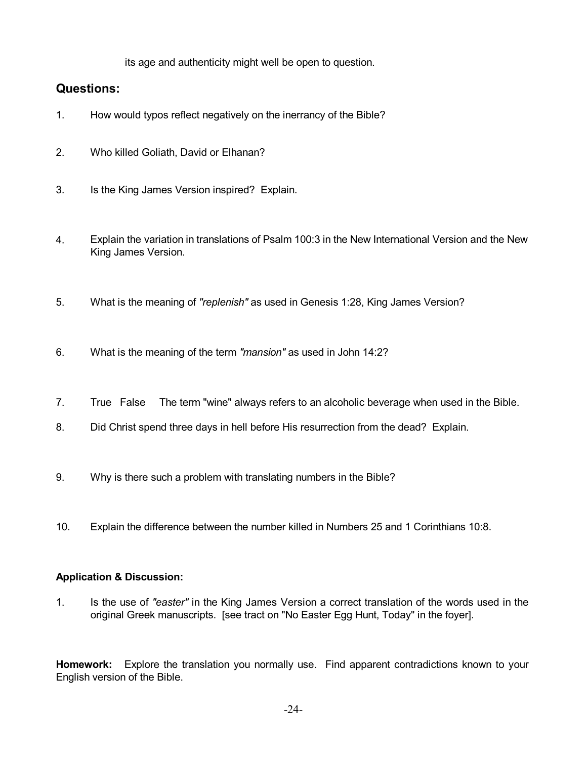its age and authenticity might well be open to question.

## Questions:

1. How would typos reflect negatively on the inerrancy of the Bible?

2. Who killed Goliath, David or Elhanan?

3. Is the King James Version inspired? Explain.

4. Explain the variation in translations of Psalm 100:3 in the New International Version and the New King James Version.

5. What is the meaning of *"replenish"* as used in Genesis 1:28, King James Version?

6. What is the meaning of the term *"mansion"* as used in John 14:2?

7. True False The term "wine" always refers to an alcoholic beverage when used in the Bible.

8. Did Christ spend three days in hell before His resurrection from the dead? Explain.

9. Why is there such a problem with translating numbers in the Bible?

10. Explain the difference between the number killed in Numbers 25 and 1 Corinthians 10:8.

**Application & Discussion:**

1. Is the use of *"easter"* in the King James Version a correct translation of the words used in the original Greek manuscripts. [see tract on "No Easter Egg Hunt, Today" in the foyer].

**Homework:** Explore the translation you normally use. Find apparent contradictions known to your English version of the Bible.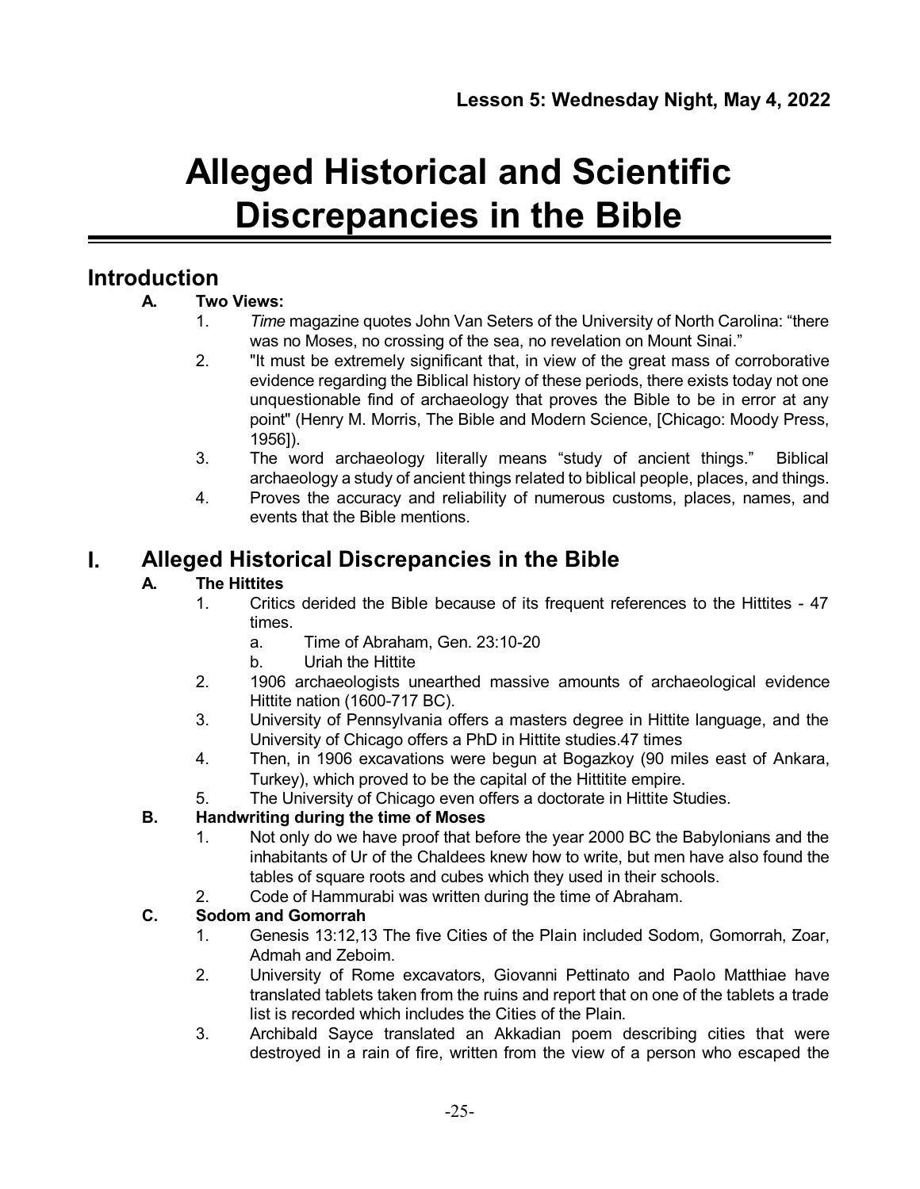**Lesson 5: Wednesday Night, May 4, 2022**

# Alleged Historical and Scientific Discrepancies in the Bible

## Introduction

**A. Two Views:**

1. *Time* magazine quotes John Van Seters of the University of North Carolina: “there was no Moses, no crossing of the sea, no revelation on Mount Sinai.”
2. "It must be extremely significant that, in view of the great mass of corroborative evidence regarding the Biblical history of these periods, there exists today not one unquestionable find of archaeology that proves the Bible to be in error at any point" (Henry M. Morris, The Bible and Modern Science, [Chicago: Moody Press, 1956]).
3. The word archaeology literally means “study of ancient things.” Biblical archaeology a study of ancient things related to biblical people, places, and things.
4. Proves the accuracy and reliability of numerous customs, places, names, and events that the Bible mentions.

## I. Alleged Historical Discrepancies in the Bible

**A. The Hittites**

1. Critics derided the Bible because of its frequent references to the Hittites - 47 times.
   a. Time of Abraham, Gen. 23:10-20
   b. Uriah the Hittite
2. 1906 archaeologists unearthed massive amounts of archaeological evidence Hittite nation (1600-717 BC).
3. University of Pennsylvania offers a masters degree in Hittite language, and the University of Chicago offers a PhD in Hittite studies.47 times
4. Then, in 1906 excavations were begun at Bogazkoy (90 miles east of Ankara, Turkey), which proved to be the capital of the Hittitite empire.
5. The University of Chicago even offers a doctorate in Hittite Studies.

**B. Handwriting during the time of Moses**

1. Not only do we have proof that before the year 2000 BC the Babylonians and the inhabitants of Ur of the Chaldees knew how to write, but men have also found the tables of square roots and cubes which they used in their schools.
2. Code of Hammurabi was written during the time of Abraham.

**C. Sodom and Gomorrah**

1. Genesis 13:12,13 The five Cities of the Plain included Sodom, Gomorrah, Zoar, Admah and Zeboim.
2. University of Rome excavators, Giovanni Pettinato and Paolo Matthiae have translated tablets taken from the ruins and report that on one of the tablets a trade list is recorded which includes the Cities of the Plain.
3. Archibald Sayce translated an Akkadian poem describing cities that were destroyed in a rain of fire, written from the view of a person who escaped the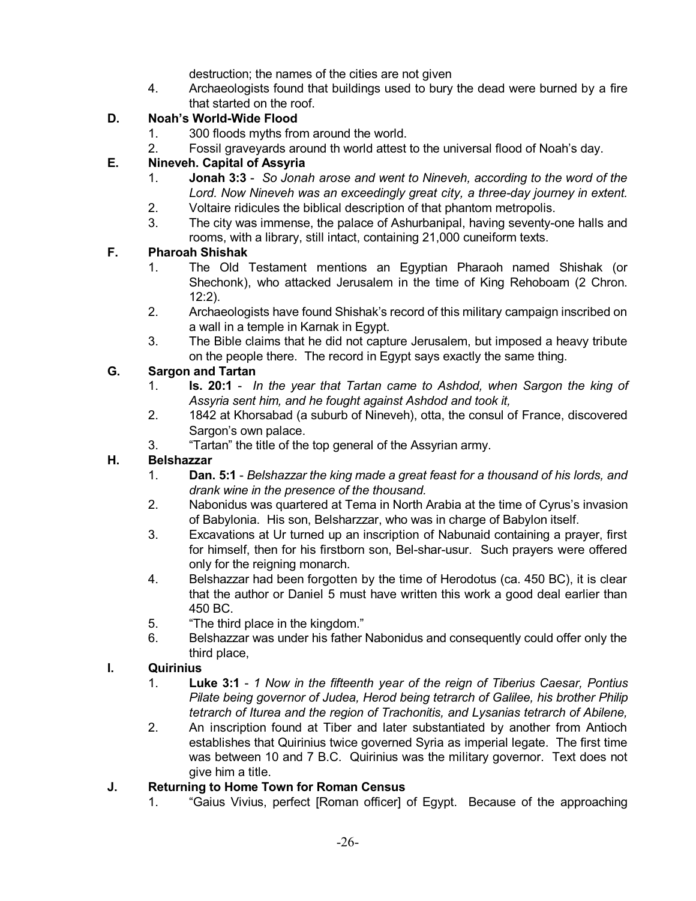destruction; the names of the cities are not given

4. Archaeologists found that buildings used to bury the dead were burned by a fire that started on the roof.

### D. Noah's World-Wide Flood

1. 300 floods myths from around the world.
2. Fossil graveyards around th world attest to the universal flood of Noah's day.

### E. Nineveh. Capital of Assyria

1. **Jonah 3:3** - *So Jonah arose and went to Nineveh, according to the word of the Lord. Now Nineveh was an exceedingly great city, a three-day journey in extent.*
2. Voltaire ridicules the biblical description of that phantom metropolis.
3. The city was immense, the palace of Ashurbanipal, having seventy-one halls and rooms, with a library, still intact, containing 21,000 cuneiform texts.

### F. Pharoah Shishak

1. The Old Testament mentions an Egyptian Pharaoh named Shishak (or Shechonk), who attacked Jerusalem in the time of King Rehoboam (2 Chron. 12:2).
2. Archaeologists have found Shishak's record of this military campaign inscribed on a wall in a temple in Karnak in Egypt.
3. The Bible claims that he did not capture Jerusalem, but imposed a heavy tribute on the people there. The record in Egypt says exactly the same thing.

### G. Sargon and Tartan

1. **Is. 20:1** - *In the year that Tartan came to Ashdod, when Sargon the king of Assyria sent him, and he fought against Ashdod and took it,*
2. 1842 at Khorsabad (a suburb of Nineveh), otta, the consul of France, discovered Sargon's own palace.
3. "Tartan" the title of the top general of the Assyrian army.

### H. Belshazzar

1. **Dan. 5:1** - *Belshazzar the king made a great feast for a thousand of his lords, and drank wine in the presence of the thousand.*
2. Nabonidus was quartered at Tema in North Arabia at the time of Cyrus's invasion of Babylonia. His son, Belsharzzar, who was in charge of Babylon itself.
3. Excavations at Ur turned up an inscription of Nabunaid containing a prayer, first for himself, then for his firstborn son, Bel-shar-usur. Such prayers were offered only for the reigning monarch.
4. Belshazzar had been forgotten by the time of Herodotus (ca. 450 BC), it is clear that the author or Daniel 5 must have written this work a good deal earlier than 450 BC.
5. "The third place in the kingdom."
6. Belshazzar was under his father Nabonidus and consequently could offer only the third place,

### I. Quirinius

1. **Luke 3:1** - *1 Now in the fifteenth year of the reign of Tiberius Caesar, Pontius Pilate being governor of Judea, Herod being tetrarch of Galilee, his brother Philip tetrarch of Iturea and the region of Trachonitis, and Lysanias tetrarch of Abilene,*
2. An inscription found at Tiber and later substantiated by another from Antioch establishes that Quirinius twice governed Syria as imperial legate. The first time was between 10 and 7 B.C. Quirinius was the military governor. Text does not give him a title.

### J. Returning to Home Town for Roman Census

1. "Gaius Vivius, perfect [Roman officer] of Egypt. Because of the approaching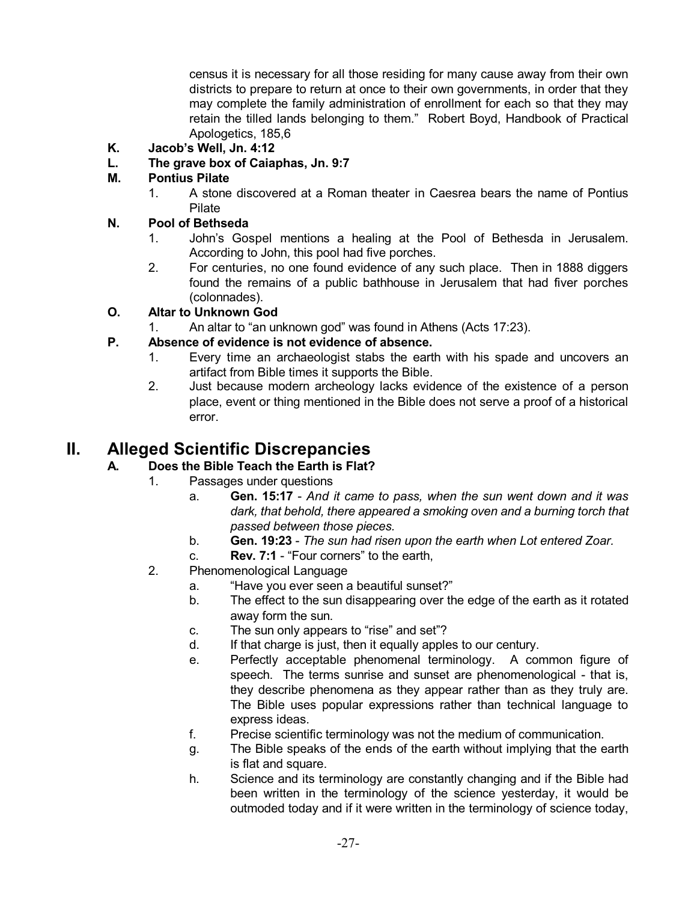census it is necessary for all those residing for many cause away from their own districts to prepare to return at once to their own governments, in order that they may complete the family administration of enrollment for each so that they may retain the tilled lands belonging to them." Robert Boyd, Handbook of Practical Apologetics, 185,6

**K. Jacob's Well, Jn. 4:12**

**L. The grave box of Caiaphas, Jn. 9:7**

**M. Pontius Pilate**

1. A stone discovered at a Roman theater in Caesrea bears the name of Pontius Pilate

**N. Pool of Bethseda**

1. John's Gospel mentions a healing at the Pool of Bethesda in Jerusalem. According to John, this pool had five porches.
2. For centuries, no one found evidence of any such place. Then in 1888 diggers found the remains of a public bathhouse in Jerusalem that had fiver porches (colonnades).

**O. Altar to Unknown God**

1. An altar to "an unknown god" was found in Athens (Acts 17:23).

**P. Absence of evidence is not evidence of absence.**

1. Every time an archaeologist stabs the earth with his spade and uncovers an artifact from Bible times it supports the Bible.
2. Just because modern archeology lacks evidence of the existence of a person place, event or thing mentioned in the Bible does not serve a proof of a historical error.

# II. Alleged Scientific Discrepancies

## A. Does the Bible Teach the Earth is Flat?

1. Passages under questions
   a. **Gen. 15:17** - *And it came to pass, when the sun went down and it was dark, that behold, there appeared a smoking oven and a burning torch that passed between those pieces.*
   b. **Gen. 19:23** - *The sun had risen upon the earth when Lot entered Zoar.*
   c. **Rev. 7:1** - "Four corners" to the earth,
2. Phenomenological Language
   a. "Have you ever seen a beautiful sunset?"
   b. The effect to the sun disappearing over the edge of the earth as it rotated away form the sun.
   c. The sun only appears to "rise" and set"?
   d. If that charge is just, then it equally apples to our century.
   e. Perfectly acceptable phenomenal terminology. A common figure of speech. The terms sunrise and sunset are phenomenological - that is, they describe phenomena as they appear rather than as they truly are. The Bible uses popular expressions rather than technical language to express ideas.
   f. Precise scientific terminology was not the medium of communication.
   g. The Bible speaks of the ends of the earth without implying that the earth is flat and square.
   h. Science and its terminology are constantly changing and if the Bible had been written in the terminology of the science yesterday, it would be outmoded today and if it were written in the terminology of science today,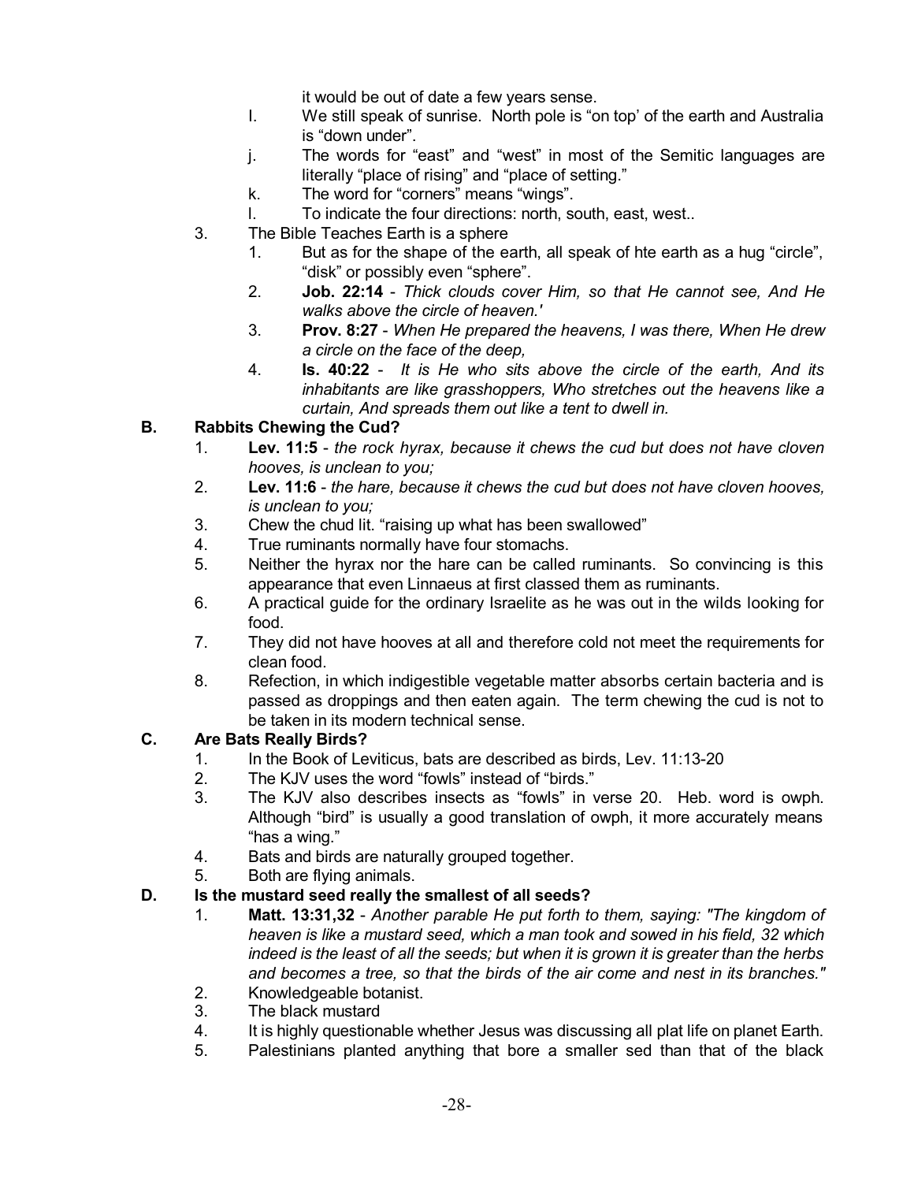it would be out of date a few years sense.

- I. We still speak of sunrise. North pole is "on top' of the earth and Australia is "down under".
- j. The words for "east" and "west" in most of the Semitic languages are literally "place of rising" and "place of setting."
- k. The word for "corners" means "wings".
- l. To indicate the four directions: north, south, east, west..

3. The Bible Teaches Earth is a sphere
   1. But as for the shape of the earth, all speak of hte earth as a hug "circle", "disk" or possibly even "sphere".
   2. **Job. 22:14** - *Thick clouds cover Him, so that He cannot see, And He walks above the circle of heaven.'*
   3. **Prov. 8:27** - *When He prepared the heavens, I was there, When He drew a circle on the face of the deep,*
   4. **Is. 40:22** - *It is He who sits above the circle of the earth, And its inhabitants are like grasshoppers, Who stretches out the heavens like a curtain, And spreads them out like a tent to dwell in.*

**B. Rabbits Chewing the Cud?**

1. **Lev. 11:5** - *the rock hyrax, because it chews the cud but does not have cloven hooves, is unclean to you;*
2. **Lev. 11:6** - *the hare, because it chews the cud but does not have cloven hooves, is unclean to you;*
3. Chew the chud lit. "raising up what has been swallowed"
4. True ruminants normally have four stomachs.
5. Neither the hyrax nor the hare can be called ruminants. So convincing is this appearance that even Linnaeus at first classed them as ruminants.
6. A practical guide for the ordinary Israelite as he was out in the wilds looking for food.
7. They did not have hooves at all and therefore cold not meet the requirements for clean food.
8. Refection, in which indigestible vegetable matter absorbs certain bacteria and is passed as droppings and then eaten again. The term chewing the cud is not to be taken in its modern technical sense.

**C. Are Bats Really Birds?**

1. In the Book of Leviticus, bats are described as birds, Lev. 11:13-20
2. The KJV uses the word "fowls" instead of "birds."
3. The KJV also describes insects as "fowls" in verse 20. Heb. word is owph. Although "bird" is usually a good translation of owph, it more accurately means "has a wing."
4. Bats and birds are naturally grouped together.
5. Both are flying animals.

**D. Is the mustard seed really the smallest of all seeds?**

1. **Matt. 13:31,32** - *Another parable He put forth to them, saying: "The kingdom of heaven is like a mustard seed, which a man took and sowed in his field, 32 which indeed is the least of all the seeds; but when it is grown it is greater than the herbs and becomes a tree, so that the birds of the air come and nest in its branches."*
2. Knowledgeable botanist.
3. The black mustard
4. It is highly questionable whether Jesus was discussing all plat life on planet Earth.
5. Palestinians planted anything that bore a smaller sed than that of the black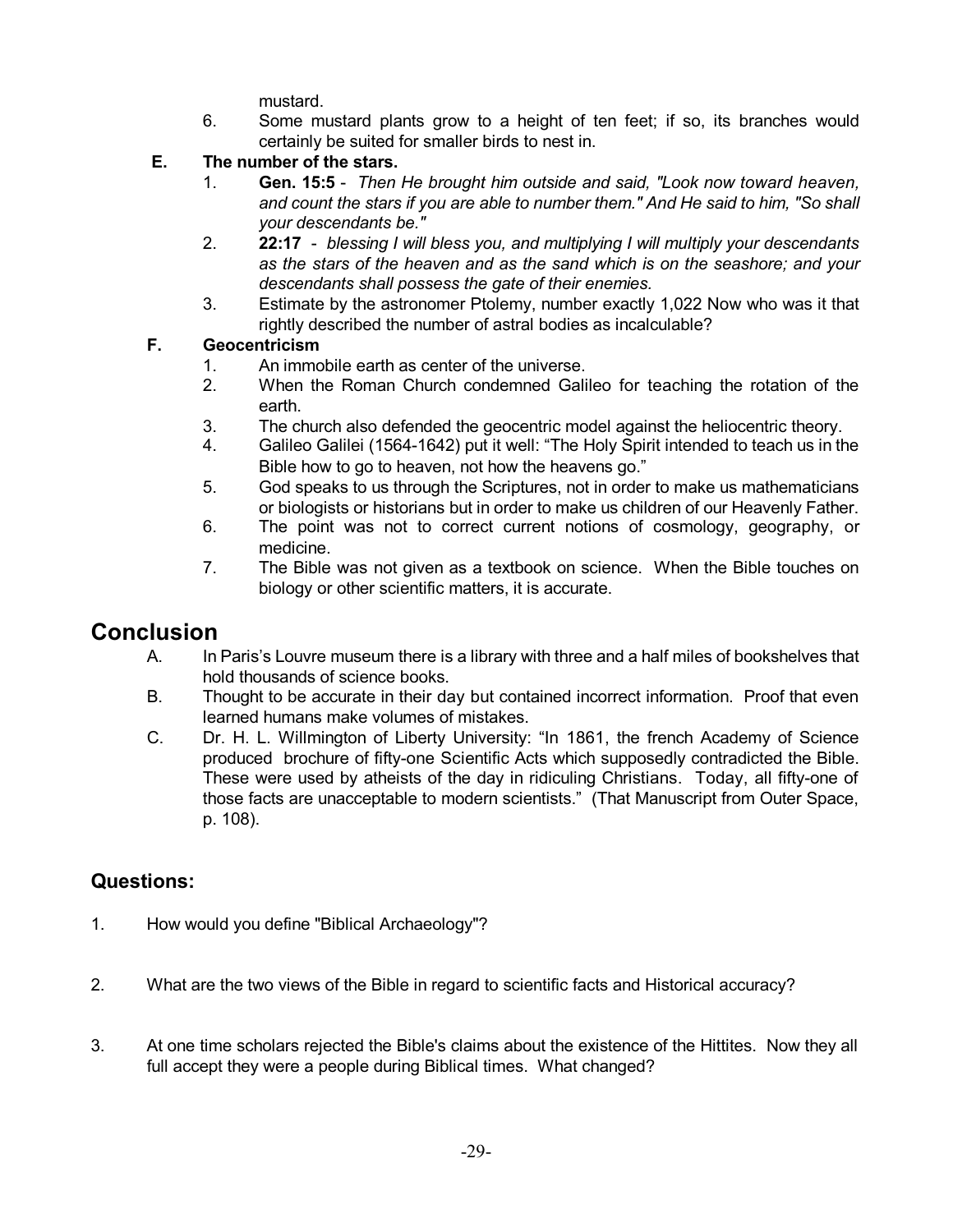mustard.

6. Some mustard plants grow to a height of ten feet; if so, its branches would certainly be suited for smaller birds to nest in.

**E. The number of the stars.**

1. **Gen. 15:5** - *Then He brought him outside and said, "Look now toward heaven, and count the stars if you are able to number them." And He said to him, "So shall your descendants be."*
2. **22:17** - *blessing I will bless you, and multiplying I will multiply your descendants as the stars of the heaven and as the sand which is on the seashore; and your descendants shall possess the gate of their enemies.*
3. Estimate by the astronomer Ptolemy, number exactly 1,022 Now who was it that rightly described the number of astral bodies as incalculable?

**F. Geocentricism**

1. An immobile earth as center of the universe.
2. When the Roman Church condemned Galileo for teaching the rotation of the earth.
3. The church also defended the geocentric model against the heliocentric theory.
4. Galileo Galilei (1564-1642) put it well: "The Holy Spirit intended to teach us in the Bible how to go to heaven, not how the heavens go."
5. God speaks to us through the Scriptures, not in order to make us mathematicians or biologists or historians but in order to make us children of our Heavenly Father.
6. The point was not to correct current notions of cosmology, geography, or medicine.
7. The Bible was not given as a textbook on science. When the Bible touches on biology or other scientific matters, it is accurate.

# Conclusion

A. In Paris's Louvre museum there is a library with three and a half miles of bookshelves that hold thousands of science books.

B. Thought to be accurate in their day but contained incorrect information. Proof that even learned humans make volumes of mistakes.

C. Dr. H. L. Willmington of Liberty University: "In 1861, the french Academy of Science produced brochure of fifty-one Scientific Acts which supposedly contradicted the Bible. These were used by atheists of the day in ridiculing Christians. Today, all fifty-one of those facts are unacceptable to modern scientists." (That Manuscript from Outer Space, p. 108).

## Questions:

1. How would you define "Biblical Archaeology"?

2. What are the two views of the Bible in regard to scientific facts and Historical accuracy?

3. At one time scholars rejected the Bible's claims about the existence of the Hittites. Now they all full accept they were a people during Biblical times. What changed?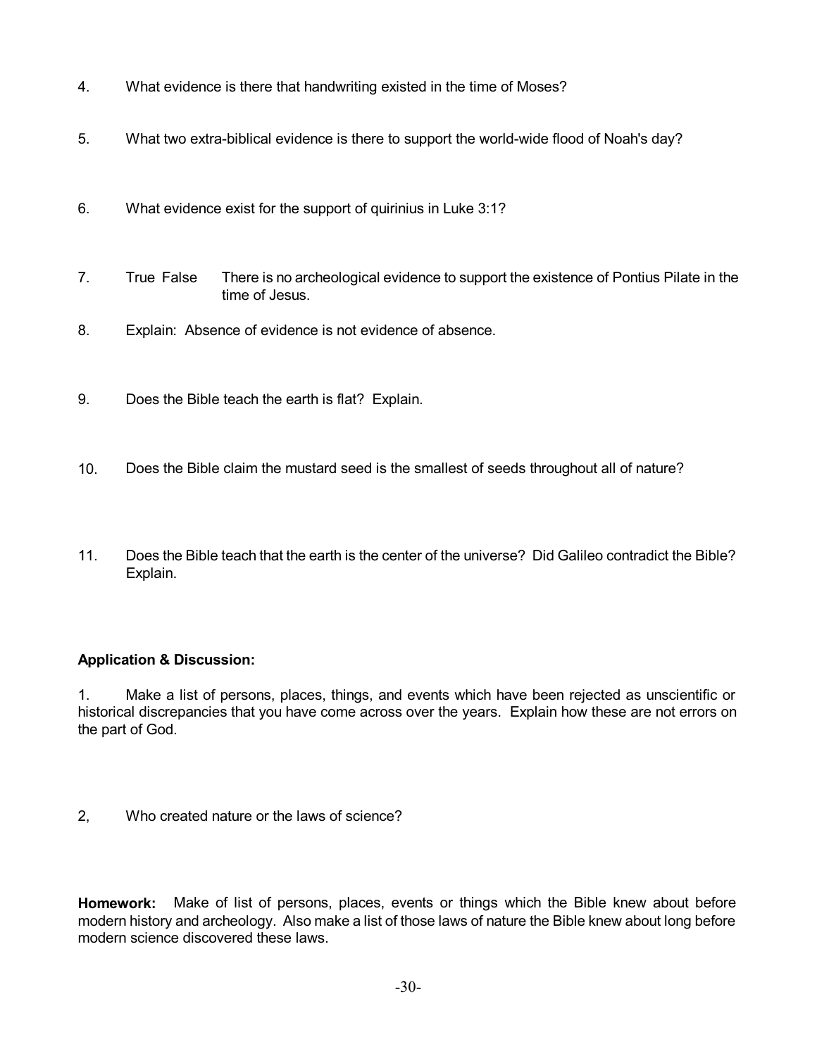4. What evidence is there that handwriting existed in the time of Moses?

5. What two extra-biblical evidence is there to support the world-wide flood of Noah's day?

6. What evidence exist for the support of quirinius in Luke 3:1?

7. True False There is no archeological evidence to support the existence of Pontius Pilate in the time of Jesus.

8. Explain: Absence of evidence is not evidence of absence.

9. Does the Bible teach the earth is flat? Explain.

10. Does the Bible claim the mustard seed is the smallest of seeds throughout all of nature?

11. Does the Bible teach that the earth is the center of the universe? Did Galileo contradict the Bible? Explain.

**Application & Discussion:**

1. Make a list of persons, places, things, and events which have been rejected as unscientific or historical discrepancies that you have come across over the years. Explain how these are not errors on the part of God.

2, Who created nature or the laws of science?

**Homework:** Make of list of persons, places, events or things which the Bible knew about before modern history and archeology. Also make a list of those laws of nature the Bible knew about long before modern science discovered these laws.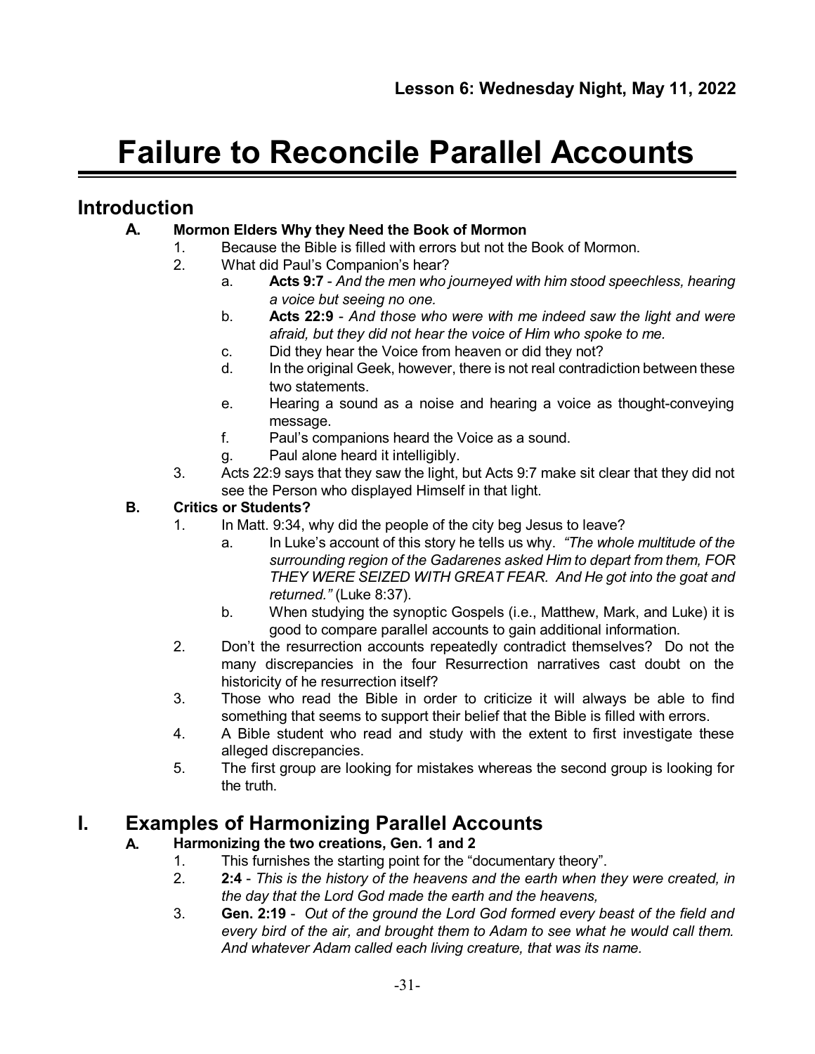**Lesson 6: Wednesday Night, May 11, 2022**

# Failure to Reconcile Parallel Accounts

## Introduction

### A. Mormon Elders Why they Need the Book of Mormon

1. Because the Bible is filled with errors but not the Book of Mormon.
2. What did Paul's Companion's hear?
   a. **Acts 9:7** - *And the men who journeyed with him stood speechless, hearing a voice but seeing no one.*
   b. **Acts 22:9** - *And those who were with me indeed saw the light and were afraid, but they did not hear the voice of Him who spoke to me.*
   c. Did they hear the Voice from heaven or did they not?
   d. In the original Geek, however, there is not real contradiction between these two statements.
   e. Hearing a sound as a noise and hearing a voice as thought-conveying message.
   f. Paul's companions heard the Voice as a sound.
   g. Paul alone heard it intelligibly.
3. Acts 22:9 says that they saw the light, but Acts 9:7 make sit clear that they did not see the Person who displayed Himself in that light.

### B. Critics or Students?

1. In Matt. 9:34, why did the people of the city beg Jesus to leave?
   a. In Luke's account of this story he tells us why. *"The whole multitude of the surrounding region of the Gadarenes asked Him to depart from them, FOR THEY WERE SEIZED WITH GREAT FEAR. And He got into the goat and returned."* (Luke 8:37).
   b. When studying the synoptic Gospels (i.e., Matthew, Mark, and Luke) it is good to compare parallel accounts to gain additional information.
2. Don't the resurrection accounts repeatedly contradict themselves? Do not the many discrepancies in the four Resurrection narratives cast doubt on the historicity of he resurrection itself?
3. Those who read the Bible in order to criticize it will always be able to find something that seems to support their belief that the Bible is filled with errors.
4. A Bible student who read and study with the extent to first investigate these alleged discrepancies.
5. The first group are looking for mistakes whereas the second group is looking for the truth.

## I. Examples of Harmonizing Parallel Accounts

### A. Harmonizing the two creations, Gen. 1 and 2

1. This furnishes the starting point for the "documentary theory".
2. **2:4** - *This is the history of the heavens and the earth when they were created, in the day that the Lord God made the earth and the heavens,*
3. **Gen. 2:19** - *Out of the ground the Lord God formed every beast of the field and every bird of the air, and brought them to Adam to see what he would call them. And whatever Adam called each living creature, that was its name.*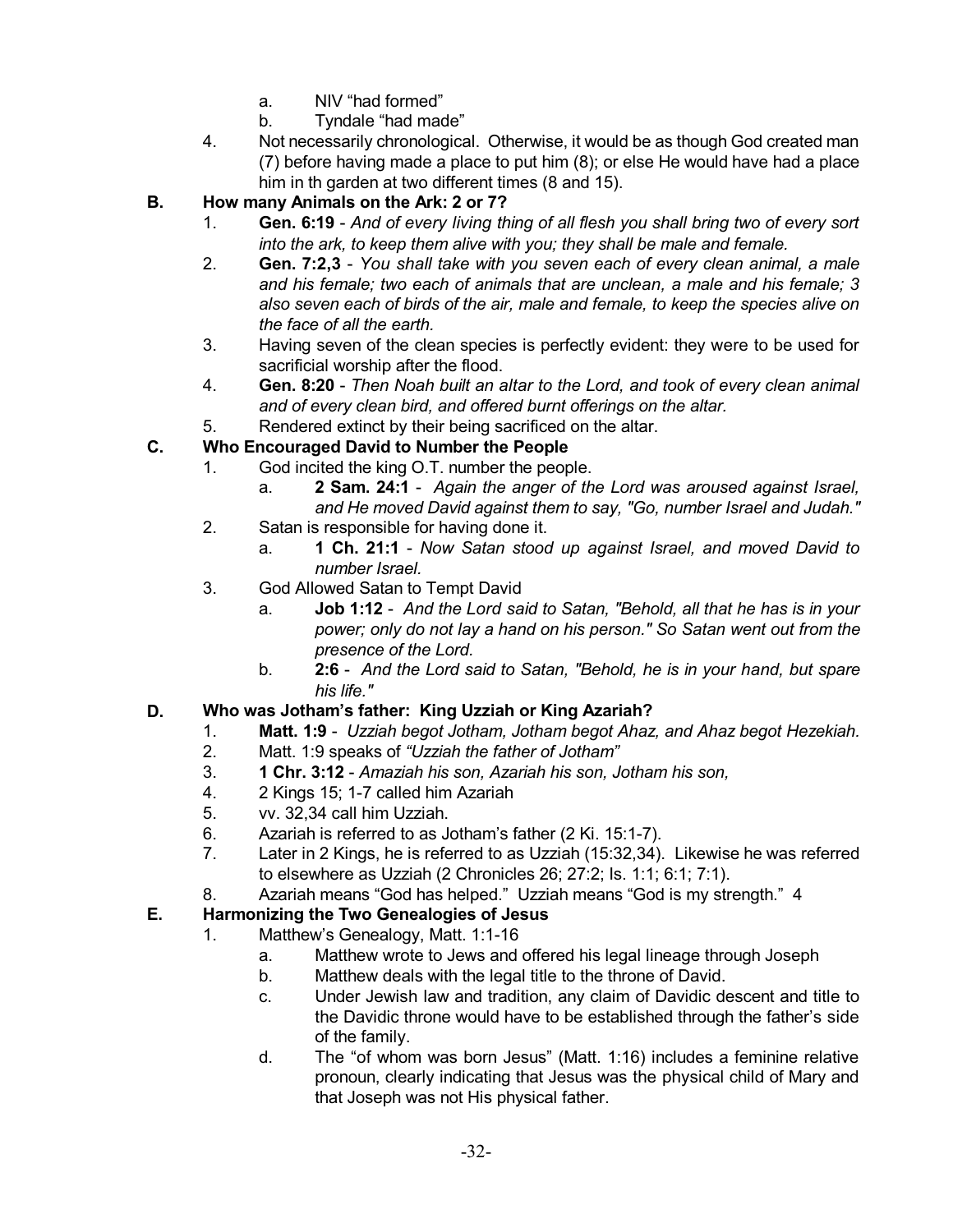a. NIV "had formed"
   b. Tyndale "had made"
4. Not necessarily chronological. Otherwise, it would be as though God created man (7) before having made a place to put him (8); or else He would have had a place him in th garden at two different times (8 and 15).

### B. How many Animals on the Ark: 2 or 7?

1. **Gen. 6:19** - *And of every living thing of all flesh you shall bring two of every sort into the ark, to keep them alive with you; they shall be male and female.*
2. **Gen. 7:2,3** - *You shall take with you seven each of every clean animal, a male and his female; two each of animals that are unclean, a male and his female; 3 also seven each of birds of the air, male and female, to keep the species alive on the face of all the earth.*
3. Having seven of the clean species is perfectly evident: they were to be used for sacrificial worship after the flood.
4. **Gen. 8:20** - *Then Noah built an altar to the Lord, and took of every clean animal and of every clean bird, and offered burnt offerings on the altar.*
5. Rendered extinct by their being sacrificed on the altar.

### C. Who Encouraged David to Number the People

1. God incited the king O.T. number the people.
   a. **2 Sam. 24:1** - *Again the anger of the Lord was aroused against Israel, and He moved David against them to say, "Go, number Israel and Judah."*
2. Satan is responsible for having done it.
   a. **1 Ch. 21:1** - *Now Satan stood up against Israel, and moved David to number Israel.*
3. God Allowed Satan to Tempt David
   a. **Job 1:12** - *And the Lord said to Satan, "Behold, all that he has is in your power; only do not lay a hand on his person." So Satan went out from the presence of the Lord.*
   b. **2:6** - *And the Lord said to Satan, "Behold, he is in your hand, but spare his life."*

### D. Who was Jotham's father: King Uzziah or King Azariah?

1. **Matt. 1:9** - *Uzziah begot Jotham, Jotham begot Ahaz, and Ahaz begot Hezekiah.*
2. Matt. 1:9 speaks of *"Uzziah the father of Jotham"*
3. **1 Chr. 3:12** - *Amaziah his son, Azariah his son, Jotham his son,*
4. 2 Kings 15; 1-7 called him Azariah
5. vv. 32,34 call him Uzziah.
6. Azariah is referred to as Jotham's father (2 Ki. 15:1-7).
7. Later in 2 Kings, he is referred to as Uzziah (15:32,34). Likewise he was referred to elsewhere as Uzziah (2 Chronicles 26; 27:2; Is. 1:1; 6:1; 7:1).
8. Azariah means "God has helped." Uzziah means "God is my strength." 4

### E. Harmonizing the Two Genealogies of Jesus

1. Matthew's Genealogy, Matt. 1:1-16
   a. Matthew wrote to Jews and offered his legal lineage through Joseph
   b. Matthew deals with the legal title to the throne of David.
   c. Under Jewish law and tradition, any claim of Davidic descent and title to the Davidic throne would have to be established through the father's side of the family.
   d. The "of whom was born Jesus" (Matt. 1:16) includes a feminine relative pronoun, clearly indicating that Jesus was the physical child of Mary and that Joseph was not His physical father.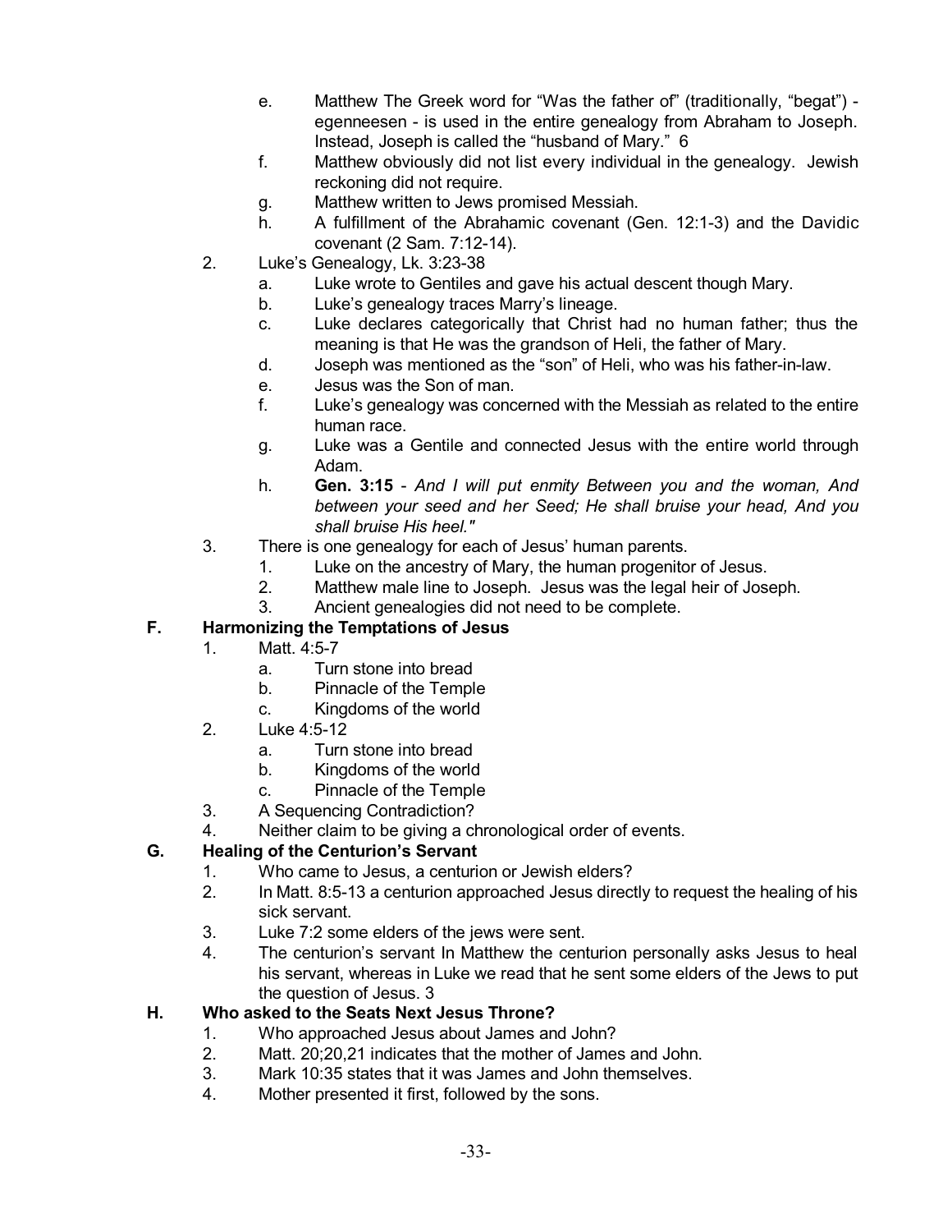e. Matthew The Greek word for “Was the father of” (traditionally, “begat”) - egenneesen - is used in the entire genealogy from Abraham to Joseph. Instead, Joseph is called the “husband of Mary.” 6

f. Matthew obviously did not list every individual in the genealogy. Jewish reckoning did not require.

g. Matthew written to Jews promised Messiah.

h. A fulfillment of the Abrahamic covenant (Gen. 12:1-3) and the Davidic covenant (2 Sam. 7:12-14).

2. Luke’s Genealogy, Lk. 3:23-38

   a. Luke wrote to Gentiles and gave his actual descent though Mary.

   b. Luke’s genealogy traces Marry’s lineage.

   c. Luke declares categorically that Christ had no human father; thus the meaning is that He was the grandson of Heli, the father of Mary.

   d. Joseph was mentioned as the “son” of Heli, who was his father-in-law.

   e. Jesus was the Son of man.

   f. Luke’s genealogy was concerned with the Messiah as related to the entire human race.

   g. Luke was a Gentile and connected Jesus with the entire world through Adam.

   h. **Gen. 3:15** - *And I will put enmity Between you and the woman, And between your seed and her Seed; He shall bruise your head, And you shall bruise His heel."*

3. There is one genealogy for each of Jesus’ human parents.

   1. Luke on the ancestry of Mary, the human progenitor of Jesus.
   2. Matthew male line to Joseph. Jesus was the legal heir of Joseph.
   3. Ancient genealogies did not need to be complete.

## F. Harmonizing the Temptations of Jesus

1. Matt. 4:5-7

   a. Turn stone into bread

   b. Pinnacle of the Temple

   c. Kingdoms of the world

2. Luke 4:5-12

   a. Turn stone into bread

   b. Kingdoms of the world

   c. Pinnacle of the Temple

3. A Sequencing Contradiction?

4. Neither claim to be giving a chronological order of events.

## G. Healing of the Centurion’s Servant

1. Who came to Jesus, a centurion or Jewish elders?
2. In Matt. 8:5-13 a centurion approached Jesus directly to request the healing of his sick servant.
3. Luke 7:2 some elders of the jews were sent.
4. The centurion’s servant In Matthew the centurion personally asks Jesus to heal his servant, whereas in Luke we read that he sent some elders of the Jews to put the question of Jesus. 3

## H. Who asked to the Seats Next Jesus Throne?

1. Who approached Jesus about James and John?
2. Matt. 20;20,21 indicates that the mother of James and John.
3. Mark 10:35 states that it was James and John themselves.
4. Mother presented it first, followed by the sons.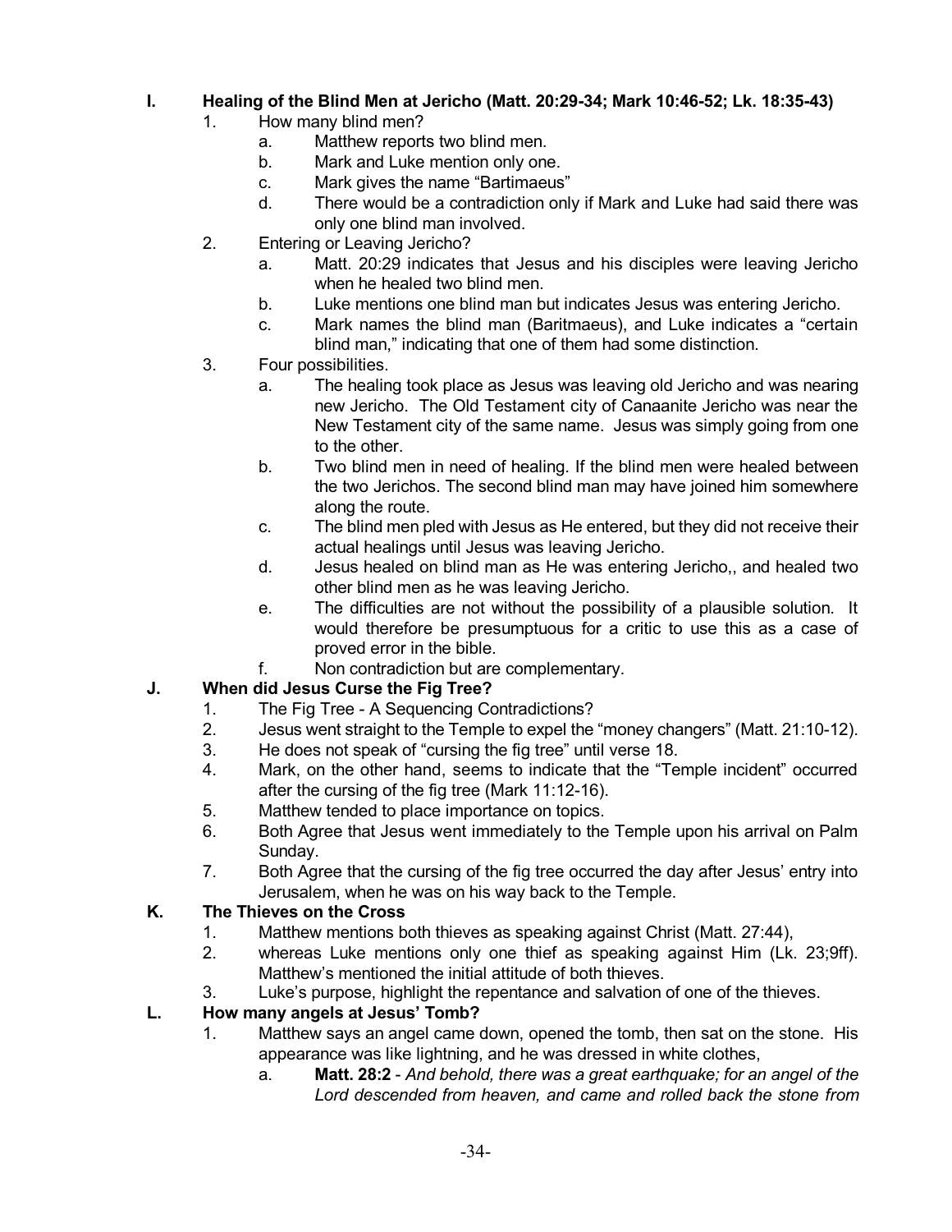**I. Healing of the Blind Men at Jericho (Matt. 20:29-34; Mark 10:46-52; Lk. 18:35-43)**

1. How many blind men?
   a. Matthew reports two blind men.
   b. Mark and Luke mention only one.
   c. Mark gives the name "Bartimaeus"
   d. There would be a contradiction only if Mark and Luke had said there was only one blind man involved.
2. Entering or Leaving Jericho?
   a. Matt. 20:29 indicates that Jesus and his disciples were leaving Jericho when he healed two blind men.
   b. Luke mentions one blind man but indicates Jesus was entering Jericho.
   c. Mark names the blind man (Baritmaeus), and Luke indicates a "certain blind man," indicating that one of them had some distinction.
3. Four possibilities.
   a. The healing took place as Jesus was leaving old Jericho and was nearing new Jericho. The Old Testament city of Canaanite Jericho was near the New Testament city of the same name. Jesus was simply going from one to the other.
   b. Two blind men in need of healing. If the blind men were healed between the two Jerichos. The second blind man may have joined him somewhere along the route.
   c. The blind men pled with Jesus as He entered, but they did not receive their actual healings until Jesus was leaving Jericho.
   d. Jesus healed on blind man as He was entering Jericho,, and healed two other blind men as he was leaving Jericho.
   e. The difficulties are not without the possibility of a plausible solution. It would therefore be presumptuous for a critic to use this as a case of proved error in the bible.
   f. Non contradiction but are complementary.

**J. When did Jesus Curse the Fig Tree?**

1. The Fig Tree - A Sequencing Contradictions?
2. Jesus went straight to the Temple to expel the "money changers" (Matt. 21:10-12).
3. He does not speak of "cursing the fig tree" until verse 18.
4. Mark, on the other hand, seems to indicate that the "Temple incident" occurred after the cursing of the fig tree (Mark 11:12-16).
5. Matthew tended to place importance on topics.
6. Both Agree that Jesus went immediately to the Temple upon his arrival on Palm Sunday.
7. Both Agree that the cursing of the fig tree occurred the day after Jesus' entry into Jerusalem, when he was on his way back to the Temple.

**K. The Thieves on the Cross**

1. Matthew mentions both thieves as speaking against Christ (Matt. 27:44),
2. whereas Luke mentions only one thief as speaking against Him (Lk. 23;9ff). Matthew's mentioned the initial attitude of both thieves.
3. Luke's purpose, highlight the repentance and salvation of one of the thieves.

**L. How many angels at Jesus' Tomb?**

1. Matthew says an angel came down, opened the tomb, then sat on the stone. His appearance was like lightning, and he was dressed in white clothes,
   a. **Matt. 28:2** - *And behold, there was a great earthquake; for an angel of the Lord descended from heaven, and came and rolled back the stone from*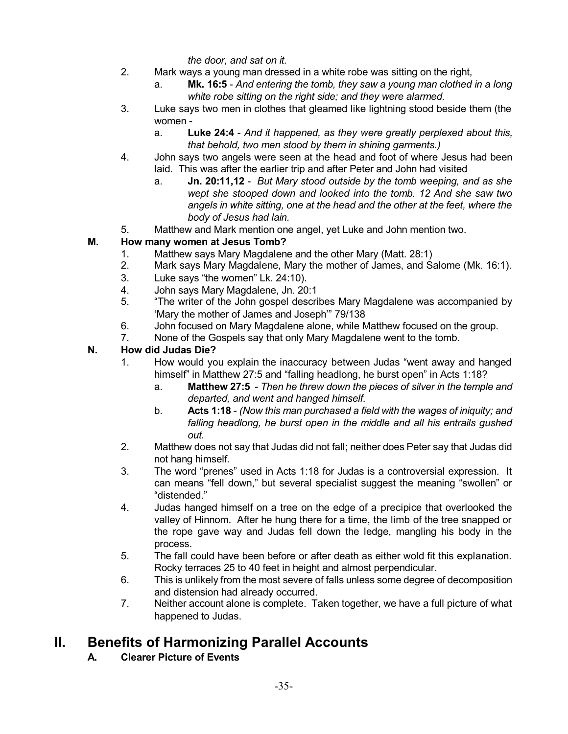*the door, and sat on it.*

2. Mark ways a young man dressed in a white robe was sitting on the right,
    a. **Mk. 16:5** - *And entering the tomb, they saw a young man clothed in a long white robe sitting on the right side; and they were alarmed.*
3. Luke says two men in clothes that gleamed like lightning stood beside them (the women -
    a. **Luke 24:4** - *And it happened, as they were greatly perplexed about this, that behold, two men stood by them in shining garments.)*
4. John says two angels were seen at the head and foot of where Jesus had been laid. This was after the earlier trip and after Peter and John had visited
    a. **Jn. 20:11,12** - *But Mary stood outside by the tomb weeping, and as she wept she stooped down and looked into the tomb. 12 And she saw two angels in white sitting, one at the head and the other at the feet, where the body of Jesus had lain.*
5. Matthew and Mark mention one angel, yet Luke and John mention two.

### M. How many women at Jesus Tomb?

1. Matthew says Mary Magdalene and the other Mary (Matt. 28:1)
2. Mark says Mary Magdalene, Mary the mother of James, and Salome (Mk. 16:1).
3. Luke says "the women" Lk. 24:10).
4. John says Mary Magdalene, Jn. 20:1
5. "The writer of the John gospel describes Mary Magdalene was accompanied by 'Mary the mother of James and Joseph'" 79/138
6. John focused on Mary Magdalene alone, while Matthew focused on the group.
7. None of the Gospels say that only Mary Magdalene went to the tomb.

### N. How did Judas Die?

1. How would you explain the inaccuracy between Judas "went away and hanged himself" in Matthew 27:5 and "falling headlong, he burst open" in Acts 1:18?
    a. **Matthew 27:5** - *Then he threw down the pieces of silver in the temple and departed, and went and hanged himself.*
    b. **Acts 1:18** - *(Now this man purchased a field with the wages of iniquity; and falling headlong, he burst open in the middle and all his entrails gushed out.*
2. Matthew does not say that Judas did not fall; neither does Peter say that Judas did not hang himself.
3. The word "prenes" used in Acts 1:18 for Judas is a controversial expression. It can means "fell down," but several specialist suggest the meaning "swollen" or "distended."
4. Judas hanged himself on a tree on the edge of a precipice that overlooked the valley of Hinnom. After he hung there for a time, the limb of the tree snapped or the rope gave way and Judas fell down the ledge, mangling his body in the process.
5. The fall could have been before or after death as either wold fit this explanation. Rocky terraces 25 to 40 feet in height and almost perpendicular.
6. This is unlikely from the most severe of falls unless some degree of decomposition and distension had already occurred.
7. Neither account alone is complete. Taken together, we have a full picture of what happened to Judas.

## II. Benefits of Harmonizing Parallel Accounts

### A. Clearer Picture of Events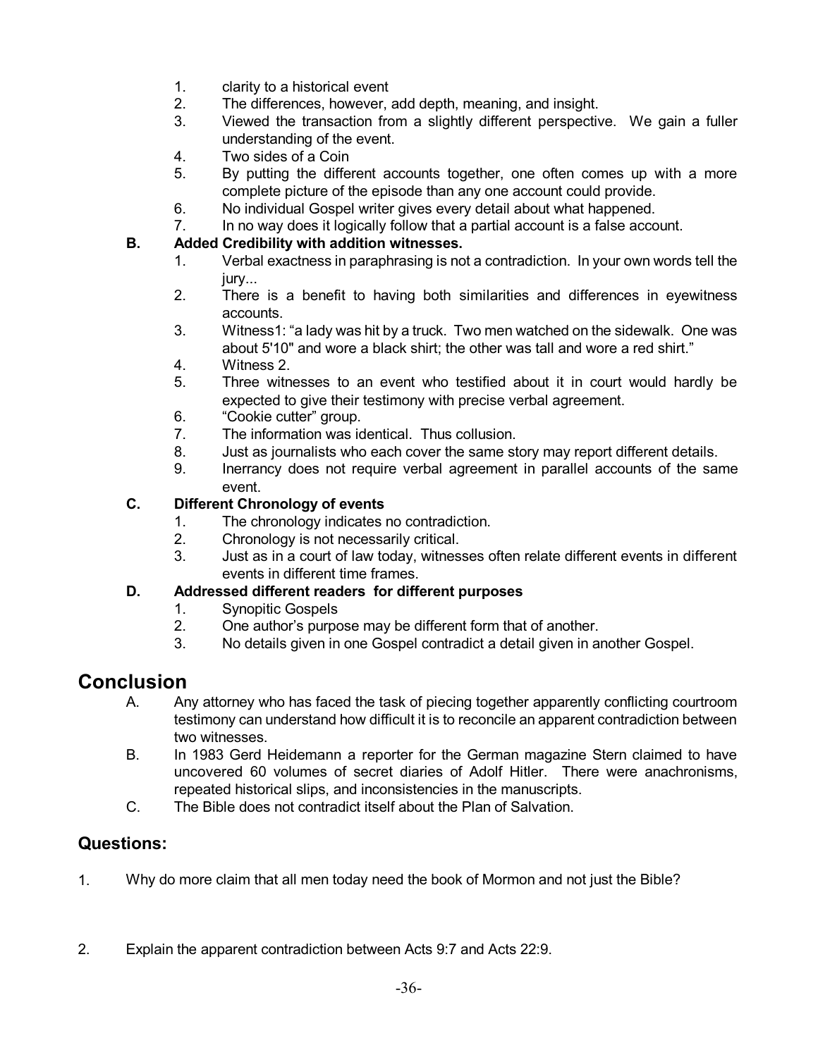1. clarity to a historical event
2. The differences, however, add depth, meaning, and insight.
3. Viewed the transaction from a slightly different perspective. We gain a fuller understanding of the event.
4. Two sides of a Coin
5. By putting the different accounts together, one often comes up with a more complete picture of the episode than any one account could provide.
6. No individual Gospel writer gives every detail about what happened.
7. In no way does it logically follow that a partial account is a false account.

**B. Added Credibility with addition witnesses.**

1. Verbal exactness in paraphrasing is not a contradiction. In your own words tell the jury...
2. There is a benefit to having both similarities and differences in eyewitness accounts.
3. Witness1: "a lady was hit by a truck. Two men watched on the sidewalk. One was about 5'10" and wore a black shirt; the other was tall and wore a red shirt."
4. Witness 2.
5. Three witnesses to an event who testified about it in court would hardly be expected to give their testimony with precise verbal agreement.
6. "Cookie cutter" group.
7. The information was identical. Thus collusion.
8. Just as journalists who each cover the same story may report different details.
9. Inerrancy does not require verbal agreement in parallel accounts of the same event.

**C. Different Chronology of events**

1. The chronology indicates no contradiction.
2. Chronology is not necessarily critical.
3. Just as in a court of law today, witnesses often relate different events in different events in different time frames.

**D. Addressed different readers for different purposes**

1. Synopitic Gospels
2. One author's purpose may be different form that of another.
3. No details given in one Gospel contradict a detail given in another Gospel.

# Conclusion

A. Any attorney who has faced the task of piecing together apparently conflicting courtroom testimony can understand how difficult it is to reconcile an apparent contradiction between two witnesses.

B. In 1983 Gerd Heidemann a reporter for the German magazine Stern claimed to have uncovered 60 volumes of secret diaries of Adolf Hitler. There were anachronisms, repeated historical slips, and inconsistencies in the manuscripts.

C. The Bible does not contradict itself about the Plan of Salvation.

## Questions:

1. Why do more claim that all men today need the book of Mormon and not just the Bible?

2. Explain the apparent contradiction between Acts 9:7 and Acts 22:9.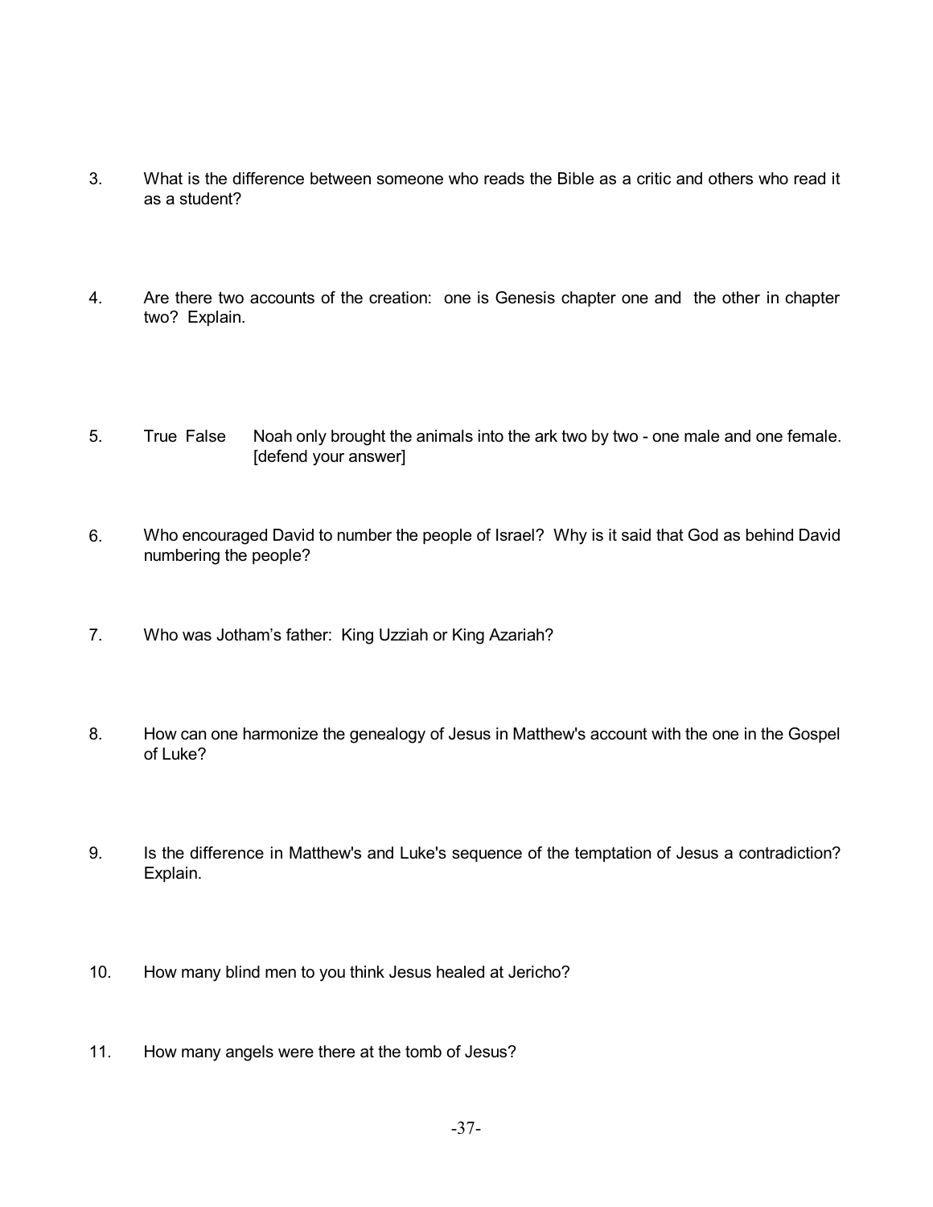3. What is the difference between someone who reads the Bible as a critic and others who read it as a student?

4. Are there two accounts of the creation: one is Genesis chapter one and the other in chapter two? Explain.

5. True False Noah only brought the animals into the ark two by two - one male and one female. [defend your answer]

6. Who encouraged David to number the people of Israel? Why is it said that God as behind David numbering the people?

7. Who was Jotham's father: King Uzziah or King Azariah?

8. How can one harmonize the genealogy of Jesus in Matthew's account with the one in the Gospel of Luke?

9. Is the difference in Matthew's and Luke's sequence of the temptation of Jesus a contradiction? Explain.

10. How many blind men to you think Jesus healed at Jericho?

11. How many angels were there at the tomb of Jesus?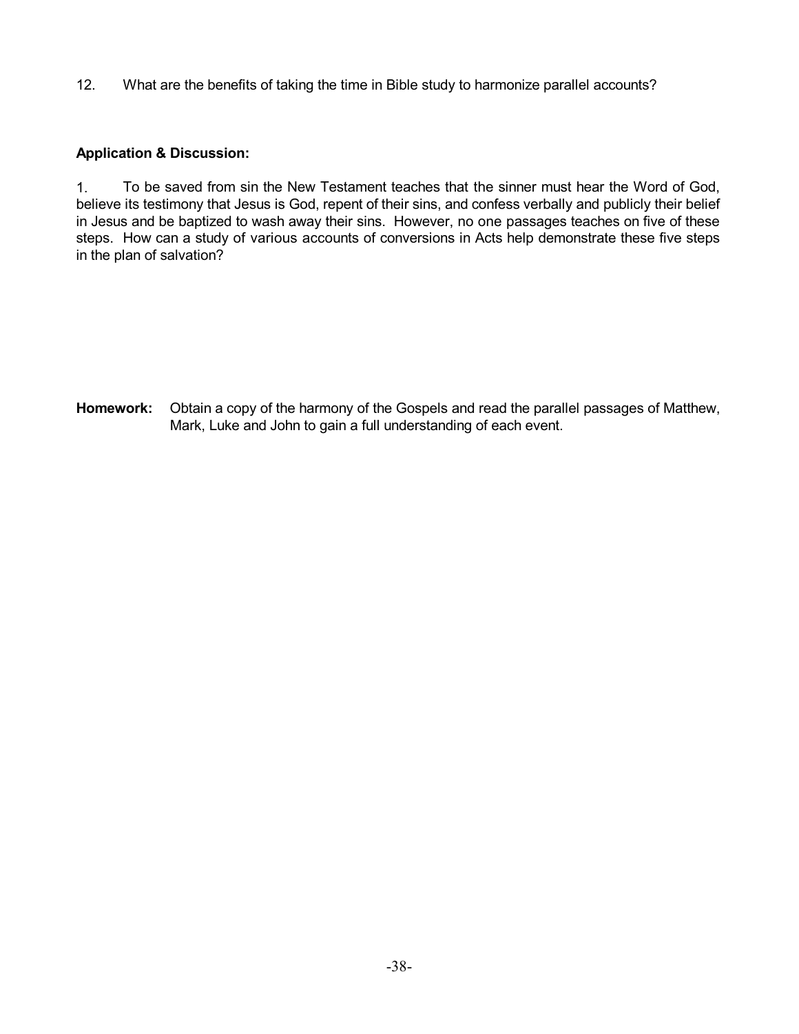12. What are the benefits of taking the time in Bible study to harmonize parallel accounts?

**Application & Discussion:**

1. To be saved from sin the New Testament teaches that the sinner must hear the Word of God, believe its testimony that Jesus is God, repent of their sins, and confess verbally and publicly their belief in Jesus and be baptized to wash away their sins. However, no one passages teaches on five of these steps. How can a study of various accounts of conversions in Acts help demonstrate these five steps in the plan of salvation?

**Homework:** Obtain a copy of the harmony of the Gospels and read the parallel passages of Matthew, Mark, Luke and John to gain a full understanding of each event.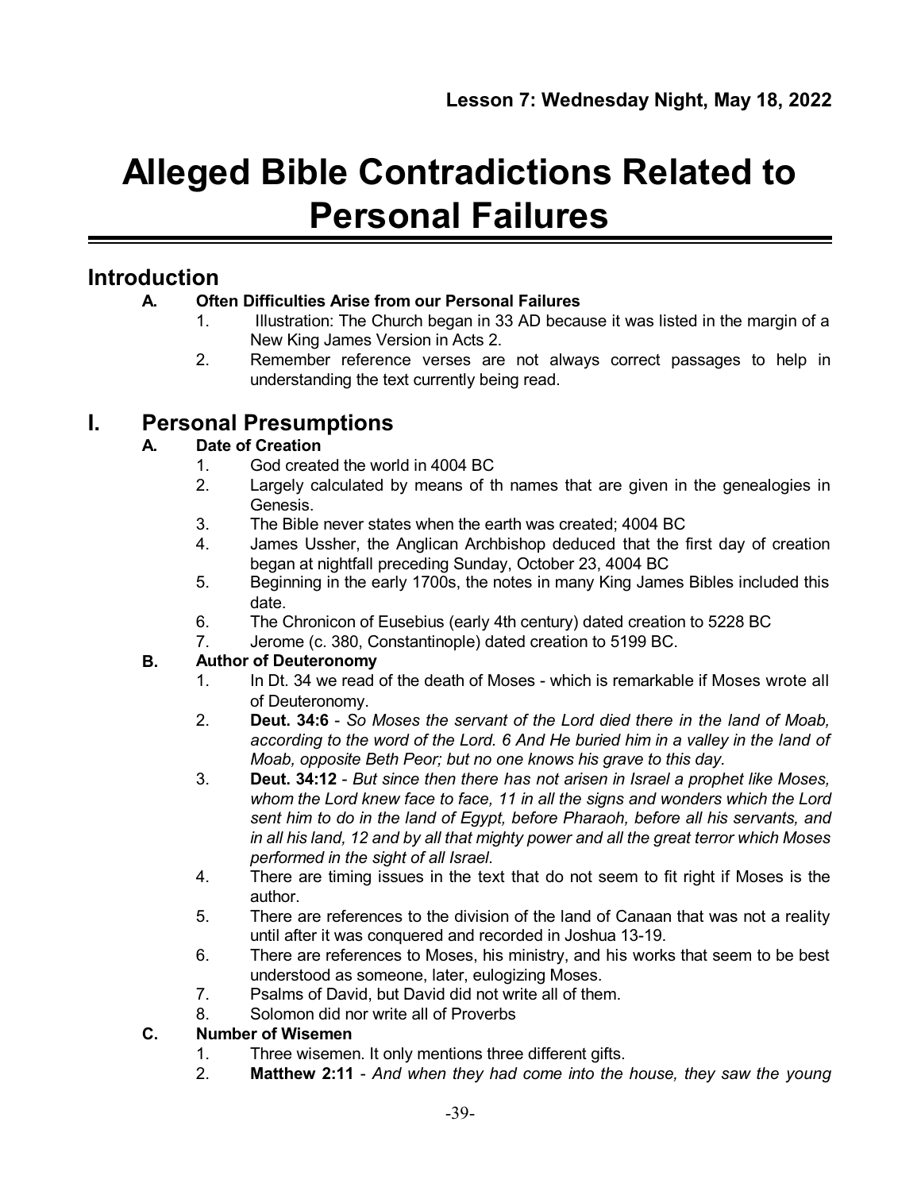**Lesson 7: Wednesday Night, May 18, 2022**

# Alleged Bible Contradictions Related to Personal Failures

## Introduction

**A. Often Difficulties Arise from our Personal Failures**

1. Illustration: The Church began in 33 AD because it was listed in the margin of a New King James Version in Acts 2.
2. Remember reference verses are not always correct passages to help in understanding the text currently being read.

## I. Personal Presumptions

**A. Date of Creation**

1. God created the world in 4004 BC
2. Largely calculated by means of th names that are given in the genealogies in Genesis.
3. The Bible never states when the earth was created; 4004 BC
4. James Ussher, the Anglican Archbishop deduced that the first day of creation began at nightfall preceding Sunday, October 23, 4004 BC
5. Beginning in the early 1700s, the notes in many King James Bibles included this date.
6. The Chronicon of Eusebius (early 4th century) dated creation to 5228 BC
7. Jerome (c. 380, Constantinople) dated creation to 5199 BC.

**B. Author of Deuteronomy**

1. In Dt. 34 we read of the death of Moses - which is remarkable if Moses wrote all of Deuteronomy.
2. **Deut. 34:6** - *So Moses the servant of the Lord died there in the land of Moab, according to the word of the Lord. 6 And He buried him in a valley in the land of Moab, opposite Beth Peor; but no one knows his grave to this day.*
3. **Deut. 34:12** - *But since then there has not arisen in Israel a prophet like Moses, whom the Lord knew face to face, 11 in all the signs and wonders which the Lord sent him to do in the land of Egypt, before Pharaoh, before all his servants, and in all his land, 12 and by all that mighty power and all the great terror which Moses performed in the sight of all Israel.*
4. There are timing issues in the text that do not seem to fit right if Moses is the author.
5. There are references to the division of the land of Canaan that was not a reality until after it was conquered and recorded in Joshua 13-19.
6. There are references to Moses, his ministry, and his works that seem to be best understood as someone, later, eulogizing Moses.
7. Psalms of David, but David did not write all of them.
8. Solomon did nor write all of Proverbs

**C. Number of Wisemen**

1. Three wisemen. It only mentions three different gifts.
2. **Matthew 2:11** - *And when they had come into the house, they saw the young*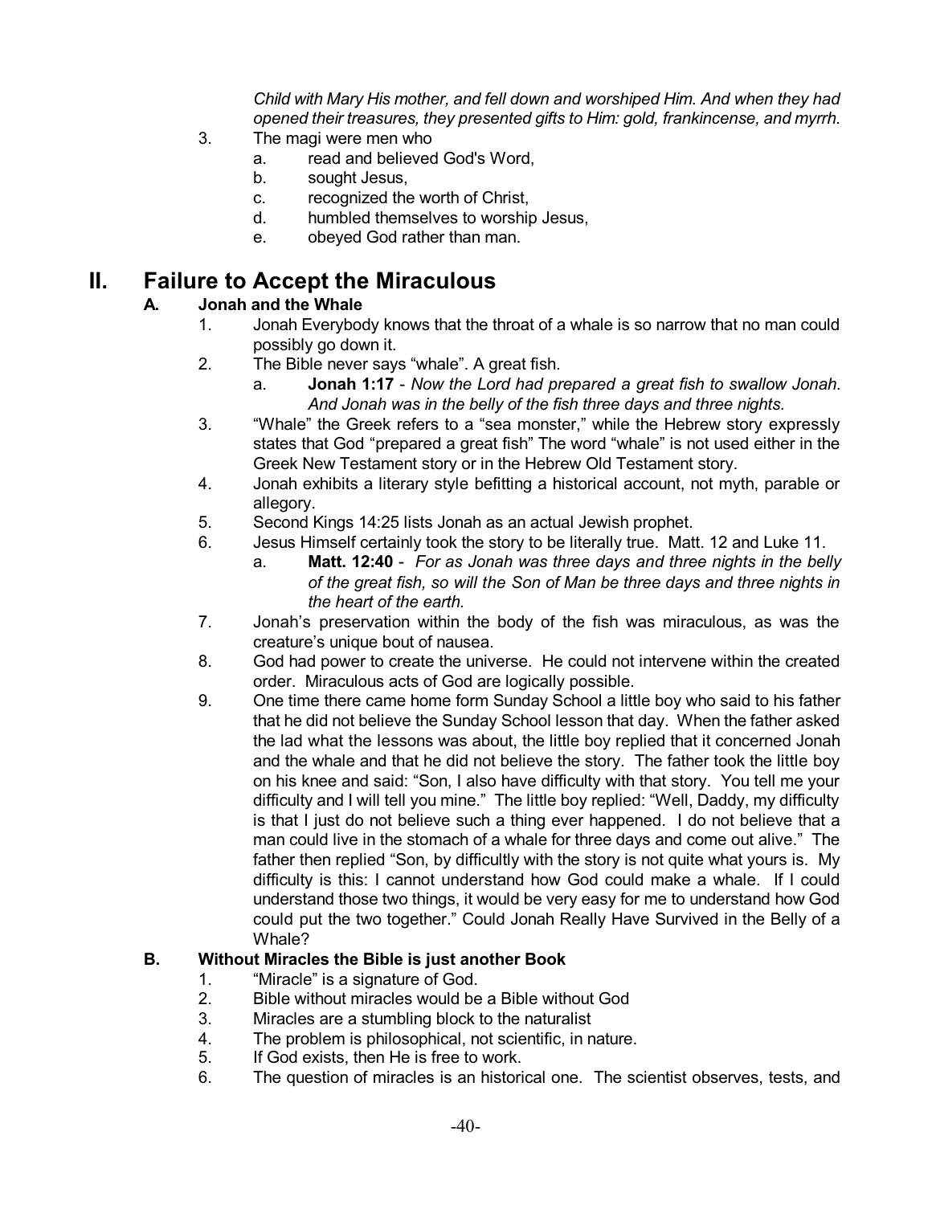*Child with Mary His mother, and fell down and worshiped Him. And when they had opened their treasures, they presented gifts to Him: gold, frankincense, and myrrh.*

3. The magi were men who
   a. read and believed God's Word,
   b. sought Jesus,
   c. recognized the worth of Christ,
   d. humbled themselves to worship Jesus,
   e. obeyed God rather than man.

# II. Failure to Accept the Miraculous

## A. Jonah and the Whale

1. Jonah Everybody knows that the throat of a whale is so narrow that no man could possibly go down it.
2. The Bible never says "whale". A great fish.
   a. **Jonah 1:17** - *Now the Lord had prepared a great fish to swallow Jonah. And Jonah was in the belly of the fish three days and three nights.*
3. "Whale" the Greek refers to a "sea monster," while the Hebrew story expressly states that God "prepared a great fish" The word "whale" is not used either in the Greek New Testament story or in the Hebrew Old Testament story.
4. Jonah exhibits a literary style befitting a historical account, not myth, parable or allegory.
5. Second Kings 14:25 lists Jonah as an actual Jewish prophet.
6. Jesus Himself certainly took the story to be literally true. Matt. 12 and Luke 11.
   a. **Matt. 12:40** - *For as Jonah was three days and three nights in the belly of the great fish, so will the Son of Man be three days and three nights in the heart of the earth.*
7. Jonah's preservation within the body of the fish was miraculous, as was the creature's unique bout of nausea.
8. God had power to create the universe. He could not intervene within the created order. Miraculous acts of God are logically possible.
9. One time there came home form Sunday School a little boy who said to his father that he did not believe the Sunday School lesson that day. When the father asked the lad what the lessons was about, the little boy replied that it concerned Jonah and the whale and that he did not believe the story. The father took the little boy on his knee and said: "Son, I also have difficulty with that story. You tell me your difficulty and I will tell you mine." The little boy replied: "Well, Daddy, my difficulty is that I just do not believe such a thing ever happened. I do not believe that a man could live in the stomach of a whale for three days and come out alive." The father then replied "Son, by difficultly with the story is not quite what yours is. My difficulty is this: I cannot understand how God could make a whale. If I could understand those two things, it would be very easy for me to understand how God could put the two together." Could Jonah Really Have Survived in the Belly of a Whale?

## B. Without Miracles the Bible is just another Book

1. "Miracle" is a signature of God.
2. Bible without miracles would be a Bible without God
3. Miracles are a stumbling block to the naturalist
4. The problem is philosophical, not scientific, in nature.
5. If God exists, then He is free to work.
6. The question of miracles is an historical one. The scientist observes, tests, and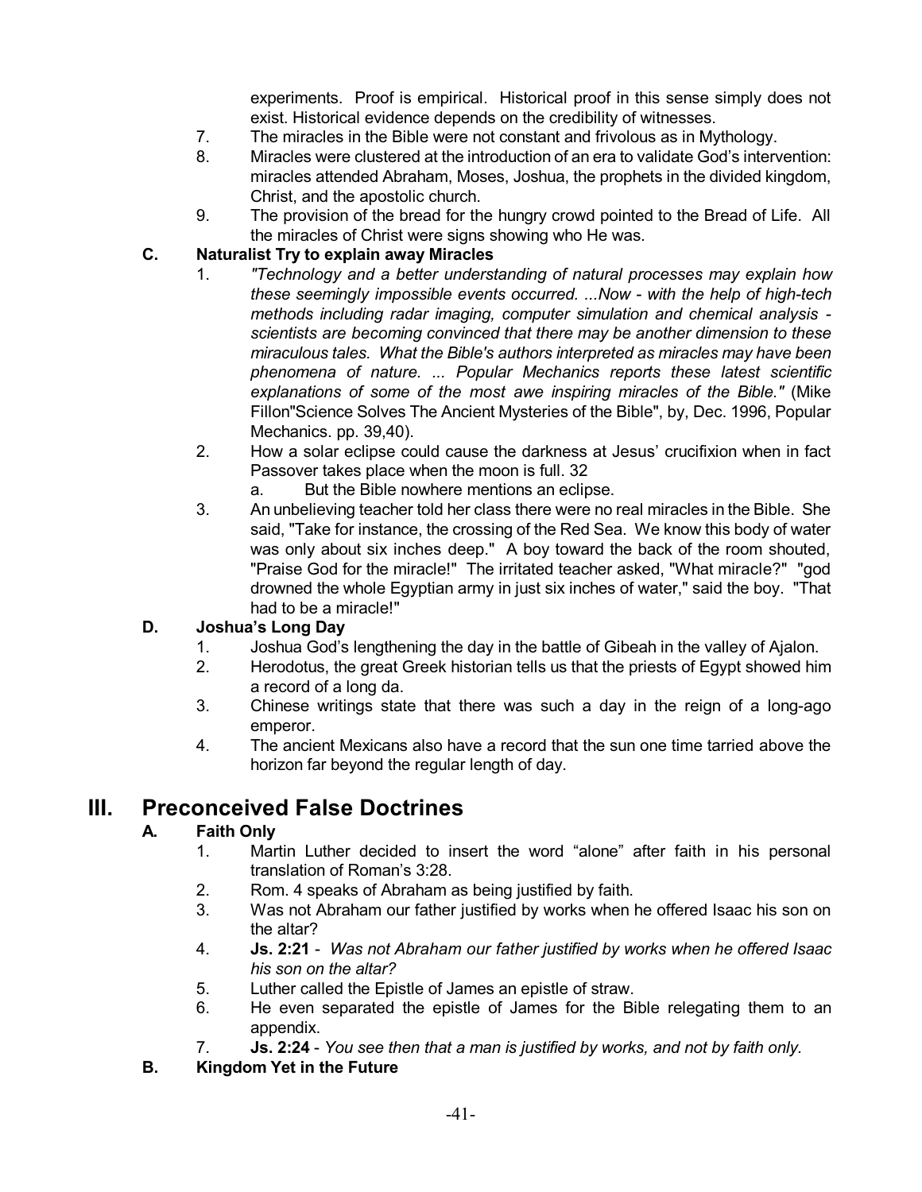experiments. Proof is empirical. Historical proof in this sense simply does not exist. Historical evidence depends on the credibility of witnesses.

7. The miracles in the Bible were not constant and frivolous as in Mythology.
8. Miracles were clustered at the introduction of an era to validate God's intervention: miracles attended Abraham, Moses, Joshua, the prophets in the divided kingdom, Christ, and the apostolic church.
9. The provision of the bread for the hungry crowd pointed to the Bread of Life. All the miracles of Christ were signs showing who He was.

### C. Naturalist Try to explain away Miracles

1. *"Technology and a better understanding of natural processes may explain how these seemingly impossible events occurred. ...Now - with the help of high-tech methods including radar imaging, computer simulation and chemical analysis - scientists are becoming convinced that there may be another dimension to these miraculous tales. What the Bible's authors interpreted as miracles may have been phenomena of nature. ... Popular Mechanics reports these latest scientific explanations of some of the most awe inspiring miracles of the Bible."* (Mike Fillon"Science Solves The Ancient Mysteries of the Bible", by, Dec. 1996, Popular Mechanics. pp. 39,40).
2. How a solar eclipse could cause the darkness at Jesus' crucifixion when in fact Passover takes place when the moon is full. 32
   a. But the Bible nowhere mentions an eclipse.
3. An unbelieving teacher told her class there were no real miracles in the Bible. She said, "Take for instance, the crossing of the Red Sea. We know this body of water was only about six inches deep." A boy toward the back of the room shouted, "Praise God for the miracle!" The irritated teacher asked, "What miracle?" "god drowned the whole Egyptian army in just six inches of water," said the boy. "That had to be a miracle!"

### D. Joshua's Long Day

1. Joshua God's lengthening the day in the battle of Gibeah in the valley of Ajalon.
2. Herodotus, the great Greek historian tells us that the priests of Egypt showed him a record of a long da.
3. Chinese writings state that there was such a day in the reign of a long-ago emperor.
4. The ancient Mexicans also have a record that the sun one time tarried above the horizon far beyond the regular length of day.

## III. Preconceived False Doctrines

### A. Faith Only

1. Martin Luther decided to insert the word "alone" after faith in his personal translation of Roman's 3:28.
2. Rom. 4 speaks of Abraham as being justified by faith.
3. Was not Abraham our father justified by works when he offered Isaac his son on the altar?
4. **Js. 2:21** - *Was not Abraham our father justified by works when he offered Isaac his son on the altar?*
5. Luther called the Epistle of James an epistle of straw.
6. He even separated the epistle of James for the Bible relegating them to an appendix.
7. **Js. 2:24** - *You see then that a man is justified by works, and not by faith only.*

### B. Kingdom Yet in the Future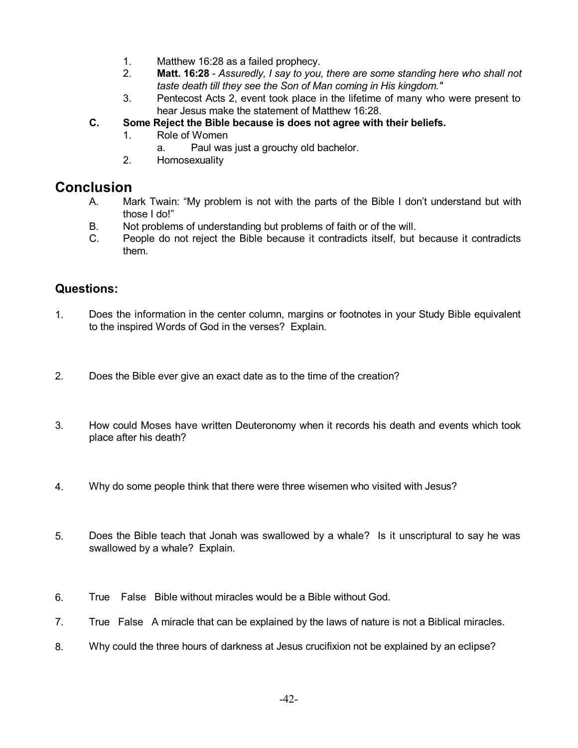1. Matthew 16:28 as a failed prophecy.
2. **Matt. 16:28** - *Assuredly, I say to you, there are some standing here who shall not taste death till they see the Son of Man coming in His kingdom."*
3. Pentecost Acts 2, event took place in the lifetime of many who were present to hear Jesus make the statement of Matthew 16:28.

**C. Some Reject the Bible because is does not agree with their beliefs.**

1. Role of Women
   a. Paul was just a grouchy old bachelor.
2. Homosexuality

## Conclusion

A. Mark Twain: “My problem is not with the parts of the Bible I don’t understand but with those I do!”

B. Not problems of understanding but problems of faith or of the will.

C. People do not reject the Bible because it contradicts itself, but because it contradicts them.

### Questions:

1. Does the information in the center column, margins or footnotes in your Study Bible equivalent to the inspired Words of God in the verses? Explain.

2. Does the Bible ever give an exact date as to the time of the creation?

3. How could Moses have written Deuteronomy when it records his death and events which took place after his death?

4. Why do some people think that there were three wisemen who visited with Jesus?

5. Does the Bible teach that Jonah was swallowed by a whale? Is it unscriptural to say he was swallowed by a whale? Explain.

6. True False Bible without miracles would be a Bible without God.

7. True False A miracle that can be explained by the laws of nature is not a Biblical miracles.

8. Why could the three hours of darkness at Jesus crucifixion not be explained by an eclipse?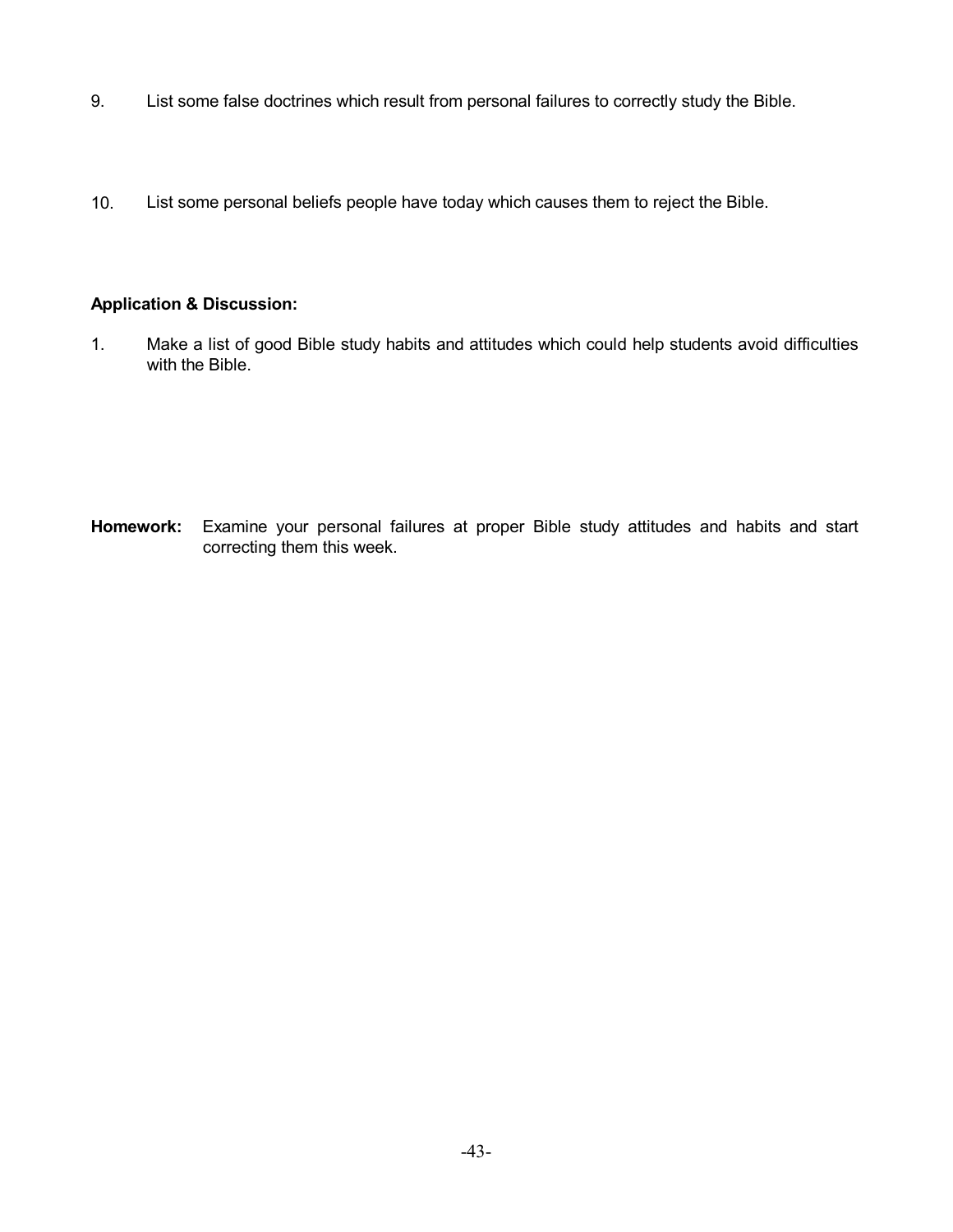9. List some false doctrines which result from personal failures to correctly study the Bible.

10. List some personal beliefs people have today which causes them to reject the Bible.

**Application & Discussion:**

1. Make a list of good Bible study habits and attitudes which could help students avoid difficulties with the Bible.

**Homework:** Examine your personal failures at proper Bible study attitudes and habits and start correcting them this week.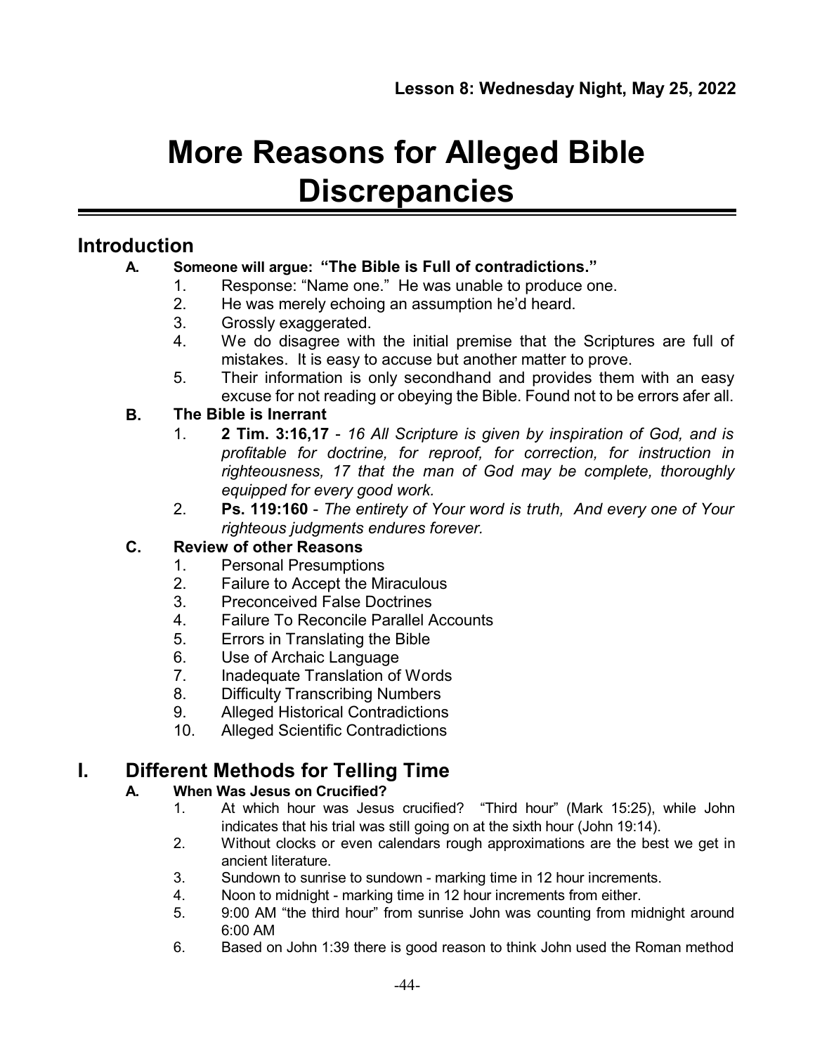**Lesson 8: Wednesday Night, May 25, 2022**

# More Reasons for Alleged Bible Discrepancies

## Introduction

**A. Someone will argue: "The Bible is Full of contradictions."**

1. Response: "Name one." He was unable to produce one.
2. He was merely echoing an assumption he'd heard.
3. Grossly exaggerated.
4. We do disagree with the initial premise that the Scriptures are full of mistakes. It is easy to accuse but another matter to prove.
5. Their information is only secondhand and provides them with an easy excuse for not reading or obeying the Bible. Found not to be errors afer all.

**B. The Bible is Inerrant**

1. **2 Tim. 3:16,17** - *16 All Scripture is given by inspiration of God, and is profitable for doctrine, for reproof, for correction, for instruction in righteousness, 17 that the man of God may be complete, thoroughly equipped for every good work.*
2. **Ps. 119:160** - *The entirety of Your word is truth, And every one of Your righteous judgments endures forever.*

**C. Review of other Reasons**

1. Personal Presumptions
2. Failure to Accept the Miraculous
3. Preconceived False Doctrines
4. Failure To Reconcile Parallel Accounts
5. Errors in Translating the Bible
6. Use of Archaic Language
7. Inadequate Translation of Words
8. Difficulty Transcribing Numbers
9. Alleged Historical Contradictions
10. Alleged Scientific Contradictions

## I. Different Methods for Telling Time

**A. When Was Jesus on Crucified?**

1. At which hour was Jesus crucified? "Third hour" (Mark 15:25), while John indicates that his trial was still going on at the sixth hour (John 19:14).
2. Without clocks or even calendars rough approximations are the best we get in ancient literature.
3. Sundown to sunrise to sundown - marking time in 12 hour increments.
4. Noon to midnight - marking time in 12 hour increments from either.
5. 9:00 AM "the third hour" from sunrise John was counting from midnight around 6:00 AM
6. Based on John 1:39 there is good reason to think John used the Roman method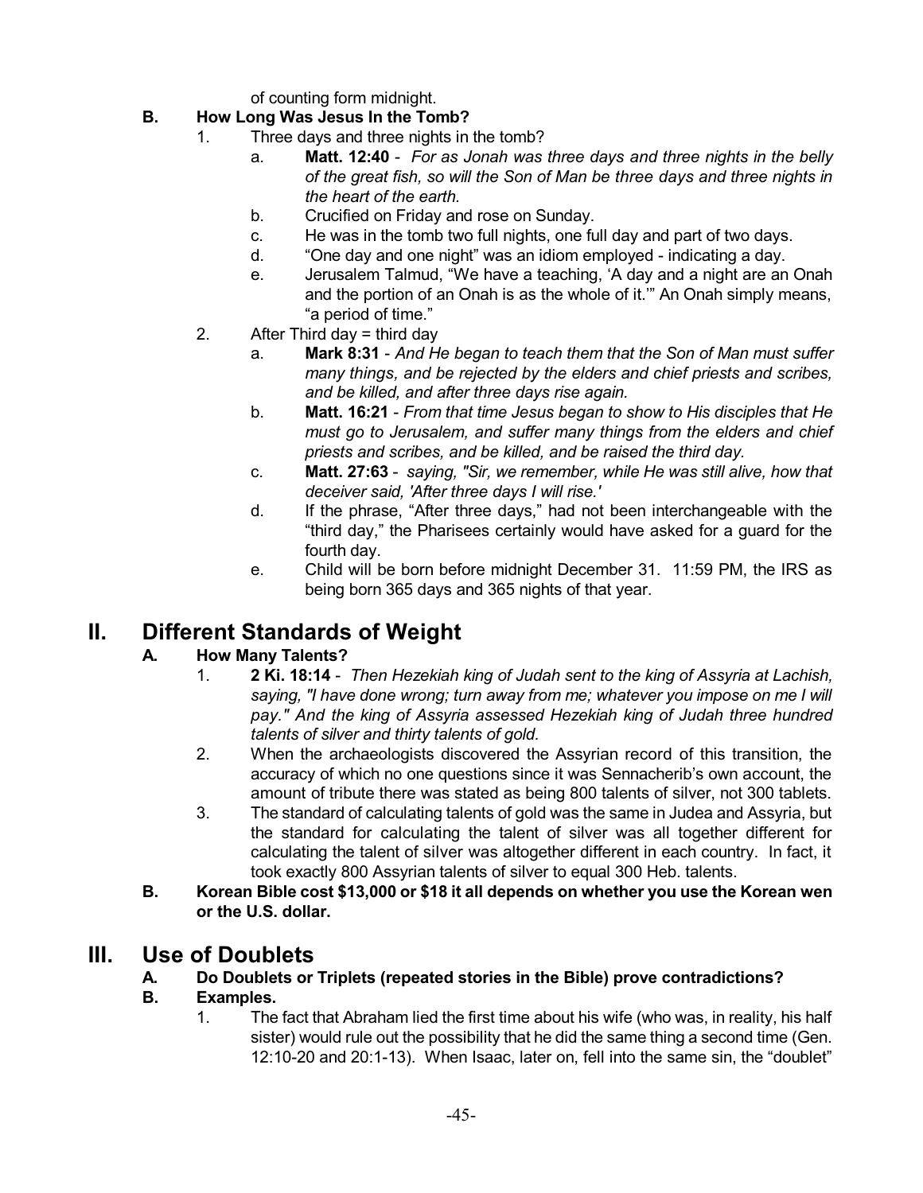of counting form midnight.

### B. How Long Was Jesus In the Tomb?

1. Three days and three nights in the tomb?
   a. **Matt. 12:40** - *For as Jonah was three days and three nights in the belly of the great fish, so will the Son of Man be three days and three nights in the heart of the earth.*
   b. Crucified on Friday and rose on Sunday.
   c. He was in the tomb two full nights, one full day and part of two days.
   d. "One day and one night" was an idiom employed - indicating a day.
   e. Jerusalem Talmud, "We have a teaching, 'A day and a night are an Onah and the portion of an Onah is as the whole of it.'" An Onah simply means, "a period of time."
2. After Third day = third day
   a. **Mark 8:31** - *And He began to teach them that the Son of Man must suffer many things, and be rejected by the elders and chief priests and scribes, and be killed, and after three days rise again.*
   b. **Matt. 16:21** - *From that time Jesus began to show to His disciples that He must go to Jerusalem, and suffer many things from the elders and chief priests and scribes, and be killed, and be raised the third day.*
   c. **Matt. 27:63** - *saying, "Sir, we remember, while He was still alive, how that deceiver said, 'After three days I will rise.'*
   d. If the phrase, "After three days," had not been interchangeable with the "third day," the Pharisees certainly would have asked for a guard for the fourth day.
   e. Child will be born before midnight December 31. 11:59 PM, the IRS as being born 365 days and 365 nights of that year.

## II. Different Standards of Weight

### A. How Many Talents?

1. **2 Ki. 18:14** - *Then Hezekiah king of Judah sent to the king of Assyria at Lachish, saying, "I have done wrong; turn away from me; whatever you impose on me I will pay." And the king of Assyria assessed Hezekiah king of Judah three hundred talents of silver and thirty talents of gold.*
2. When the archaeologists discovered the Assyrian record of this transition, the accuracy of which no one questions since it was Sennacherib's own account, the amount of tribute there was stated as being 800 talents of silver, not 300 tablets.
3. The standard of calculating talents of gold was the same in Judea and Assyria, but the standard for calculating the talent of silver was all together different for calculating the talent of silver was altogether different in each country. In fact, it took exactly 800 Assyrian talents of silver to equal 300 Heb. talents.

### B. Korean Bible cost $13,000 or $18 it all depends on whether you use the Korean wen or the U.S. dollar.

## III. Use of Doublets

### A. Do Doublets or Triplets (repeated stories in the Bible) prove contradictions?

### B. Examples.

1. The fact that Abraham lied the first time about his wife (who was, in reality, his half sister) would rule out the possibility that he did the same thing a second time (Gen. 12:10-20 and 20:1-13). When Isaac, later on, fell into the same sin, the "doublet"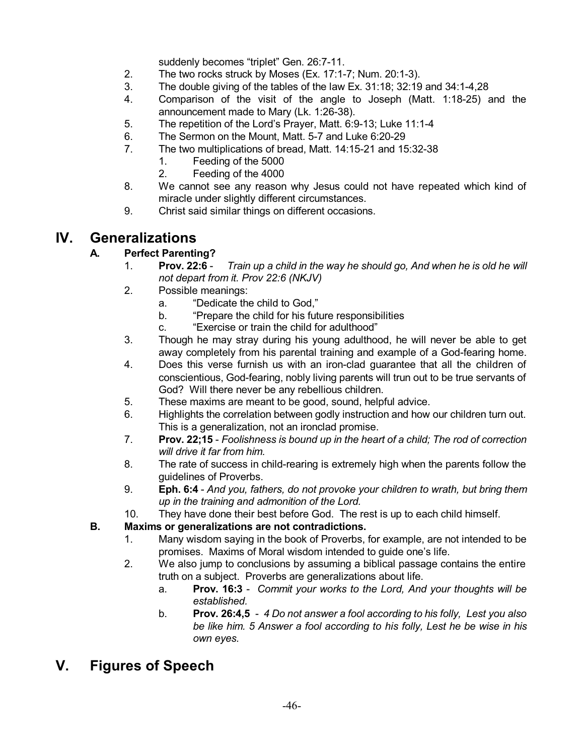suddenly becomes "triplet" Gen. 26:7-11.

2. The two rocks struck by Moses (Ex. 17:1-7; Num. 20:1-3).
3. The double giving of the tables of the law Ex. 31:18; 32:19 and 34:1-4,28
4. Comparison of the visit of the angle to Joseph (Matt. 1:18-25) and the announcement made to Mary (Lk. 1:26-38).
5. The repetition of the Lord's Prayer, Matt. 6:9-13; Luke 11:1-4
6. The Sermon on the Mount, Matt. 5-7 and Luke 6:20-29
7. The two multiplications of bread, Matt. 14:15-21 and 15:32-38
   1. Feeding of the 5000
   2. Feeding of the 4000
8. We cannot see any reason why Jesus could not have repeated which kind of miracle under slightly different circumstances.
9. Christ said similar things on different occasions.

# IV. Generalizations

## A. Perfect Parenting?

1. **Prov. 22:6** - *Train up a child in the way he should go, And when he is old he will not depart from it. Prov 22:6 (NKJV)*
2. Possible meanings:
   a. "Dedicate the child to God,"
   b. "Prepare the child for his future responsibilities
   c. "Exercise or train the child for adulthood"
3. Though he may stray during his young adulthood, he will never be able to get away completely from his parental training and example of a God-fearing home.
4. Does this verse furnish us with an iron-clad guarantee that all the children of conscientious, God-fearing, nobly living parents will trun out to be true servants of God? Will there never be any rebellious children.
5. These maxims are meant to be good, sound, helpful advice.
6. Highlights the correlation between godly instruction and how our children turn out. This is a generalization, not an ironclad promise.
7. **Prov. 22;15** - *Foolishness is bound up in the heart of a child; The rod of correction will drive it far from him.*
8. The rate of success in child-rearing is extremely high when the parents follow the guidelines of Proverbs.
9. **Eph. 6:4** - *And you, fathers, do not provoke your children to wrath, but bring them up in the training and admonition of the Lord.*
10. They have done their best before God. The rest is up to each child himself.

## B. Maxims or generalizations are not contradictions.

1. Many wisdom saying in the book of Proverbs, for example, are not intended to be promises. Maxims of Moral wisdom intended to guide one's life.
2. We also jump to conclusions by assuming a biblical passage contains the entire truth on a subject. Proverbs are generalizations about life.
   a. **Prov. 16:3** - *Commit your works to the Lord, And your thoughts will be established.*
   b. **Prov. 26:4,5** - *4 Do not answer a fool according to his folly, Lest you also be like him. 5 Answer a fool according to his folly, Lest he be wise in his own eyes.*

# V. Figures of Speech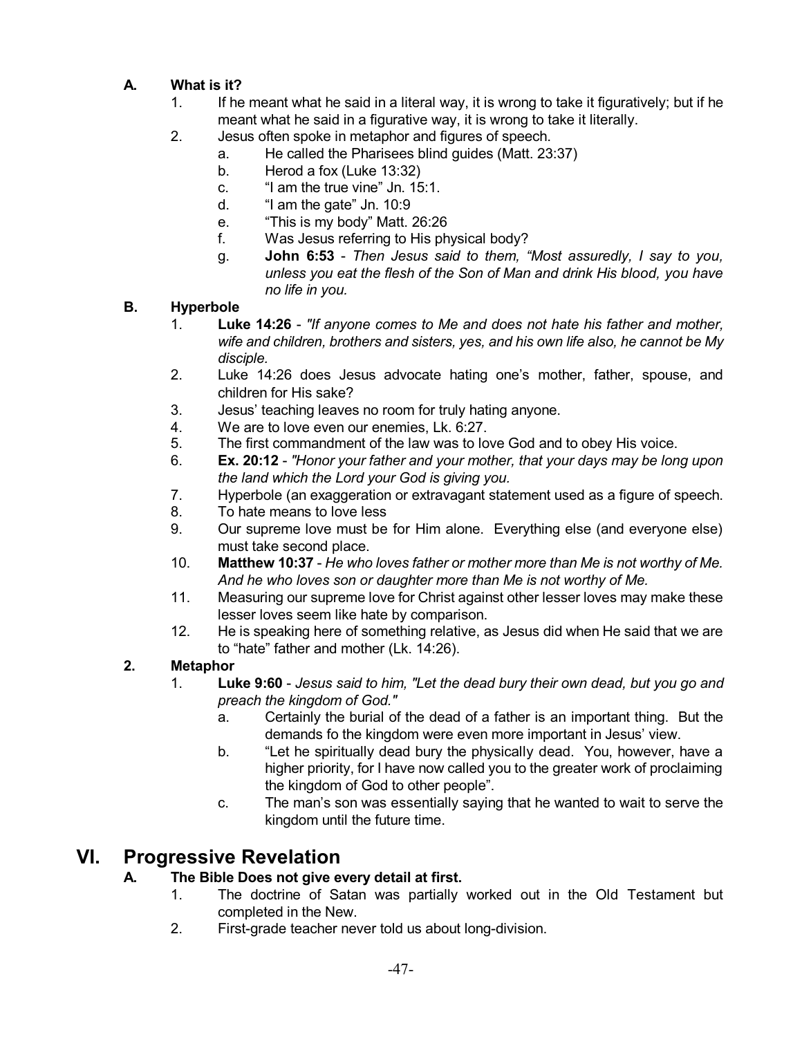### A. What is it?

1. If he meant what he said in a literal way, it is wrong to take it figuratively; but if he meant what he said in a figurative way, it is wrong to take it literally.
2. Jesus often spoke in metaphor and figures of speech.
   a. He called the Pharisees blind guides (Matt. 23:37)
   b. Herod a fox (Luke 13:32)
   c. “I am the true vine” Jn. 15:1.
   d. “I am the gate” Jn. 10:9
   e. “This is my body” Matt. 26:26
   f. Was Jesus referring to His physical body?
   g. **John 6:53** - *Then Jesus said to them, “Most assuredly, I say to you, unless you eat the flesh of the Son of Man and drink His blood, you have no life in you.*

### B. Hyperbole

1. **Luke 14:26** - *"If anyone comes to Me and does not hate his father and mother, wife and children, brothers and sisters, yes, and his own life also, he cannot be My disciple.*
2. Luke 14:26 does Jesus advocate hating one’s mother, father, spouse, and children for His sake?
3. Jesus’ teaching leaves no room for truly hating anyone.
4. We are to love even our enemies, Lk. 6:27.
5. The first commandment of the law was to love God and to obey His voice.
6. **Ex. 20:12** - *"Honor your father and your mother, that your days may be long upon the land which the Lord your God is giving you.*
7. Hyperbole (an exaggeration or extravagant statement used as a figure of speech.
8. To hate means to love less
9. Our supreme love must be for Him alone. Everything else (and everyone else) must take second place.
10. **Matthew 10:37** - *He who loves father or mother more than Me is not worthy of Me. And he who loves son or daughter more than Me is not worthy of Me.*
11. Measuring our supreme love for Christ against other lesser loves may make these lesser loves seem like hate by comparison.
12. He is speaking here of something relative, as Jesus did when He said that we are to “hate” father and mother (Lk. 14:26).

### 2. Metaphor

1. **Luke 9:60** - *Jesus said to him, "Let the dead bury their own dead, but you go and preach the kingdom of God."*
   a. Certainly the burial of the dead of a father is an important thing. But the demands fo the kingdom were even more important in Jesus’ view.
   b. “Let he spiritually dead bury the physically dead. You, however, have a higher priority, for I have now called you to the greater work of proclaiming the kingdom of God to other people”.
   c. The man’s son was essentially saying that he wanted to wait to serve the kingdom until the future time.

## VI. Progressive Revelation

### A. The Bible Does not give every detail at first.

1. The doctrine of Satan was partially worked out in the Old Testament but completed in the New.
2. First-grade teacher never told us about long-division.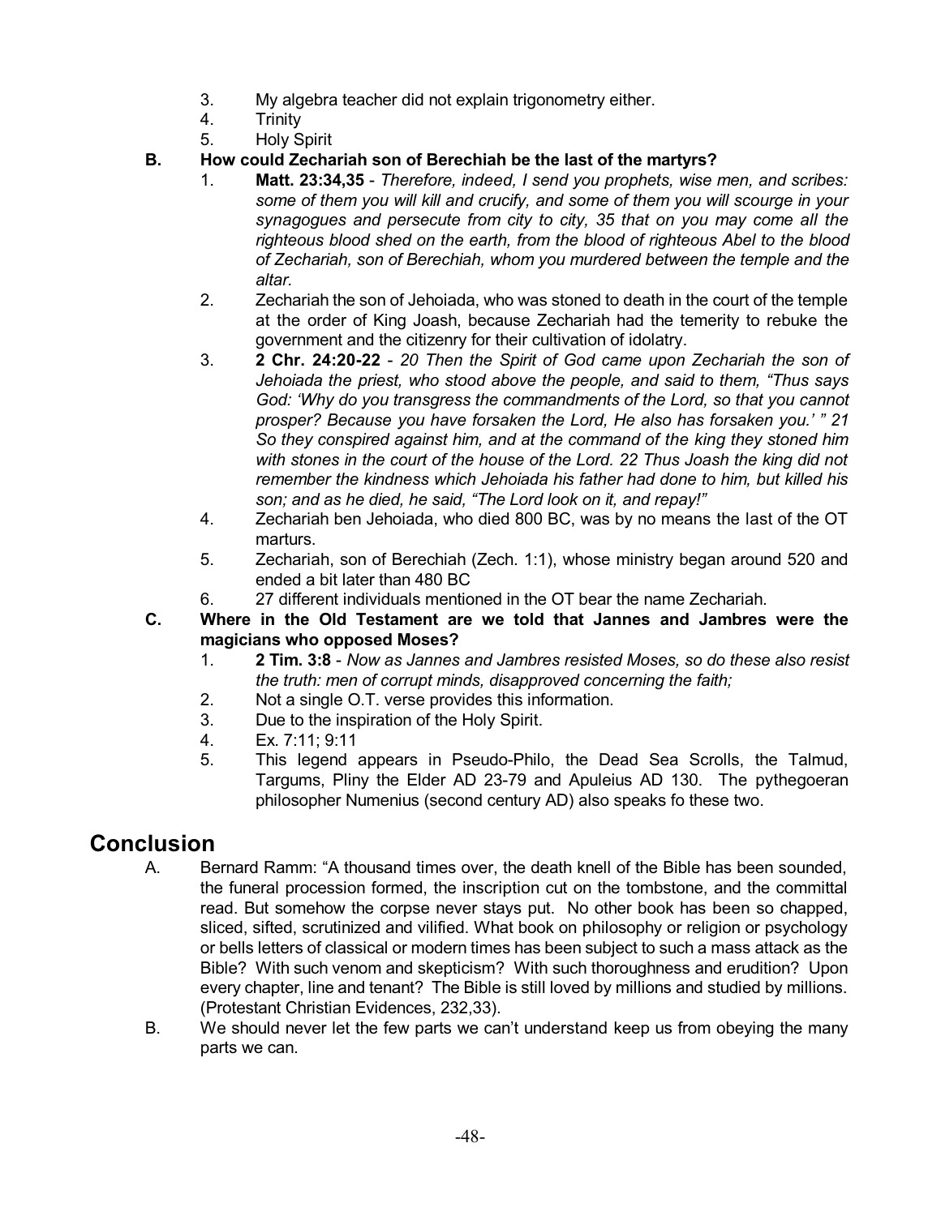3. My algebra teacher did not explain trigonometry either.
4. Trinity
5. Holy Spirit

**B. How could Zechariah son of Berechiah be the last of the martyrs?**

1. **Matt. 23:34,35** - *Therefore, indeed, I send you prophets, wise men, and scribes: some of them you will kill and crucify, and some of them you will scourge in your synagogues and persecute from city to city, 35 that on you may come all the righteous blood shed on the earth, from the blood of righteous Abel to the blood of Zechariah, son of Berechiah, whom you murdered between the temple and the altar.*
2. Zechariah the son of Jehoiada, who was stoned to death in the court of the temple at the order of King Joash, because Zechariah had the temerity to rebuke the government and the citizenry for their cultivation of idolatry.
3. **2 Chr. 24:20-22** - *20 Then the Spirit of God came upon Zechariah the son of Jehoiada the priest, who stood above the people, and said to them, "Thus says God: 'Why do you transgress the commandments of the Lord, so that you cannot prosper? Because you have forsaken the Lord, He also has forsaken you.' " 21 So they conspired against him, and at the command of the king they stoned him with stones in the court of the house of the Lord. 22 Thus Joash the king did not remember the kindness which Jehoiada his father had done to him, but killed his son; and as he died, he said, "The Lord look on it, and repay!"*
4. Zechariah ben Jehoiada, who died 800 BC, was by no means the last of the OT marturs.
5. Zechariah, son of Berechiah (Zech. 1:1), whose ministry began around 520 and ended a bit later than 480 BC
6. 27 different individuals mentioned in the OT bear the name Zechariah.

**C. Where in the Old Testament are we told that Jannes and Jambres were the magicians who opposed Moses?**

1. **2 Tim. 3:8** - *Now as Jannes and Jambres resisted Moses, so do these also resist the truth: men of corrupt minds, disapproved concerning the faith;*
2. Not a single O.T. verse provides this information.
3. Due to the inspiration of the Holy Spirit.
4. Ex. 7:11; 9:11
5. This legend appears in Pseudo-Philo, the Dead Sea Scrolls, the Talmud, Targums, Pliny the Elder AD 23-79 and Apuleius AD 130. The pythegoeran philosopher Numenius (second century AD) also speaks fo these two.

# Conclusion

A. Bernard Ramm: "A thousand times over, the death knell of the Bible has been sounded, the funeral procession formed, the inscription cut on the tombstone, and the committal read. But somehow the corpse never stays put. No other book has been so chapped, sliced, sifted, scrutinized and vilified. What book on philosophy or religion or psychology or bells letters of classical or modern times has been subject to such a mass attack as the Bible? With such venom and skepticism? With such thoroughness and erudition? Upon every chapter, line and tenant? The Bible is still loved by millions and studied by millions. (Protestant Christian Evidences, 232,33).

B. We should never let the few parts we can't understand keep us from obeying the many parts we can.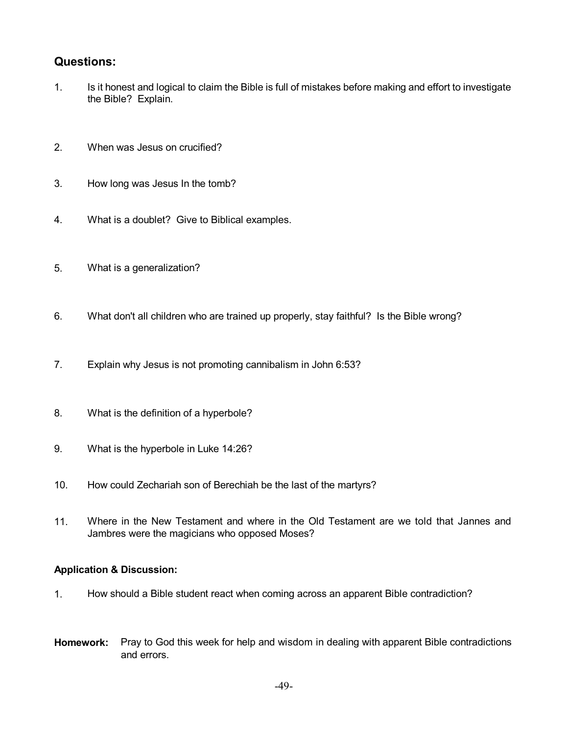## Questions:

1. Is it honest and logical to claim the Bible is full of mistakes before making and effort to investigate the Bible? Explain.

2. When was Jesus on crucified?

3. How long was Jesus In the tomb?

4. What is a doublet? Give to Biblical examples.

5. What is a generalization?

6. What don't all children who are trained up properly, stay faithful? Is the Bible wrong?

7. Explain why Jesus is not promoting cannibalism in John 6:53?

8. What is the definition of a hyperbole?

9. What is the hyperbole in Luke 14:26?

10. How could Zechariah son of Berechiah be the last of the martyrs?

11. Where in the New Testament and where in the Old Testament are we told that Jannes and Jambres were the magicians who opposed Moses?

**Application & Discussion:**

1. How should a Bible student react when coming across an apparent Bible contradiction?

**Homework:** Pray to God this week for help and wisdom in dealing with apparent Bible contradictions and errors.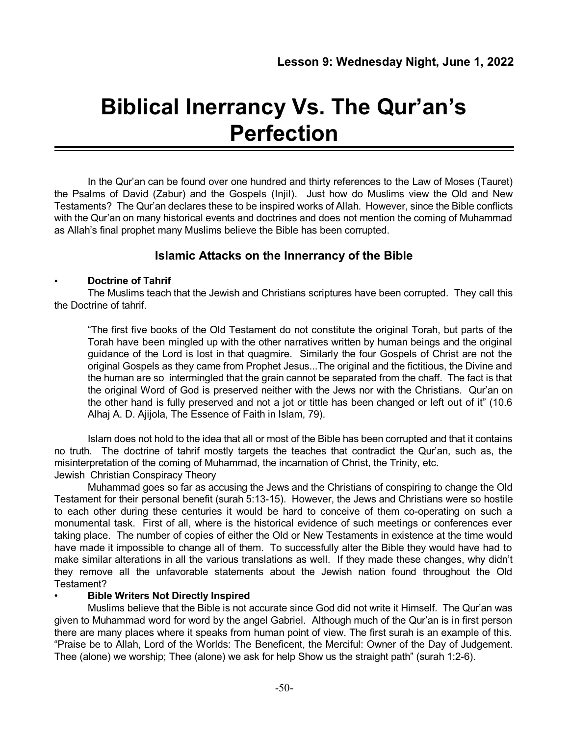**Lesson 9: Wednesday Night, June 1, 2022**

# Biblical Inerrancy Vs. The Qur'an's Perfection

In the Qur'an can be found over one hundred and thirty references to the Law of Moses (Tauret) the Psalms of David (Zabur) and the Gospels (Injil). Just how do Muslims view the Old and New Testaments? The Qur'an declares these to be inspired works of Allah. However, since the Bible conflicts with the Qur'an on many historical events and doctrines and does not mention the coming of Muhammad as Allah's final prophet many Muslims believe the Bible has been corrupted.

## Islamic Attacks on the Innerrancy of the Bible

- **Doctrine of Tahrif**

The Muslims teach that the Jewish and Christians scriptures have been corrupted. They call this the Doctrine of tahrif.

> "The first five books of the Old Testament do not constitute the original Torah, but parts of the Torah have been mingled up with the other narratives written by human beings and the original guidance of the Lord is lost in that quagmire. Similarly the four Gospels of Christ are not the original Gospels as they came from Prophet Jesus...The original and the fictitious, the Divine and the human are so intermingled that the grain cannot be separated from the chaff. The fact is that the original Word of God is preserved neither with the Jews nor with the Christians. Qur'an on the other hand is fully preserved and not a jot or tittle has been changed or left out of it" (10.6 Alhaj A. D. Ajijola, The Essence of Faith in Islam, 79).

Islam does not hold to the idea that all or most of the Bible has been corrupted and that it contains no truth. The doctrine of tahrif mostly targets the teaches that contradict the Qur'an, such as, the misinterpretation of the coming of Muhammad, the incarnation of Christ, the Trinity, etc.

Jewish Christian Conspiracy Theory

Muhammad goes so far as accusing the Jews and the Christians of conspiring to change the Old Testament for their personal benefit (surah 5:13-15). However, the Jews and Christians were so hostile to each other during these centuries it would be hard to conceive of them co-operating on such a monumental task. First of all, where is the historical evidence of such meetings or conferences ever taking place. The number of copies of either the Old or New Testaments in existence at the time would have made it impossible to change all of them. To successfully alter the Bible they would have had to make similar alterations in all the various translations as well. If they made these changes, why didn't they remove all the unfavorable statements about the Jewish nation found throughout the Old Testament?

- **Bible Writers Not Directly Inspired**

Muslims believe that the Bible is not accurate since God did not write it Himself. The Qur'an was given to Muhammad word for word by the angel Gabriel. Although much of the Qur'an is in first person there are many places where it speaks from human point of view. The first surah is an example of this. "Praise be to Allah, Lord of the Worlds: The Beneficent, the Merciful: Owner of the Day of Judgement. Thee (alone) we worship; Thee (alone) we ask for help Show us the straight path" (surah 1:2-6).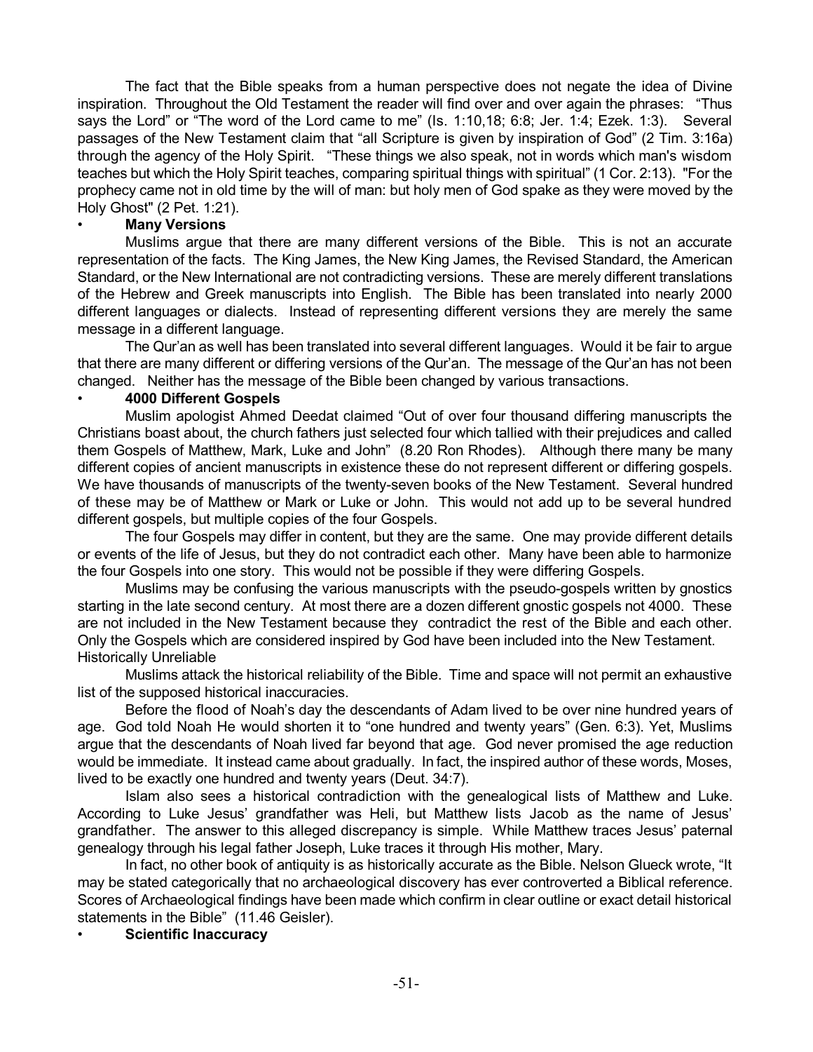The fact that the Bible speaks from a human perspective does not negate the idea of Divine inspiration. Throughout the Old Testament the reader will find over and over again the phrases: "Thus says the Lord" or "The word of the Lord came to me" (Is. 1:10,18; 6:8; Jer. 1:4; Ezek. 1:3). Several passages of the New Testament claim that "all Scripture is given by inspiration of God" (2 Tim. 3:16a) through the agency of the Holy Spirit. "These things we also speak, not in words which man's wisdom teaches but which the Holy Spirit teaches, comparing spiritual things with spiritual" (1 Cor. 2:13). "For the prophecy came not in old time by the will of man: but holy men of God spake as they were moved by the Holy Ghost" (2 Pet. 1:21).

- **Many Versions**

Muslims argue that there are many different versions of the Bible. This is not an accurate representation of the facts. The King James, the New King James, the Revised Standard, the American Standard, or the New International are not contradicting versions. These are merely different translations of the Hebrew and Greek manuscripts into English. The Bible has been translated into nearly 2000 different languages or dialects. Instead of representing different versions they are merely the same message in a different language.

The Qur'an as well has been translated into several different languages. Would it be fair to argue that there are many different or differing versions of the Qur'an. The message of the Qur'an has not been changed. Neither has the message of the Bible been changed by various transactions.

- **4000 Different Gospels**

Muslim apologist Ahmed Deedat claimed "Out of over four thousand differing manuscripts the Christians boast about, the church fathers just selected four which tallied with their prejudices and called them Gospels of Matthew, Mark, Luke and John" (8.20 Ron Rhodes). Although there many be many different copies of ancient manuscripts in existence these do not represent different or differing gospels. We have thousands of manuscripts of the twenty-seven books of the New Testament. Several hundred of these may be of Matthew or Mark or Luke or John. This would not add up to be several hundred different gospels, but multiple copies of the four Gospels.

The four Gospels may differ in content, but they are the same. One may provide different details or events of the life of Jesus, but they do not contradict each other. Many have been able to harmonize the four Gospels into one story. This would not be possible if they were differing Gospels.

Muslims may be confusing the various manuscripts with the pseudo-gospels written by gnostics starting in the late second century. At most there are a dozen different gnostic gospels not 4000. These are not included in the New Testament because they contradict the rest of the Bible and each other. Only the Gospels which are considered inspired by God have been included into the New Testament.

Historically Unreliable

Muslims attack the historical reliability of the Bible. Time and space will not permit an exhaustive list of the supposed historical inaccuracies.

Before the flood of Noah's day the descendants of Adam lived to be over nine hundred years of age. God told Noah He would shorten it to "one hundred and twenty years" (Gen. 6:3). Yet, Muslims argue that the descendants of Noah lived far beyond that age. God never promised the age reduction would be immediate. It instead came about gradually. In fact, the inspired author of these words, Moses, lived to be exactly one hundred and twenty years (Deut. 34:7).

Islam also sees a historical contradiction with the genealogical lists of Matthew and Luke. According to Luke Jesus' grandfather was Heli, but Matthew lists Jacob as the name of Jesus' grandfather. The answer to this alleged discrepancy is simple. While Matthew traces Jesus' paternal genealogy through his legal father Joseph, Luke traces it through His mother, Mary.

In fact, no other book of antiquity is as historically accurate as the Bible. Nelson Glueck wrote, "It may be stated categorically that no archaeological discovery has ever controverted a Biblical reference. Scores of Archaeological findings have been made which confirm in clear outline or exact detail historical statements in the Bible" (11.46 Geisler).

- **Scientific Inaccuracy**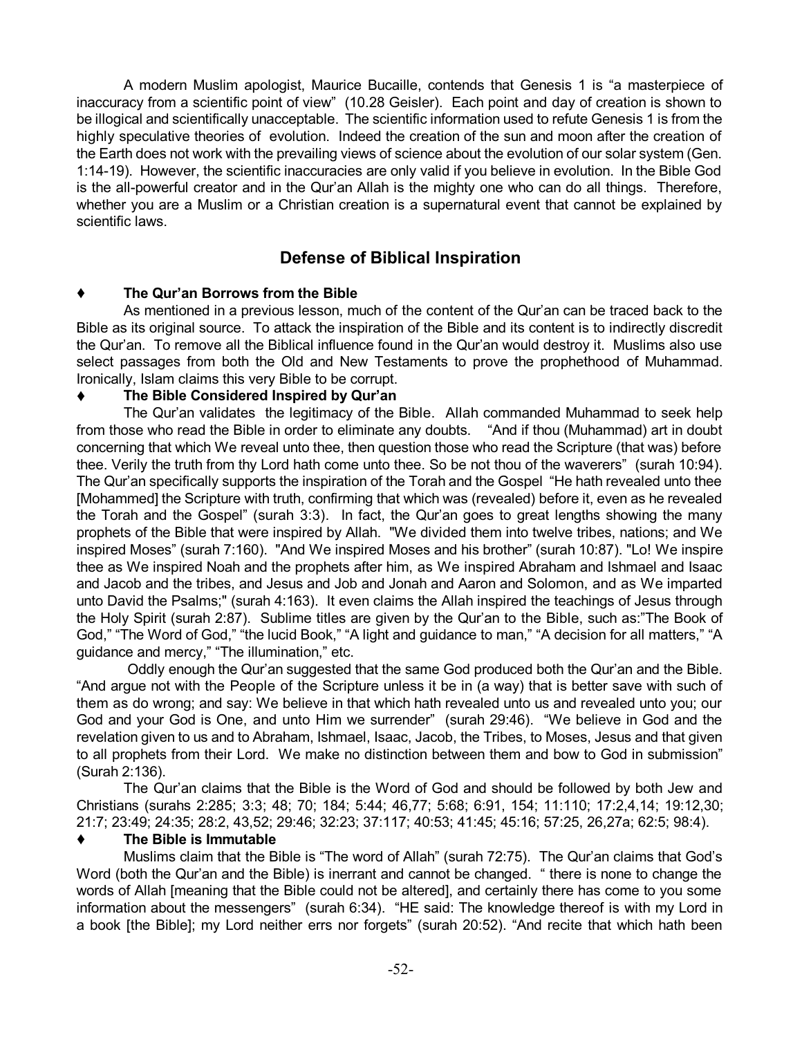A modern Muslim apologist, Maurice Bucaille, contends that Genesis 1 is "a masterpiece of inaccuracy from a scientific point of view" (10.28 Geisler). Each point and day of creation is shown to be illogical and scientifically unacceptable. The scientific information used to refute Genesis 1 is from the highly speculative theories of evolution. Indeed the creation of the sun and moon after the creation of the Earth does not work with the prevailing views of science about the evolution of our solar system (Gen. 1:14-19). However, the scientific inaccuracies are only valid if you believe in evolution. In the Bible God is the all-powerful creator and in the Qur'an Allah is the mighty one who can do all things. Therefore, whether you are a Muslim or a Christian creation is a supernatural event that cannot be explained by scientific laws.

## Defense of Biblical Inspiration

♦ **The Qur'an Borrows from the Bible**

As mentioned in a previous lesson, much of the content of the Qur'an can be traced back to the Bible as its original source. To attack the inspiration of the Bible and its content is to indirectly discredit the Qur'an. To remove all the Biblical influence found in the Qur'an would destroy it. Muslims also use select passages from both the Old and New Testaments to prove the prophethood of Muhammad. Ironically, Islam claims this very Bible to be corrupt.

♦ **The Bible Considered Inspired by Qur'an**

The Qur'an validates the legitimacy of the Bible. Allah commanded Muhammad to seek help from those who read the Bible in order to eliminate any doubts. "And if thou (Muhammad) art in doubt concerning that which We reveal unto thee, then question those who read the Scripture (that was) before thee. Verily the truth from thy Lord hath come unto thee. So be not thou of the waverers" (surah 10:94). The Qur'an specifically supports the inspiration of the Torah and the Gospel "He hath revealed unto thee [Mohammed] the Scripture with truth, confirming that which was (revealed) before it, even as he revealed the Torah and the Gospel" (surah 3:3). In fact, the Qur'an goes to great lengths showing the many prophets of the Bible that were inspired by Allah. "We divided them into twelve tribes, nations; and We inspired Moses" (surah 7:160). "And We inspired Moses and his brother" (surah 10:87). "Lo! We inspire thee as We inspired Noah and the prophets after him, as We inspired Abraham and Ishmael and Isaac and Jacob and the tribes, and Jesus and Job and Jonah and Aaron and Solomon, and as We imparted unto David the Psalms;" (surah 4:163). It even claims the Allah inspired the teachings of Jesus through the Holy Spirit (surah 2:87). Sublime titles are given by the Qur'an to the Bible, such as:"The Book of God," "The Word of God," "the lucid Book," "A light and guidance to man," "A decision for all matters," "A guidance and mercy," "The illumination," etc.

Oddly enough the Qur'an suggested that the same God produced both the Qur'an and the Bible. "And argue not with the People of the Scripture unless it be in (a way) that is better save with such of them as do wrong; and say: We believe in that which hath revealed unto us and revealed unto you; our God and your God is One, and unto Him we surrender" (surah 29:46). "We believe in God and the revelation given to us and to Abraham, Ishmael, Isaac, Jacob, the Tribes, to Moses, Jesus and that given to all prophets from their Lord. We make no distinction between them and bow to God in submission" (Surah 2:136).

The Qur'an claims that the Bible is the Word of God and should be followed by both Jew and Christians (surahs 2:285; 3:3; 48; 70; 184; 5:44; 46,77; 5:68; 6:91, 154; 11:110; 17:2,4,14; 19:12,30; 21:7; 23:49; 24:35; 28:2, 43,52; 29:46; 32:23; 37:117; 40:53; 41:45; 45:16; 57:25, 26,27a; 62:5; 98:4).

♦ **The Bible is Immutable**

Muslims claim that the Bible is "The word of Allah" (surah 72:75). The Qur'an claims that God's Word (both the Qur'an and the Bible) is inerrant and cannot be changed. " there is none to change the words of Allah [meaning that the Bible could not be altered], and certainly there has come to you some information about the messengers" (surah 6:34). "HE said: The knowledge thereof is with my Lord in a book [the Bible]; my Lord neither errs nor forgets" (surah 20:52). "And recite that which hath been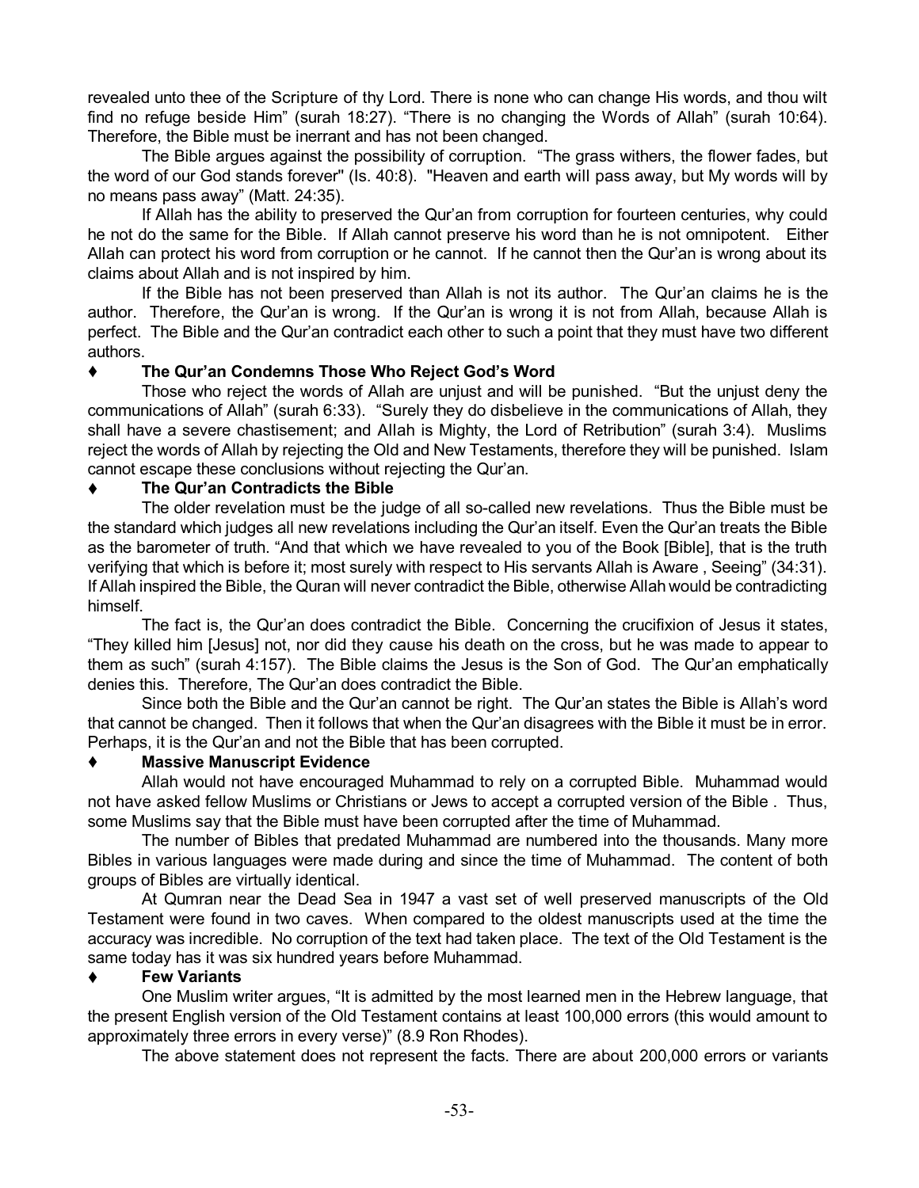revealed unto thee of the Scripture of thy Lord. There is none who can change His words, and thou wilt find no refuge beside Him" (surah 18:27). "There is no changing the Words of Allah" (surah 10:64). Therefore, the Bible must be inerrant and has not been changed.

The Bible argues against the possibility of corruption. "The grass withers, the flower fades, but the word of our God stands forever" (Is. 40:8). "Heaven and earth will pass away, but My words will by no means pass away" (Matt. 24:35).

If Allah has the ability to preserved the Qur'an from corruption for fourteen centuries, why could he not do the same for the Bible. If Allah cannot preserve his word than he is not omnipotent. Either Allah can protect his word from corruption or he cannot. If he cannot then the Qur'an is wrong about its claims about Allah and is not inspired by him.

If the Bible has not been preserved than Allah is not its author. The Qur'an claims he is the author. Therefore, the Qur'an is wrong. If the Qur'an is wrong it is not from Allah, because Allah is perfect. The Bible and the Qur'an contradict each other to such a point that they must have two different authors.

### ♦ The Qur'an Condemns Those Who Reject God's Word

Those who reject the words of Allah are unjust and will be punished. "But the unjust deny the communications of Allah" (surah 6:33). "Surely they do disbelieve in the communications of Allah, they shall have a severe chastisement; and Allah is Mighty, the Lord of Retribution" (surah 3:4). Muslims reject the words of Allah by rejecting the Old and New Testaments, therefore they will be punished. Islam cannot escape these conclusions without rejecting the Qur'an.

### ♦ The Qur'an Contradicts the Bible

The older revelation must be the judge of all so-called new revelations. Thus the Bible must be the standard which judges all new revelations including the Qur'an itself. Even the Qur'an treats the Bible as the barometer of truth. "And that which we have revealed to you of the Book [Bible], that is the truth verifying that which is before it; most surely with respect to His servants Allah is Aware , Seeing" (34:31). If Allah inspired the Bible, the Quran will never contradict the Bible, otherwise Allah would be contradicting himself.

The fact is, the Qur'an does contradict the Bible. Concerning the crucifixion of Jesus it states, "They killed him [Jesus] not, nor did they cause his death on the cross, but he was made to appear to them as such" (surah 4:157). The Bible claims the Jesus is the Son of God. The Qur'an emphatically denies this. Therefore, The Qur'an does contradict the Bible.

Since both the Bible and the Qur'an cannot be right. The Qur'an states the Bible is Allah's word that cannot be changed. Then it follows that when the Qur'an disagrees with the Bible it must be in error. Perhaps, it is the Qur'an and not the Bible that has been corrupted.

### ♦ Massive Manuscript Evidence

Allah would not have encouraged Muhammad to rely on a corrupted Bible. Muhammad would not have asked fellow Muslims or Christians or Jews to accept a corrupted version of the Bible . Thus, some Muslims say that the Bible must have been corrupted after the time of Muhammad.

The number of Bibles that predated Muhammad are numbered into the thousands. Many more Bibles in various languages were made during and since the time of Muhammad. The content of both groups of Bibles are virtually identical.

At Qumran near the Dead Sea in 1947 a vast set of well preserved manuscripts of the Old Testament were found in two caves. When compared to the oldest manuscripts used at the time the accuracy was incredible. No corruption of the text had taken place. The text of the Old Testament is the same today has it was six hundred years before Muhammad.

### ♦ Few Variants

One Muslim writer argues, "It is admitted by the most learned men in the Hebrew language, that the present English version of the Old Testament contains at least 100,000 errors (this would amount to approximately three errors in every verse)" (8.9 Ron Rhodes).

The above statement does not represent the facts. There are about 200,000 errors or variants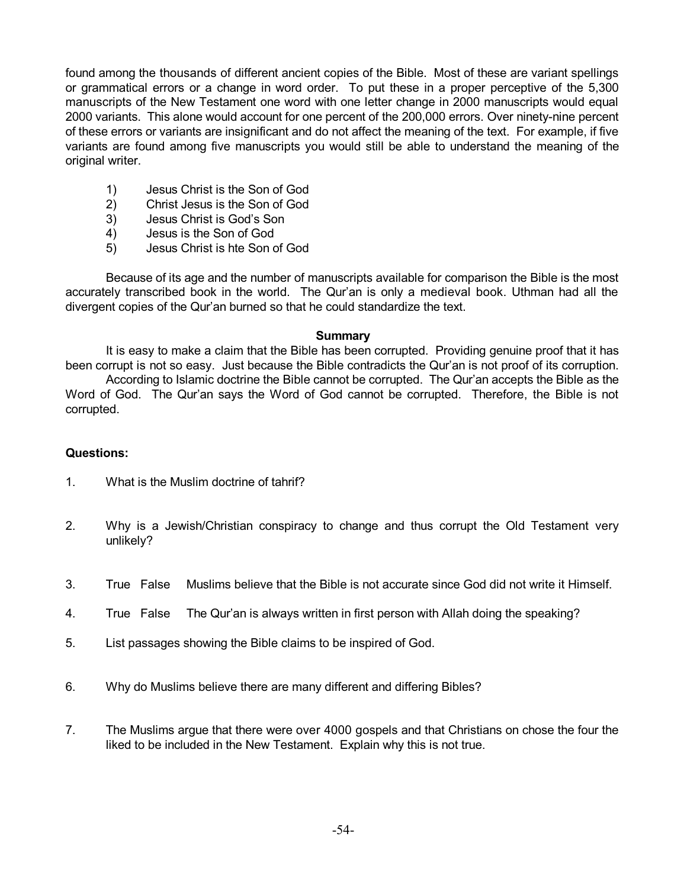found among the thousands of different ancient copies of the Bible. Most of these are variant spellings or grammatical errors or a change in word order. To put these in a proper perceptive of the 5,300 manuscripts of the New Testament one word with one letter change in 2000 manuscripts would equal 2000 variants. This alone would account for one percent of the 200,000 errors. Over ninety-nine percent of these errors or variants are insignificant and do not affect the meaning of the text. For example, if five variants are found among five manuscripts you would still be able to understand the meaning of the original writer.

1) Jesus Christ is the Son of God
2) Christ Jesus is the Son of God
3) Jesus Christ is God's Son
4) Jesus is the Son of God
5) Jesus Christ is hte Son of God

Because of its age and the number of manuscripts available for comparison the Bible is the most accurately transcribed book in the world. The Qur'an is only a medieval book. Uthman had all the divergent copies of the Qur'an burned so that he could standardize the text.

**Summary**

It is easy to make a claim that the Bible has been corrupted. Providing genuine proof that it has been corrupt is not so easy. Just because the Bible contradicts the Qur'an is not proof of its corruption.

According to Islamic doctrine the Bible cannot be corrupted. The Qur'an accepts the Bible as the Word of God. The Qur'an says the Word of God cannot be corrupted. Therefore, the Bible is not corrupted.

**Questions:**

1. What is the Muslim doctrine of tahrif?

2. Why is a Jewish/Christian conspiracy to change and thus corrupt the Old Testament very unlikely?

3. True False Muslims believe that the Bible is not accurate since God did not write it Himself.

4. True False The Qur'an is always written in first person with Allah doing the speaking?

5. List passages showing the Bible claims to be inspired of God.

6. Why do Muslims believe there are many different and differing Bibles?

7. The Muslims argue that there were over 4000 gospels and that Christians on chose the four the liked to be included in the New Testament. Explain why this is not true.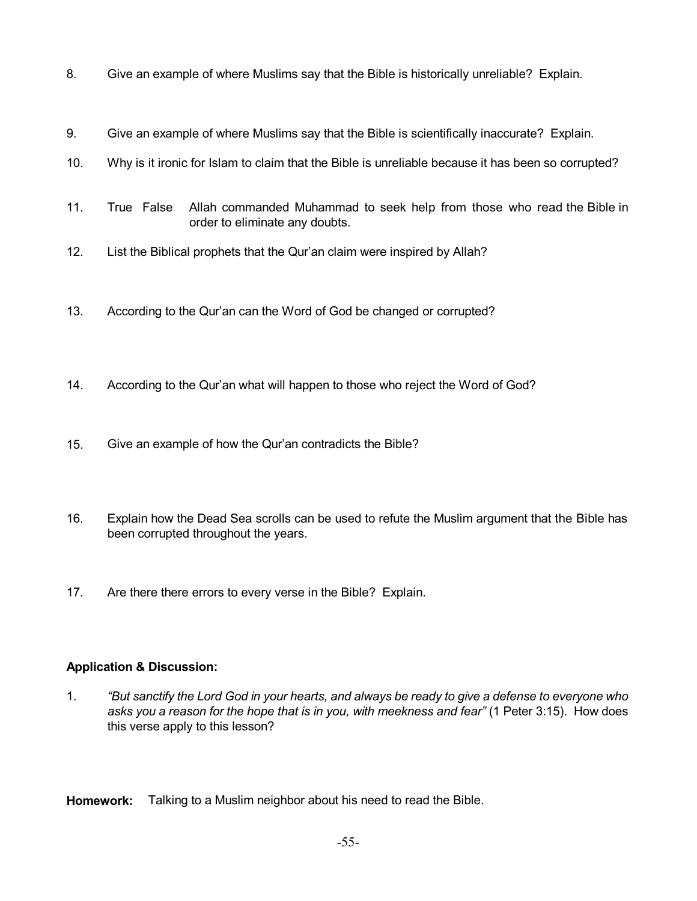8. Give an example of where Muslims say that the Bible is historically unreliable? Explain.

9. Give an example of where Muslims say that the Bible is scientifically inaccurate? Explain.

10. Why is it ironic for Islam to claim that the Bible is unreliable because it has been so corrupted?

11. True False Allah commanded Muhammad to seek help from those who read the Bible in order to eliminate any doubts.

12. List the Biblical prophets that the Qur'an claim were inspired by Allah?

13. According to the Qur'an can the Word of God be changed or corrupted?

14. According to the Qur'an what will happen to those who reject the Word of God?

15. Give an example of how the Qur'an contradicts the Bible?

16. Explain how the Dead Sea scrolls can be used to refute the Muslim argument that the Bible has been corrupted throughout the years.

17. Are there there errors to every verse in the Bible? Explain.

**Application & Discussion:**

1. *"But sanctify the Lord God in your hearts, and always be ready to give a defense to everyone who asks you a reason for the hope that is in you, with meekness and fear"* (1 Peter 3:15). How does this verse apply to this lesson?

**Homework:** Talking to a Muslim neighbor about his need to read the Bible.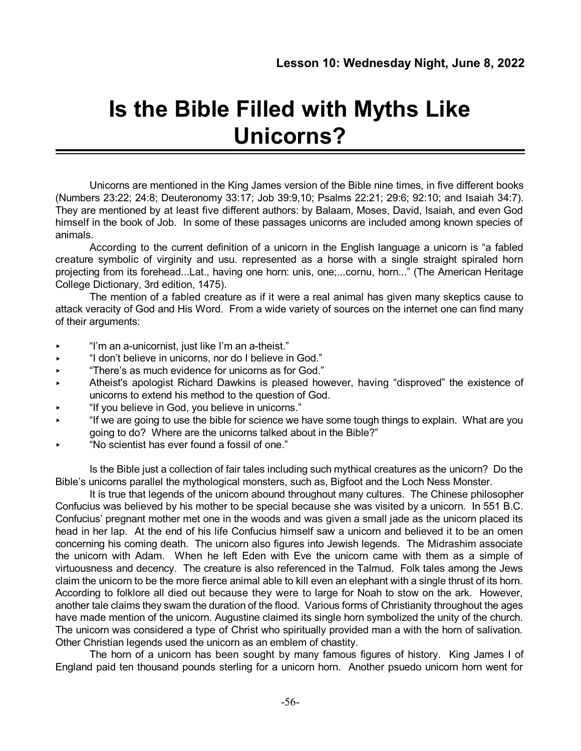**Lesson 10: Wednesday Night, June 8, 2022**

# Is the Bible Filled with Myths Like Unicorns?

Unicorns are mentioned in the King James version of the Bible nine times, in five different books (Numbers 23:22; 24:8; Deuteronomy 33:17; Job 39:9,10; Psalms 22:21; 29:6; 92:10; and Isaiah 34:7). They are mentioned by at least five different authors: by Balaam, Moses, David, Isaiah, and even God himself in the book of Job. In some of these passages unicorns are included among known species of animals.

According to the current definition of a unicorn in the English language a unicorn is "a fabled creature symbolic of virginity and usu. represented as a horse with a single straight spiraled horn projecting from its forehead...Lat., having one horn: unis, one;...cornu, horn..." (The American Heritage College Dictionary, 3rd edition, 1475).

The mention of a fabled creature as if it were a real animal has given many skeptics cause to attack veracity of God and His Word. From a wide variety of sources on the internet one can find many of their arguments:

- "I'm an a-unicornist, just like I'm an a-theist."
- "I don't believe in unicorns, nor do I believe in God."
- "There's as much evidence for unicorns as for God."
- Atheist's apologist Richard Dawkins is pleased however, having "disproved" the existence of unicorns to extend his method to the question of God.
- "If you believe in God, you believe in unicorns."
- "If we are going to use the bible for science we have some tough things to explain. What are you going to do? Where are the unicorns talked about in the Bible?"
- "No scientist has ever found a fossil of one."

Is the Bible just a collection of fair tales including such mythical creatures as the unicorn? Do the Bible's unicorns parallel the mythological monsters, such as, Bigfoot and the Loch Ness Monster.

It is true that legends of the unicorn abound throughout many cultures. The Chinese philosopher Confucius was believed by his mother to be special because she was visited by a unicorn. In 551 B.C. Confucius' pregnant mother met one in the woods and was given a small jade as the unicorn placed its head in her lap. At the end of his life Confucius himself saw a unicorn and believed it to be an omen concerning his coming death. The unicorn also figures into Jewish legends. The Midrashim associate the unicorn with Adam. When he left Eden with Eve the unicorn came with them as a simple of virtuousness and decency. The creature is also referenced in the Talmud. Folk tales among the Jews claim the unicorn to be the more fierce animal able to kill even an elephant with a single thrust of its horn. According to folklore all died out because they were to large for Noah to stow on the ark. However, another tale claims they swam the duration of the flood. Various forms of Christianity throughout the ages have made mention of the unicorn. Augustine claimed its single horn symbolized the unity of the church. The unicorn was considered a type of Christ who spiritually provided man a with the horn of salivation. Other Christian legends used the unicorn as an emblem of chastity.

The horn of a unicorn has been sought by many famous figures of history. King James I of England paid ten thousand pounds sterling for a unicorn horn. Another psuedo unicorn horn went for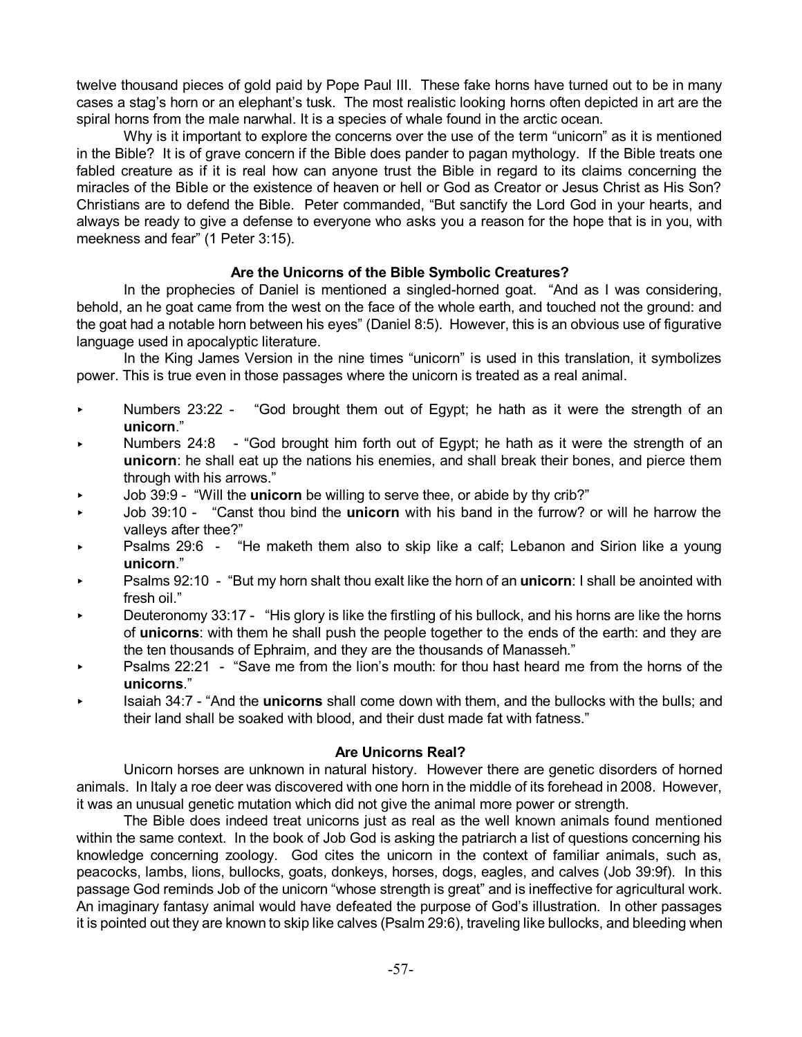twelve thousand pieces of gold paid by Pope Paul III. These fake horns have turned out to be in many cases a stag's horn or an elephant's tusk. The most realistic looking horns often depicted in art are the spiral horns from the male narwhal. It is a species of whale found in the arctic ocean.

Why is it important to explore the concerns over the use of the term "unicorn" as it is mentioned in the Bible? It is of grave concern if the Bible does pander to pagan mythology. If the Bible treats one fabled creature as if it is real how can anyone trust the Bible in regard to its claims concerning the miracles of the Bible or the existence of heaven or hell or God as Creator or Jesus Christ as His Son? Christians are to defend the Bible. Peter commanded, "But sanctify the Lord God in your hearts, and always be ready to give a defense to everyone who asks you a reason for the hope that is in you, with meekness and fear" (1 Peter 3:15).

### Are the Unicorns of the Bible Symbolic Creatures?

In the prophecies of Daniel is mentioned a singled-horned goat. "And as I was considering, behold, an he goat came from the west on the face of the whole earth, and touched not the ground: and the goat had a notable horn between his eyes" (Daniel 8:5). However, this is an obvious use of figurative language used in apocalyptic literature.

In the King James Version in the nine times "unicorn" is used in this translation, it symbolizes power. This is true even in those passages where the unicorn is treated as a real animal.

- Numbers 23:22 - "God brought them out of Egypt; he hath as it were the strength of an **unicorn**."
- Numbers 24:8 - "God brought him forth out of Egypt; he hath as it were the strength of an **unicorn**: he shall eat up the nations his enemies, and shall break their bones, and pierce them through with his arrows."
- Job 39:9 - "Will the **unicorn** be willing to serve thee, or abide by thy crib?"
- Job 39:10 - "Canst thou bind the **unicorn** with his band in the furrow? or will he harrow the valleys after thee?"
- Psalms 29:6 - "He maketh them also to skip like a calf; Lebanon and Sirion like a young **unicorn**."
- Psalms 92:10 - "But my horn shalt thou exalt like the horn of an **unicorn**: I shall be anointed with fresh oil."
- Deuteronomy 33:17 - "His glory is like the firstling of his bullock, and his horns are like the horns of **unicorns**: with them he shall push the people together to the ends of the earth: and they are the ten thousands of Ephraim, and they are the thousands of Manasseh."
- Psalms 22:21 - "Save me from the lion's mouth: for thou hast heard me from the horns of the **unicorns**."
- Isaiah 34:7 - "And the **unicorns** shall come down with them, and the bullocks with the bulls; and their land shall be soaked with blood, and their dust made fat with fatness."

### Are Unicorns Real?

Unicorn horses are unknown in natural history. However there are genetic disorders of horned animals. In Italy a roe deer was discovered with one horn in the middle of its forehead in 2008. However, it was an unusual genetic mutation which did not give the animal more power or strength.

The Bible does indeed treat unicorns just as real as the well known animals found mentioned within the same context. In the book of Job God is asking the patriarch a list of questions concerning his knowledge concerning zoology. God cites the unicorn in the context of familiar animals, such as, peacocks, lambs, lions, bullocks, goats, donkeys, horses, dogs, eagles, and calves (Job 39:9f). In this passage God reminds Job of the unicorn "whose strength is great" and is ineffective for agricultural work. An imaginary fantasy animal would have defeated the purpose of God's illustration. In other passages it is pointed out they are known to skip like calves (Psalm 29:6), traveling like bullocks, and bleeding when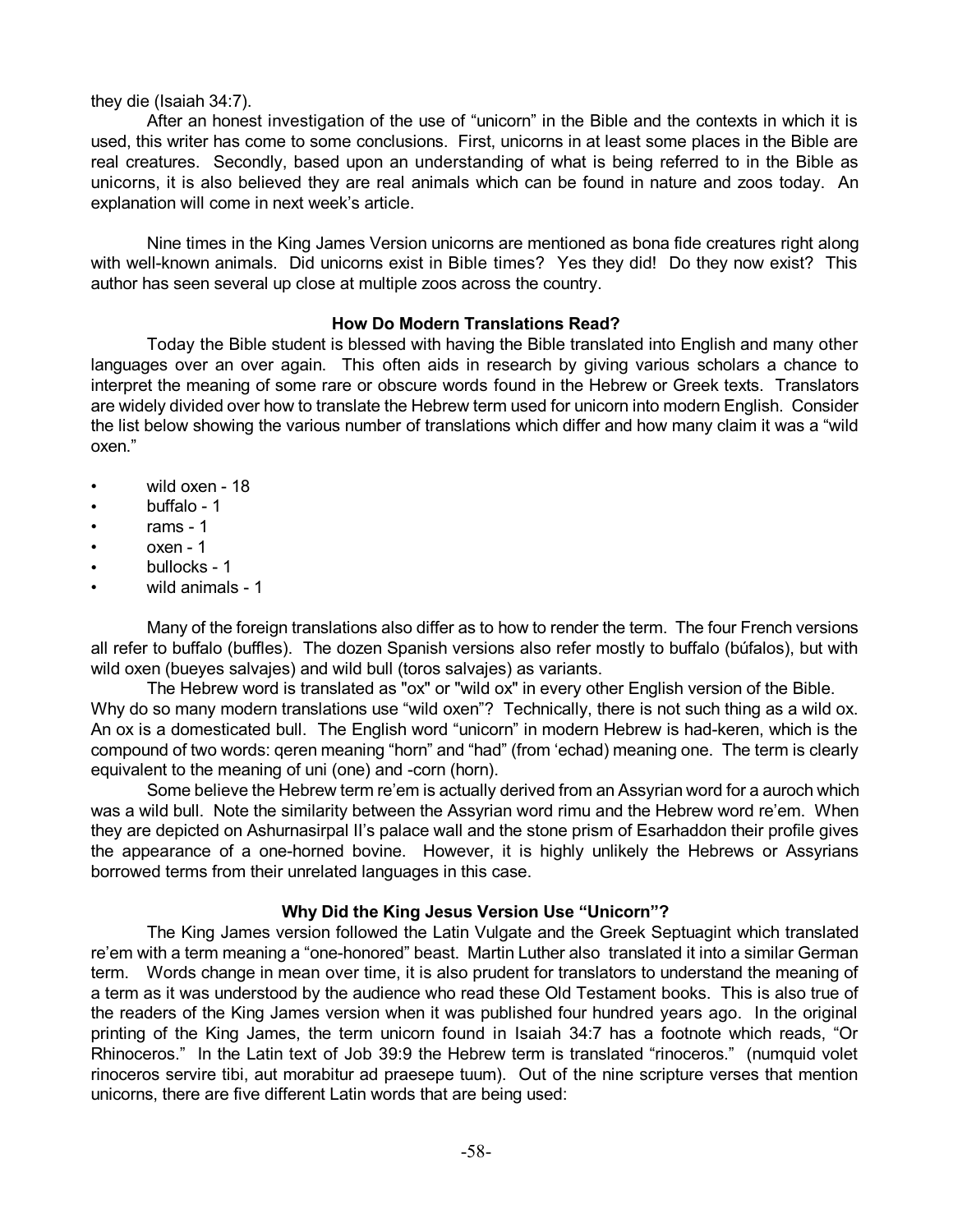they die (Isaiah 34:7).

After an honest investigation of the use of "unicorn" in the Bible and the contexts in which it is used, this writer has come to some conclusions. First, unicorns in at least some places in the Bible are real creatures. Secondly, based upon an understanding of what is being referred to in the Bible as unicorns, it is also believed they are real animals which can be found in nature and zoos today. An explanation will come in next week's article.

Nine times in the King James Version unicorns are mentioned as bona fide creatures right along with well-known animals. Did unicorns exist in Bible times? Yes they did! Do they now exist? This author has seen several up close at multiple zoos across the country.

**How Do Modern Translations Read?**

Today the Bible student is blessed with having the Bible translated into English and many other languages over an over again. This often aids in research by giving various scholars a chance to interpret the meaning of some rare or obscure words found in the Hebrew or Greek texts. Translators are widely divided over how to translate the Hebrew term used for unicorn into modern English. Consider the list below showing the various number of translations which differ and how many claim it was a "wild oxen."

- wild oxen - 18
- buffalo - 1
- rams - 1
- oxen - 1
- bullocks - 1
- wild animals - 1

Many of the foreign translations also differ as to how to render the term. The four French versions all refer to buffalo (buffles). The dozen Spanish versions also refer mostly to buffalo (búfalos), but with wild oxen (bueyes salvajes) and wild bull (toros salvajes) as variants.

The Hebrew word is translated as "ox" or "wild ox" in every other English version of the Bible. Why do so many modern translations use "wild oxen"? Technically, there is not such thing as a wild ox. An ox is a domesticated bull. The English word "unicorn" in modern Hebrew is had-keren, which is the compound of two words: qeren meaning "horn" and "had" (from 'echad) meaning one. The term is clearly equivalent to the meaning of uni (one) and -corn (horn).

Some believe the Hebrew term re'em is actually derived from an Assyrian word for a auroch which was a wild bull. Note the similarity between the Assyrian word rimu and the Hebrew word re'em. When they are depicted on Ashurnasirpal II's palace wall and the stone prism of Esarhaddon their profile gives the appearance of a one-horned bovine. However, it is highly unlikely the Hebrews or Assyrians borrowed terms from their unrelated languages in this case.

**Why Did the King Jesus Version Use "Unicorn"?**

The King James version followed the Latin Vulgate and the Greek Septuagint which translated re'em with a term meaning a "one-honored" beast. Martin Luther also translated it into a similar German term. Words change in mean over time, it is also prudent for translators to understand the meaning of a term as it was understood by the audience who read these Old Testament books. This is also true of the readers of the King James version when it was published four hundred years ago. In the original printing of the King James, the term unicorn found in Isaiah 34:7 has a footnote which reads, "Or Rhinoceros." In the Latin text of Job 39:9 the Hebrew term is translated "rinoceros." (numquid volet rinoceros servire tibi, aut morabitur ad praesepe tuum). Out of the nine scripture verses that mention unicorns, there are five different Latin words that are being used: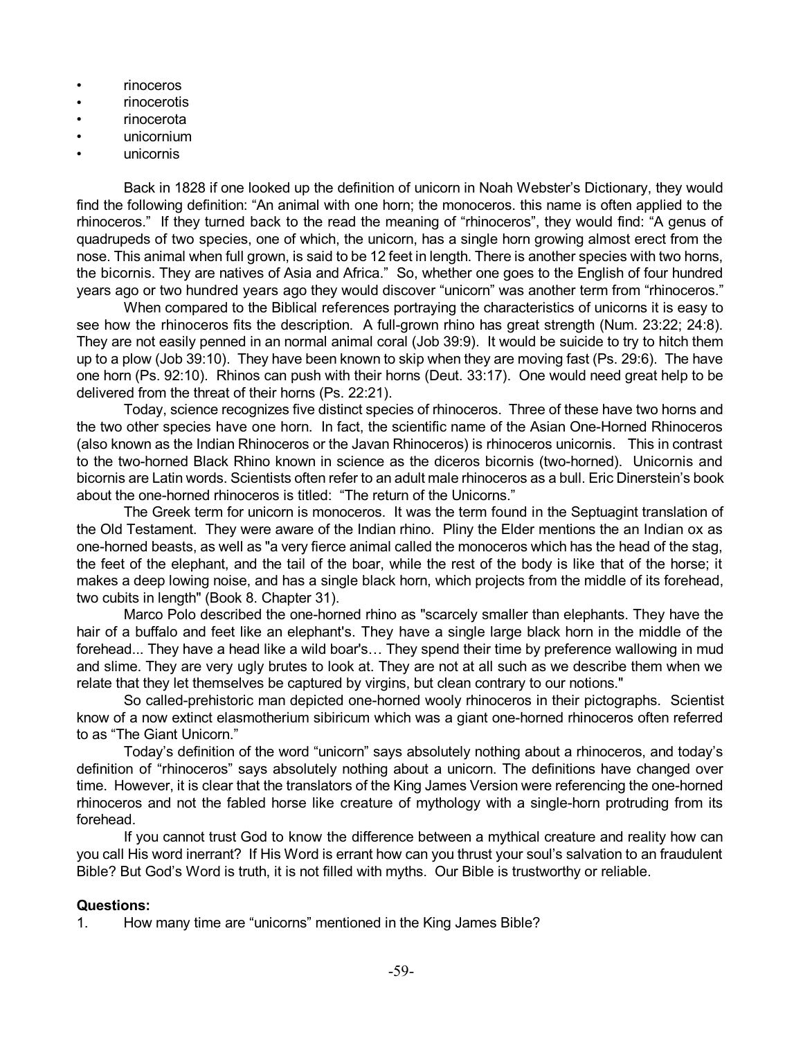- rinoceros
- rinocerotis
- rinocerota
- unicornium
- unicornis

Back in 1828 if one looked up the definition of unicorn in Noah Webster's Dictionary, they would find the following definition: "An animal with one horn; the monoceros. this name is often applied to the rhinoceros." If they turned back to the read the meaning of "rhinoceros", they would find: "A genus of quadrupeds of two species, one of which, the unicorn, has a single horn growing almost erect from the nose. This animal when full grown, is said to be 12 feet in length. There is another species with two horns, the bicornis. They are natives of Asia and Africa." So, whether one goes to the English of four hundred years ago or two hundred years ago they would discover "unicorn" was another term from "rhinoceros."

When compared to the Biblical references portraying the characteristics of unicorns it is easy to see how the rhinoceros fits the description. A full-grown rhino has great strength (Num. 23:22; 24:8). They are not easily penned in an normal animal coral (Job 39:9). It would be suicide to try to hitch them up to a plow (Job 39:10). They have been known to skip when they are moving fast (Ps. 29:6). The have one horn (Ps. 92:10). Rhinos can push with their horns (Deut. 33:17). One would need great help to be delivered from the threat of their horns (Ps. 22:21).

Today, science recognizes five distinct species of rhinoceros. Three of these have two horns and the two other species have one horn. In fact, the scientific name of the Asian One-Horned Rhinoceros (also known as the Indian Rhinoceros or the Javan Rhinoceros) is rhinoceros unicornis. This in contrast to the two-horned Black Rhino known in science as the diceros bicornis (two-horned). Unicornis and bicornis are Latin words. Scientists often refer to an adult male rhinoceros as a bull. Eric Dinerstein's book about the one-horned rhinoceros is titled: "The return of the Unicorns."

The Greek term for unicorn is monoceros. It was the term found in the Septuagint translation of the Old Testament. They were aware of the Indian rhino. Pliny the Elder mentions the an Indian ox as one-horned beasts, as well as "a very fierce animal called the monoceros which has the head of the stag, the feet of the elephant, and the tail of the boar, while the rest of the body is like that of the horse; it makes a deep lowing noise, and has a single black horn, which projects from the middle of its forehead, two cubits in length" (Book 8. Chapter 31).

Marco Polo described the one-horned rhino as "scarcely smaller than elephants. They have the hair of a buffalo and feet like an elephant's. They have a single large black horn in the middle of the forehead... They have a head like a wild boar's… They spend their time by preference wallowing in mud and slime. They are very ugly brutes to look at. They are not at all such as we describe them when we relate that they let themselves be captured by virgins, but clean contrary to our notions."

So called-prehistoric man depicted one-horned wooly rhinoceros in their pictographs. Scientist know of a now extinct elasmotherium sibiricum which was a giant one-horned rhinoceros often referred to as "The Giant Unicorn."

Today's definition of the word "unicorn" says absolutely nothing about a rhinoceros, and today's definition of "rhinoceros" says absolutely nothing about a unicorn. The definitions have changed over time. However, it is clear that the translators of the King James Version were referencing the one-horned rhinoceros and not the fabled horse like creature of mythology with a single-horn protruding from its forehead.

If you cannot trust God to know the difference between a mythical creature and reality how can you call His word inerrant? If His Word is errant how can you thrust your soul's salvation to an fraudulent Bible? But God's Word is truth, it is not filled with myths. Our Bible is trustworthy or reliable.

**Questions:**

1. How many time are "unicorns" mentioned in the King James Bible?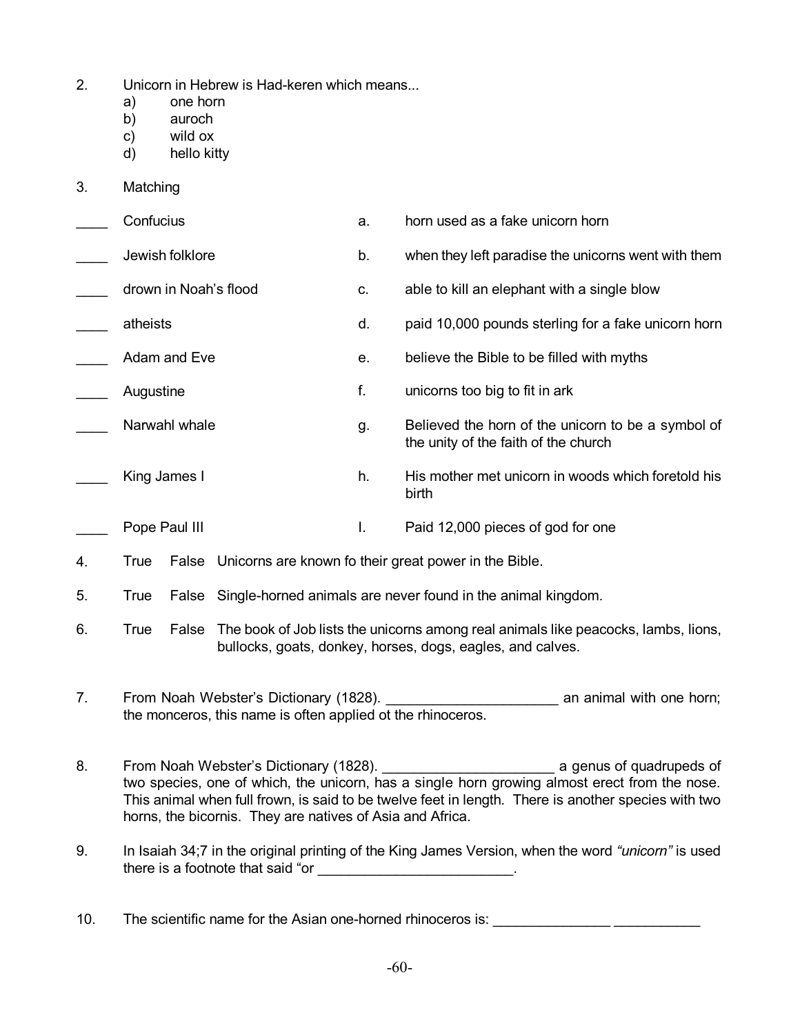2. Unicorn in Hebrew is Had-keren which means...
   a) one horn
   b) auroch
   c) wild ox
   d) hello kitty

3. Matching

| | | | |
|---|---|---|---|
| ____ | Confucius | a. | horn used as a fake unicorn horn |
| ____ | Jewish folklore | b. | when they left paradise the unicorns went with them |
| ____ | drown in Noah's flood | c. | able to kill an elephant with a single blow |
| ____ | atheists | d. | paid 10,000 pounds sterling for a fake unicorn horn |
| ____ | Adam and Eve | e. | believe the Bible to be filled with myths |
| ____ | Augustine | f. | unicorns too big to fit in ark |
| ____ | Narwahl whale | g. | Believed the horn of the unicorn to be a symbol of the unity of the faith of the church |
| ____ | King James I | h. | His mother met unicorn in woods which foretold his birth |
| ____ | Pope Paul III | I. | Paid 12,000 pieces of god for one |

4. True False Unicorns are known fo their great power in the Bible.

5. True False Single-horned animals are never found in the animal kingdom.

6. True False The book of Job lists the unicorns among real animals like peacocks, lambs, lions, bullocks, goats, donkey, horses, dogs, eagles, and calves.

7. From Noah Webster's Dictionary (1828). ______________________ an animal with one horn; the monceros, this name is often applied ot the rhinoceros.

8. From Noah Webster's Dictionary (1828). ______________________ a genus of quadrupeds of two species, one of which, the unicorn, has a single horn growing almost erect from the nose. This animal when full frown, is said to be twelve feet in length. There is another species with two horns, the bicornis. They are natives of Asia and Africa.

9. In Isaiah 34;7 in the original printing of the King James Version, when the word *"unicorn"* is used there is a footnote that said "or _________________________.

10. The scientific name for the Asian one-horned rhinoceros is: _______________ ___________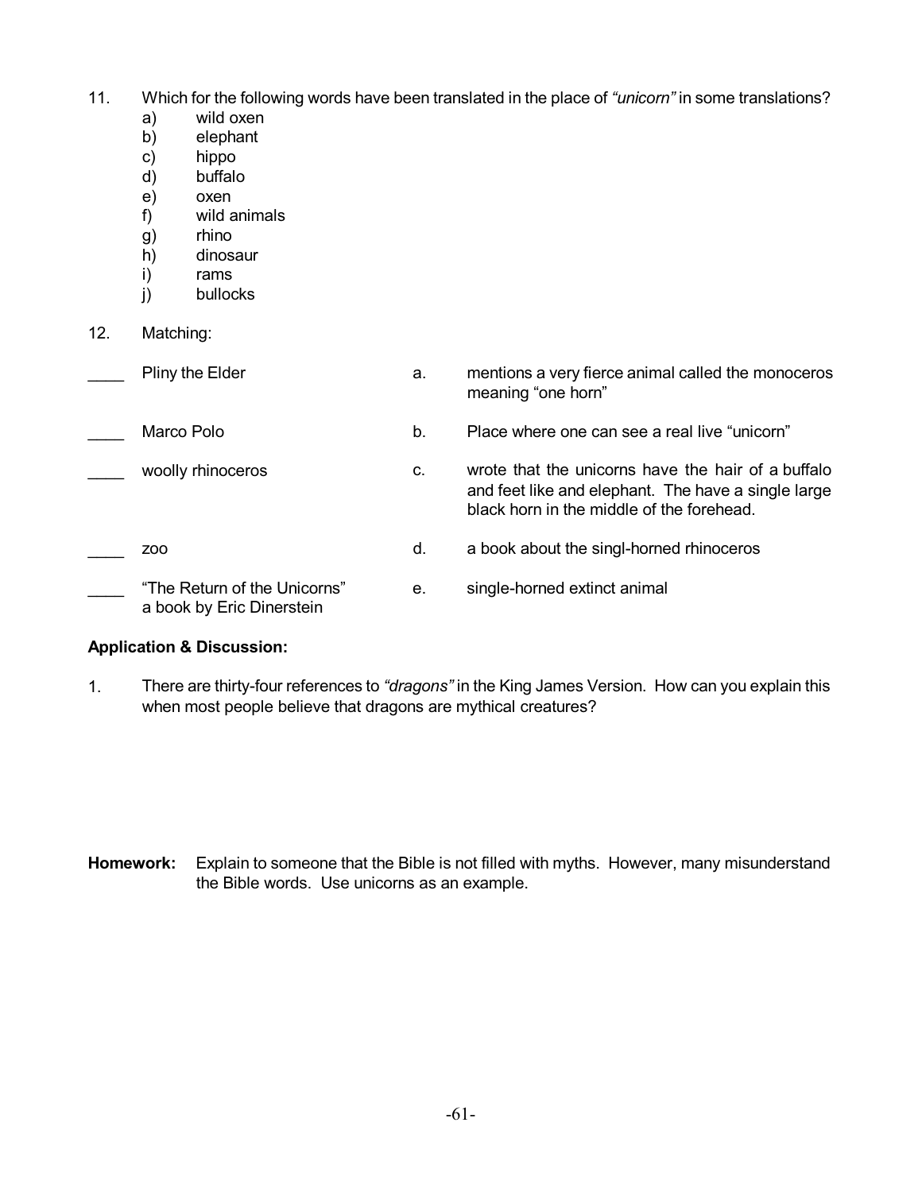11. Which for the following words have been translated in the place of *"unicorn"* in some translations?
    a) wild oxen
    b) elephant
    c) hippo
    d) buffalo
    e) oxen
    f) wild animals
    g) rhino
    h) dinosaur
    i) rams
    j) bullocks

12. Matching:

| | | | |
|---|---|---|---|
| ____ | Pliny the Elder | a. | mentions a very fierce animal called the monoceros meaning "one horn" |
| ____ | Marco Polo | b. | Place where one can see a real live "unicorn" |
| ____ | woolly rhinoceros | c. | wrote that the unicorns have the hair of a buffalo and feet like and elephant. The have a single large black horn in the middle of the forehead. |
| ____ | zoo | d. | a book about the singl-horned rhinoceros |
| ____ | "The Return of the Unicorns" a book by Eric Dinerstein | e. | single-horned extinct animal |

**Application & Discussion:**

1. There are thirty-four references to *"dragons"* in the King James Version. How can you explain this when most people believe that dragons are mythical creatures?

**Homework:** Explain to someone that the Bible is not filled with myths. However, many misunderstand the Bible words. Use unicorns as an example.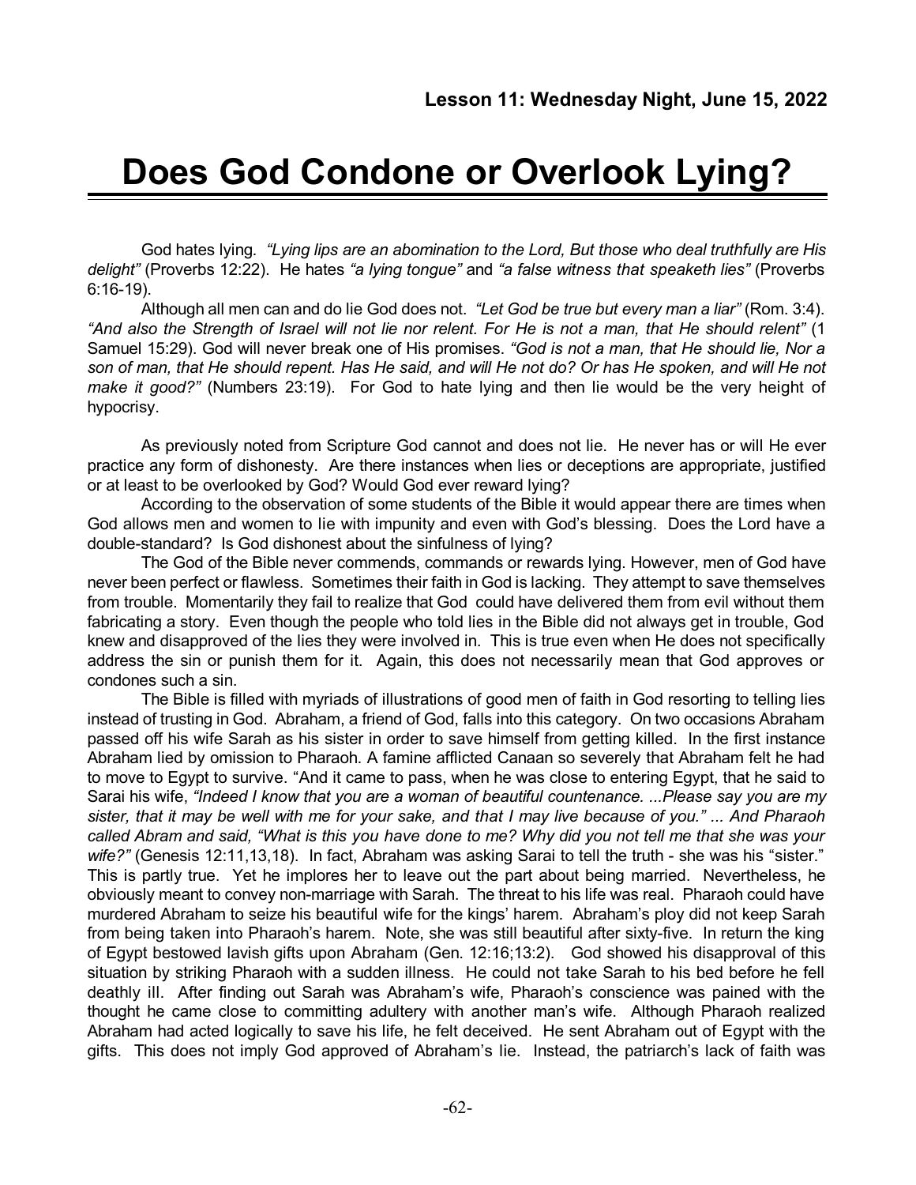**Lesson 11: Wednesday Night, June 15, 2022**

# Does God Condone or Overlook Lying?

God hates lying. *"Lying lips are an abomination to the Lord, But those who deal truthfully are His delight"* (Proverbs 12:22). He hates *"a lying tongue"* and *"a false witness that speaketh lies"* (Proverbs 6:16-19).

Although all men can and do lie God does not. *"Let God be true but every man a liar"* (Rom. 3:4). *"And also the Strength of Israel will not lie nor relent. For He is not a man, that He should relent"* (1 Samuel 15:29). God will never break one of His promises. *"God is not a man, that He should lie, Nor a son of man, that He should repent. Has He said, and will He not do? Or has He spoken, and will He not make it good?"* (Numbers 23:19). For God to hate lying and then lie would be the very height of hypocrisy.

As previously noted from Scripture God cannot and does not lie. He never has or will He ever practice any form of dishonesty. Are there instances when lies or deceptions are appropriate, justified or at least to be overlooked by God? Would God ever reward lying?

According to the observation of some students of the Bible it would appear there are times when God allows men and women to lie with impunity and even with God's blessing. Does the Lord have a double-standard? Is God dishonest about the sinfulness of lying?

The God of the Bible never commends, commands or rewards lying. However, men of God have never been perfect or flawless. Sometimes their faith in God is lacking. They attempt to save themselves from trouble. Momentarily they fail to realize that God could have delivered them from evil without them fabricating a story. Even though the people who told lies in the Bible did not always get in trouble, God knew and disapproved of the lies they were involved in. This is true even when He does not specifically address the sin or punish them for it. Again, this does not necessarily mean that God approves or condones such a sin.

The Bible is filled with myriads of illustrations of good men of faith in God resorting to telling lies instead of trusting in God. Abraham, a friend of God, falls into this category. On two occasions Abraham passed off his wife Sarah as his sister in order to save himself from getting killed. In the first instance Abraham lied by omission to Pharaoh. A famine afflicted Canaan so severely that Abraham felt he had to move to Egypt to survive. "And it came to pass, when he was close to entering Egypt, that he said to Sarai his wife, *"Indeed I know that you are a woman of beautiful countenance. ...Please say you are my sister, that it may be well with me for your sake, and that I may live because of you." ... And Pharaoh called Abram and said, "What is this you have done to me? Why did you not tell me that she was your wife?"* (Genesis 12:11,13,18). In fact, Abraham was asking Sarai to tell the truth - she was his "sister." This is partly true. Yet he implores her to leave out the part about being married. Nevertheless, he obviously meant to convey non-marriage with Sarah. The threat to his life was real. Pharaoh could have murdered Abraham to seize his beautiful wife for the kings' harem. Abraham's ploy did not keep Sarah from being taken into Pharaoh's harem. Note, she was still beautiful after sixty-five. In return the king of Egypt bestowed lavish gifts upon Abraham (Gen. 12:16;13:2). God showed his disapproval of this situation by striking Pharaoh with a sudden illness. He could not take Sarah to his bed before he fell deathly ill. After finding out Sarah was Abraham's wife, Pharaoh's conscience was pained with the thought he came close to committing adultery with another man's wife. Although Pharaoh realized Abraham had acted logically to save his life, he felt deceived. He sent Abraham out of Egypt with the gifts. This does not imply God approved of Abraham's lie. Instead, the patriarch's lack of faith was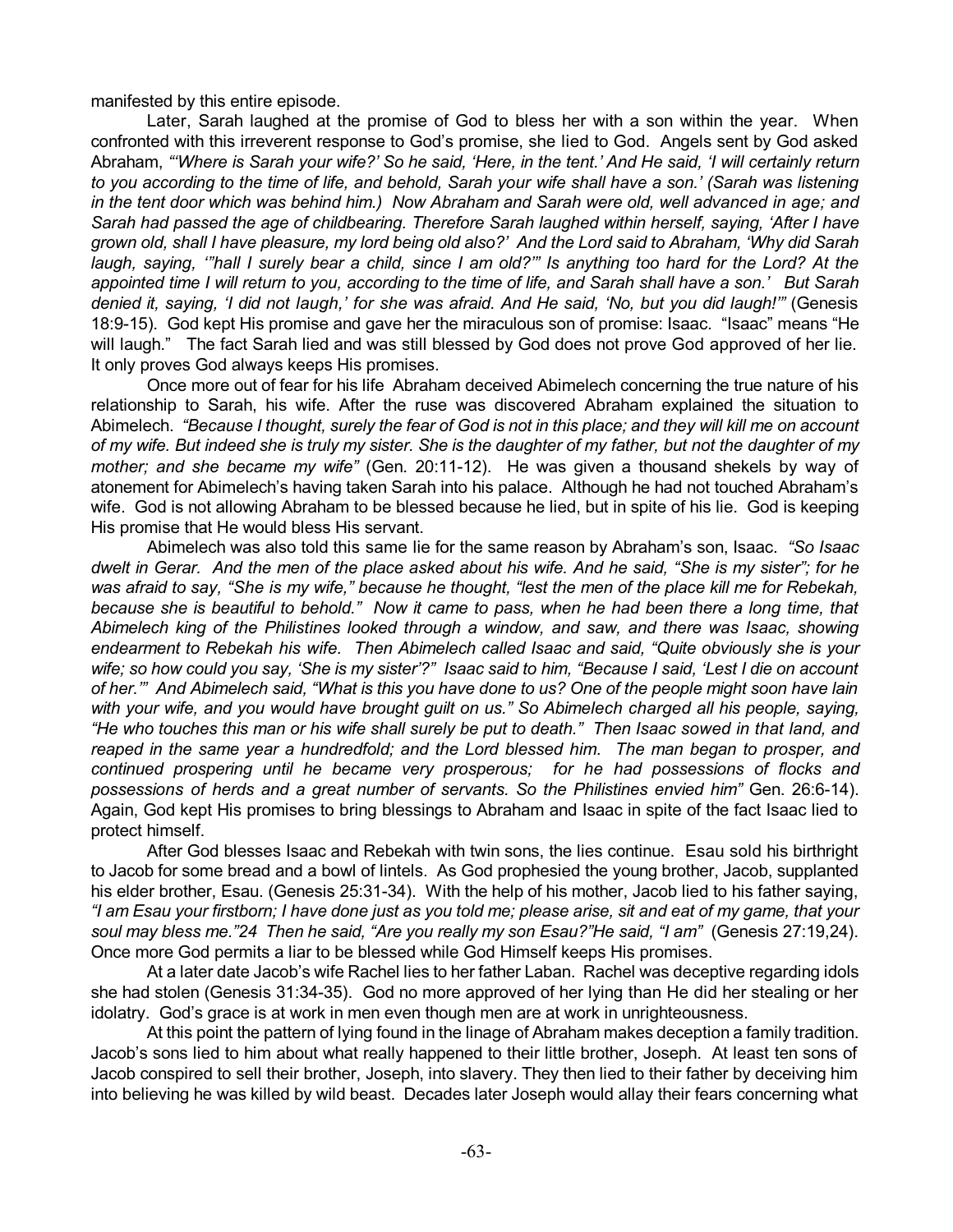manifested by this entire episode.

Later, Sarah laughed at the promise of God to bless her with a son within the year. When confronted with this irreverent response to God's promise, she lied to God. Angels sent by God asked Abraham, *"'Where is Sarah your wife?' So he said, 'Here, in the tent.' And He said, 'I will certainly return to you according to the time of life, and behold, Sarah your wife shall have a son.' (Sarah was listening in the tent door which was behind him.) Now Abraham and Sarah were old, well advanced in age; and Sarah had passed the age of childbearing. Therefore Sarah laughed within herself, saying, 'After I have grown old, shall I have pleasure, my lord being old also?' And the Lord said to Abraham, 'Why did Sarah laugh, saying, '"hall I surely bear a child, since I am old?"' Is anything too hard for the Lord? At the appointed time I will return to you, according to the time of life, and Sarah shall have a son.' But Sarah denied it, saying, 'I did not laugh,' for she was afraid. And He said, 'No, but you did laugh!'"* (Genesis 18:9-15). God kept His promise and gave her the miraculous son of promise: Isaac. "Isaac" means "He will laugh." The fact Sarah lied and was still blessed by God does not prove God approved of her lie. It only proves God always keeps His promises.

Once more out of fear for his life Abraham deceived Abimelech concerning the true nature of his relationship to Sarah, his wife. After the ruse was discovered Abraham explained the situation to Abimelech. *"Because I thought, surely the fear of God is not in this place; and they will kill me on account of my wife. But indeed she is truly my sister. She is the daughter of my father, but not the daughter of my mother; and she became my wife"* (Gen. 20:11-12). He was given a thousand shekels by way of atonement for Abimelech's having taken Sarah into his palace. Although he had not touched Abraham's wife. God is not allowing Abraham to be blessed because he lied, but in spite of his lie. God is keeping His promise that He would bless His servant.

Abimelech was also told this same lie for the same reason by Abraham's son, Isaac. *"So Isaac dwelt in Gerar. And the men of the place asked about his wife. And he said, "She is my sister"; for he was afraid to say, "She is my wife," because he thought, "lest the men of the place kill me for Rebekah, because she is beautiful to behold." Now it came to pass, when he had been there a long time, that Abimelech king of the Philistines looked through a window, and saw, and there was Isaac, showing endearment to Rebekah his wife. Then Abimelech called Isaac and said, "Quite obviously she is your wife; so how could you say, 'She is my sister'?" Isaac said to him, "Because I said, 'Lest I die on account of her.'" And Abimelech said, "What is this you have done to us? One of the people might soon have lain with your wife, and you would have brought guilt on us." So Abimelech charged all his people, saying, "He who touches this man or his wife shall surely be put to death." Then Isaac sowed in that land, and reaped in the same year a hundredfold; and the Lord blessed him. The man began to prosper, and continued prospering until he became very prosperous; for he had possessions of flocks and possessions of herds and a great number of servants. So the Philistines envied him"* Gen. 26:6-14). Again, God kept His promises to bring blessings to Abraham and Isaac in spite of the fact Isaac lied to protect himself.

After God blesses Isaac and Rebekah with twin sons, the lies continue. Esau sold his birthright to Jacob for some bread and a bowl of lintels. As God prophesied the young brother, Jacob, supplanted his elder brother, Esau. (Genesis 25:31-34). With the help of his mother, Jacob lied to his father saying, *"I am Esau your firstborn; I have done just as you told me; please arise, sit and eat of my game, that your soul may bless me."24 Then he said, "Are you really my son Esau?"He said, "I am"* (Genesis 27:19,24). Once more God permits a liar to be blessed while God Himself keeps His promises.

At a later date Jacob's wife Rachel lies to her father Laban. Rachel was deceptive regarding idols she had stolen (Genesis 31:34-35). God no more approved of her lying than He did her stealing or her idolatry. God's grace is at work in men even though men are at work in unrighteousness.

At this point the pattern of lying found in the linage of Abraham makes deception a family tradition. Jacob's sons lied to him about what really happened to their little brother, Joseph. At least ten sons of Jacob conspired to sell their brother, Joseph, into slavery. They then lied to their father by deceiving him into believing he was killed by wild beast. Decades later Joseph would allay their fears concerning what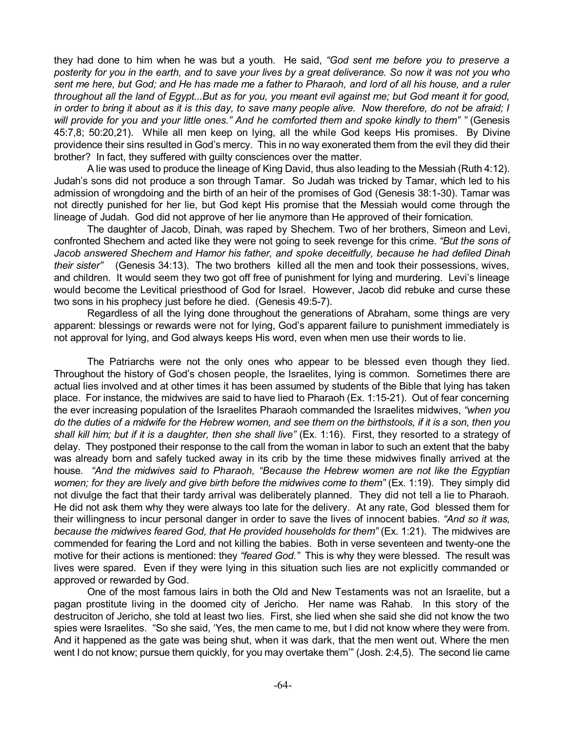they had done to him when he was but a youth. He said, *"God sent me before you to preserve a posterity for you in the earth, and to save your lives by a great deliverance. So now it was not you who sent me here, but God; and He has made me a father to Pharaoh, and lord of all his house, and a ruler throughout all the land of Egypt...But as for you, you meant evil against me; but God meant it for good, in order to bring it about as it is this day, to save many people alive. Now therefore, do not be afraid; I will provide for you and your little ones." And he comforted them and spoke kindly to them" "* (Genesis 45:7,8; 50:20,21). While all men keep on lying, all the while God keeps His promises. By Divine providence their sins resulted in God's mercy. This in no way exonerated them from the evil they did their brother? In fact, they suffered with guilty consciences over the matter.

A lie was used to produce the lineage of King David, thus also leading to the Messiah (Ruth 4:12). Judah's sons did not produce a son through Tamar. So Judah was tricked by Tamar, which led to his admission of wrongdoing and the birth of an heir of the promises of God (Genesis 38:1-30). Tamar was not directly punished for her lie, but God kept His promise that the Messiah would come through the lineage of Judah. God did not approve of her lie anymore than He approved of their fornication.

The daughter of Jacob, Dinah, was raped by Shechem. Two of her brothers, Simeon and Levi, confronted Shechem and acted like they were not going to seek revenge for this crime. *"But the sons of Jacob answered Shechem and Hamor his father, and spoke deceitfully, because he had defiled Dinah their sister"* (Genesis 34:13). The two brothers killed all the men and took their possessions, wives, and children. It would seem they two got off free of punishment for lying and murdering. Levi's lineage would become the Levitical priesthood of God for Israel. However, Jacob did rebuke and curse these two sons in his prophecy just before he died. (Genesis 49:5-7).

Regardless of all the lying done throughout the generations of Abraham, some things are very apparent: blessings or rewards were not for lying, God's apparent failure to punishment immediately is not approval for lying, and God always keeps His word, even when men use their words to lie.

The Patriarchs were not the only ones who appear to be blessed even though they lied. Throughout the history of God's chosen people, the Israelites, lying is common. Sometimes there are actual lies involved and at other times it has been assumed by students of the Bible that lying has taken place. For instance, the midwives are said to have lied to Pharaoh (Ex. 1:15-21). Out of fear concerning the ever increasing population of the Israelites Pharaoh commanded the Israelites midwives, *"when you do the duties of a midwife for the Hebrew women, and see them on the birthstools, if it is a son, then you shall kill him; but if it is a daughter, then she shall live"* (Ex. 1:16). First, they resorted to a strategy of delay. They postponed their response to the call from the woman in labor to such an extent that the baby was already born and safely tucked away in its crib by the time these midwives finally arrived at the house. *"And the midwives said to Pharaoh, "Because the Hebrew women are not like the Egyptian women; for they are lively and give birth before the midwives come to them"* (Ex. 1:19). They simply did not divulge the fact that their tardy arrival was deliberately planned. They did not tell a lie to Pharaoh. He did not ask them why they were always too late for the delivery. At any rate, God blessed them for their willingness to incur personal danger in order to save the lives of innocent babies. *"And so it was, because the midwives feared God, that He provided households for them"* (Ex. 1:21). The midwives are commended for fearing the Lord and not killing the babies. Both in verse seventeen and twenty-one the motive for their actions is mentioned: they *"feared God."* This is why they were blessed. The result was lives were spared. Even if they were lying in this situation such lies are not explicitly commanded or approved or rewarded by God.

One of the most famous lairs in both the Old and New Testaments was not an Israelite, but a pagan prostitute living in the doomed city of Jericho. Her name was Rahab. In this story of the destruciton of Jericho, she told at least two lies. First, she lied when she said she did not know the two spies were Israelites. "So she said, 'Yes, the men came to me, but I did not know where they were from. And it happened as the gate was being shut, when it was dark, that the men went out. Where the men went I do not know; pursue them quickly, for you may overtake them'" (Josh. 2:4,5). The second lie came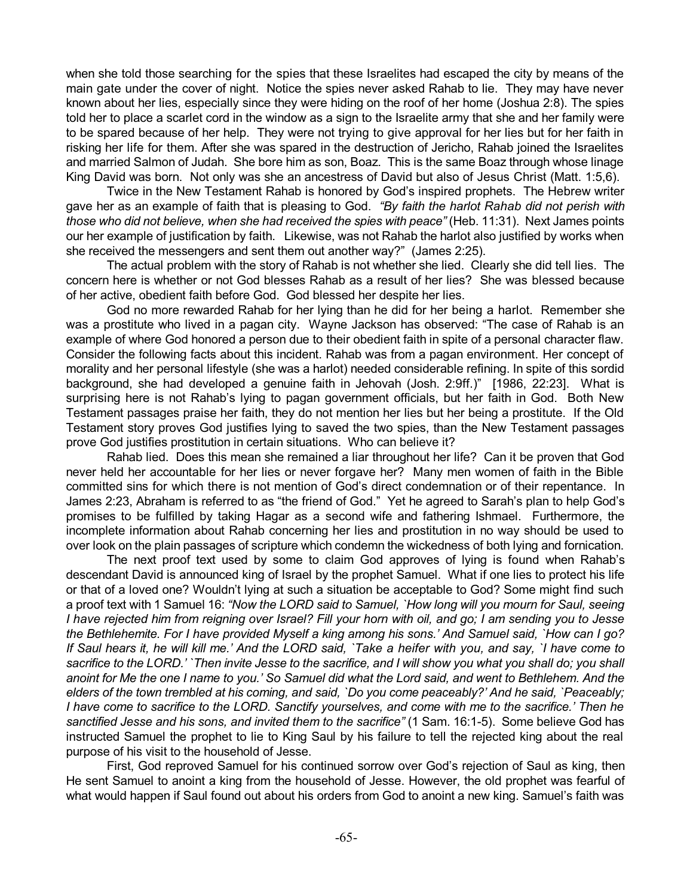when she told those searching for the spies that these Israelites had escaped the city by means of the main gate under the cover of night. Notice the spies never asked Rahab to lie. They may have never known about her lies, especially since they were hiding on the roof of her home (Joshua 2:8). The spies told her to place a scarlet cord in the window as a sign to the Israelite army that she and her family were to be spared because of her help. They were not trying to give approval for her lies but for her faith in risking her life for them. After she was spared in the destruction of Jericho, Rahab joined the Israelites and married Salmon of Judah. She bore him as son, Boaz. This is the same Boaz through whose linage King David was born. Not only was she an ancestress of David but also of Jesus Christ (Matt. 1:5,6).

Twice in the New Testament Rahab is honored by God's inspired prophets. The Hebrew writer gave her as an example of faith that is pleasing to God. *"By faith the harlot Rahab did not perish with those who did not believe, when she had received the spies with peace"* (Heb. 11:31). Next James points our her example of justification by faith. Likewise, was not Rahab the harlot also justified by works when she received the messengers and sent them out another way?" (James 2:25).

The actual problem with the story of Rahab is not whether she lied. Clearly she did tell lies. The concern here is whether or not God blesses Rahab as a result of her lies? She was blessed because of her active, obedient faith before God. God blessed her despite her lies.

God no more rewarded Rahab for her lying than he did for her being a harlot. Remember she was a prostitute who lived in a pagan city. Wayne Jackson has observed: "The case of Rahab is an example of where God honored a person due to their obedient faith in spite of a personal character flaw. Consider the following facts about this incident. Rahab was from a pagan environment. Her concept of morality and her personal lifestyle (she was a harlot) needed considerable refining. In spite of this sordid background, she had developed a genuine faith in Jehovah (Josh. 2:9ff.)" [1986, 22:23]. What is surprising here is not Rahab's lying to pagan government officials, but her faith in God. Both New Testament passages praise her faith, they do not mention her lies but her being a prostitute. If the Old Testament story proves God justifies lying to saved the two spies, than the New Testament passages prove God justifies prostitution in certain situations. Who can believe it?

Rahab lied. Does this mean she remained a liar throughout her life? Can it be proven that God never held her accountable for her lies or never forgave her? Many men women of faith in the Bible committed sins for which there is not mention of God's direct condemnation or of their repentance. In James 2:23, Abraham is referred to as "the friend of God." Yet he agreed to Sarah's plan to help God's promises to be fulfilled by taking Hagar as a second wife and fathering Ishmael. Furthermore, the incomplete information about Rahab concerning her lies and prostitution in no way should be used to over look on the plain passages of scripture which condemn the wickedness of both lying and fornication.

The next proof text used by some to claim God approves of lying is found when Rahab's descendant David is announced king of Israel by the prophet Samuel. What if one lies to protect his life or that of a loved one? Wouldn't lying at such a situation be acceptable to God? Some might find such a proof text with 1 Samuel 16: *"Now the LORD said to Samuel, `How long will you mourn for Saul, seeing I have rejected him from reigning over Israel? Fill your horn with oil, and go; I am sending you to Jesse the Bethlehemite. For I have provided Myself a king among his sons.' And Samuel said, `How can I go? If Saul hears it, he will kill me.' And the LORD said, `Take a heifer with you, and say, `I have come to sacrifice to the LORD.' `Then invite Jesse to the sacrifice, and I will show you what you shall do; you shall anoint for Me the one I name to you.' So Samuel did what the Lord said, and went to Bethlehem. And the elders of the town trembled at his coming, and said, `Do you come peaceably?' And he said, `Peaceably; I have come to sacrifice to the LORD. Sanctify yourselves, and come with me to the sacrifice.' Then he sanctified Jesse and his sons, and invited them to the sacrifice"* (1 Sam. 16:1-5). Some believe God has instructed Samuel the prophet to lie to King Saul by his failure to tell the rejected king about the real purpose of his visit to the household of Jesse.

First, God reproved Samuel for his continued sorrow over God's rejection of Saul as king, then He sent Samuel to anoint a king from the household of Jesse. However, the old prophet was fearful of what would happen if Saul found out about his orders from God to anoint a new king. Samuel's faith was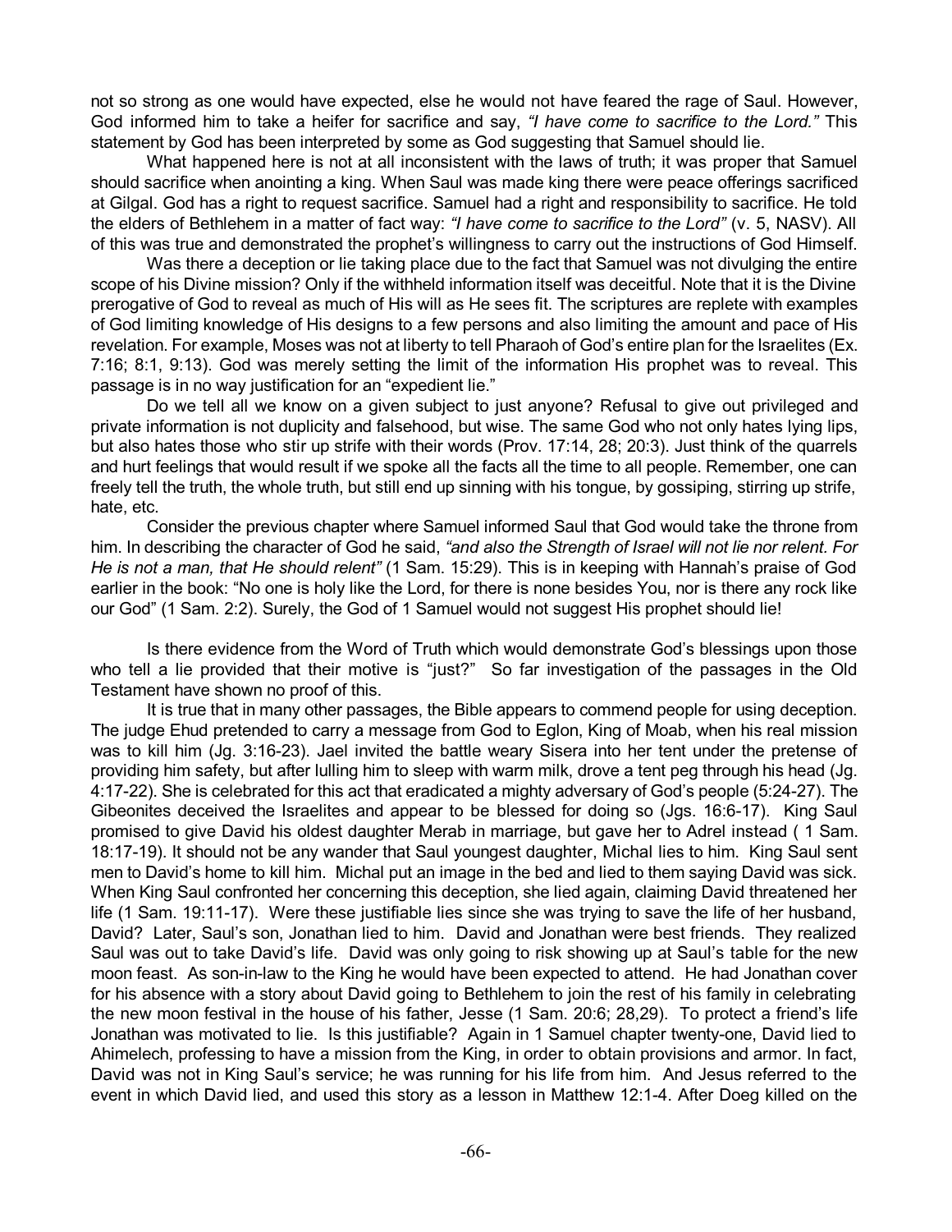not so strong as one would have expected, else he would not have feared the rage of Saul. However, God informed him to take a heifer for sacrifice and say, *"I have come to sacrifice to the Lord."* This statement by God has been interpreted by some as God suggesting that Samuel should lie.

What happened here is not at all inconsistent with the laws of truth; it was proper that Samuel should sacrifice when anointing a king. When Saul was made king there were peace offerings sacrificed at Gilgal. God has a right to request sacrifice. Samuel had a right and responsibility to sacrifice. He told the elders of Bethlehem in a matter of fact way: *"I have come to sacrifice to the Lord"* (v. 5, NASV). All of this was true and demonstrated the prophet's willingness to carry out the instructions of God Himself.

Was there a deception or lie taking place due to the fact that Samuel was not divulging the entire scope of his Divine mission? Only if the withheld information itself was deceitful. Note that it is the Divine prerogative of God to reveal as much of His will as He sees fit. The scriptures are replete with examples of God limiting knowledge of His designs to a few persons and also limiting the amount and pace of His revelation. For example, Moses was not at liberty to tell Pharaoh of God's entire plan for the Israelites (Ex. 7:16; 8:1, 9:13). God was merely setting the limit of the information His prophet was to reveal. This passage is in no way justification for an "expedient lie."

Do we tell all we know on a given subject to just anyone? Refusal to give out privileged and private information is not duplicity and falsehood, but wise. The same God who not only hates lying lips, but also hates those who stir up strife with their words (Prov. 17:14, 28; 20:3). Just think of the quarrels and hurt feelings that would result if we spoke all the facts all the time to all people. Remember, one can freely tell the truth, the whole truth, but still end up sinning with his tongue, by gossiping, stirring up strife, hate, etc.

Consider the previous chapter where Samuel informed Saul that God would take the throne from him. In describing the character of God he said, *"and also the Strength of Israel will not lie nor relent. For He is not a man, that He should relent"* (1 Sam. 15:29). This is in keeping with Hannah's praise of God earlier in the book: "No one is holy like the Lord, for there is none besides You, nor is there any rock like our God" (1 Sam. 2:2). Surely, the God of 1 Samuel would not suggest His prophet should lie!

Is there evidence from the Word of Truth which would demonstrate God's blessings upon those who tell a lie provided that their motive is "just?" So far investigation of the passages in the Old Testament have shown no proof of this.

It is true that in many other passages, the Bible appears to commend people for using deception. The judge Ehud pretended to carry a message from God to Eglon, King of Moab, when his real mission was to kill him (Jg. 3:16-23). Jael invited the battle weary Sisera into her tent under the pretense of providing him safety, but after lulling him to sleep with warm milk, drove a tent peg through his head (Jg. 4:17-22). She is celebrated for this act that eradicated a mighty adversary of God's people (5:24-27). The Gibeonites deceived the Israelites and appear to be blessed for doing so (Jgs. 16:6-17). King Saul promised to give David his oldest daughter Merab in marriage, but gave her to Adrel instead ( 1 Sam. 18:17-19). It should not be any wander that Saul youngest daughter, Michal lies to him. King Saul sent men to David's home to kill him. Michal put an image in the bed and lied to them saying David was sick. When King Saul confronted her concerning this deception, she lied again, claiming David threatened her life (1 Sam. 19:11-17). Were these justifiable lies since she was trying to save the life of her husband, David? Later, Saul's son, Jonathan lied to him. David and Jonathan were best friends. They realized Saul was out to take David's life. David was only going to risk showing up at Saul's table for the new moon feast. As son-in-law to the King he would have been expected to attend. He had Jonathan cover for his absence with a story about David going to Bethlehem to join the rest of his family in celebrating the new moon festival in the house of his father, Jesse (1 Sam. 20:6; 28,29). To protect a friend's life Jonathan was motivated to lie. Is this justifiable? Again in 1 Samuel chapter twenty-one, David lied to Ahimelech, professing to have a mission from the King, in order to obtain provisions and armor. In fact, David was not in King Saul's service; he was running for his life from him. And Jesus referred to the event in which David lied, and used this story as a lesson in Matthew 12:1-4. After Doeg killed on the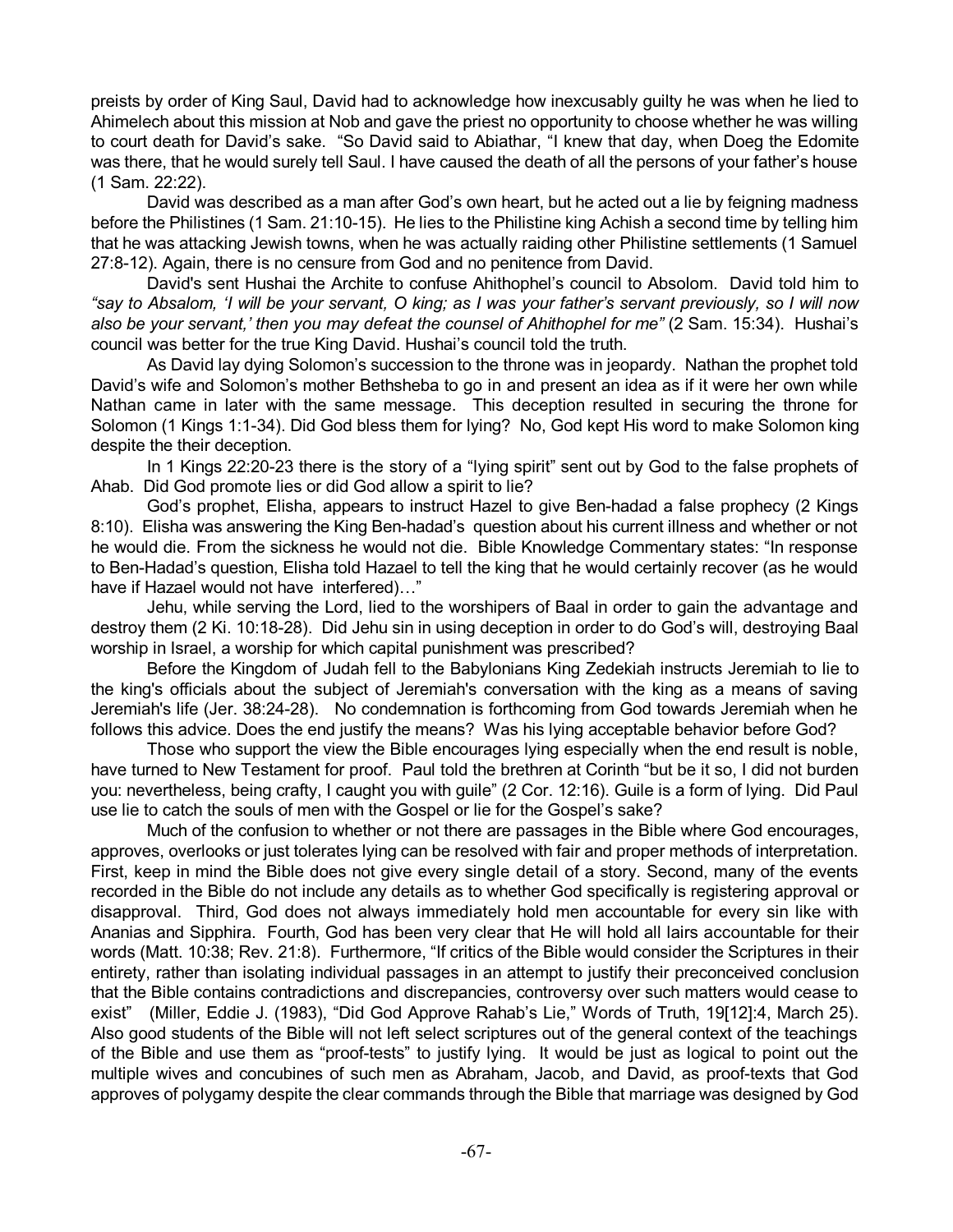preists by order of King Saul, David had to acknowledge how inexcusably guilty he was when he lied to Ahimelech about this mission at Nob and gave the priest no opportunity to choose whether he was willing to court death for David's sake. "So David said to Abiathar, "I knew that day, when Doeg the Edomite was there, that he would surely tell Saul. I have caused the death of all the persons of your father's house (1 Sam. 22:22).

David was described as a man after God's own heart, but he acted out a lie by feigning madness before the Philistines (1 Sam. 21:10-15). He lies to the Philistine king Achish a second time by telling him that he was attacking Jewish towns, when he was actually raiding other Philistine settlements (1 Samuel 27:8-12). Again, there is no censure from God and no penitence from David.

David's sent Hushai the Archite to confuse Ahithophel's council to Absolom. David told him to *"say to Absalom, 'I will be your servant, O king; as I was your father's servant previously, so I will now also be your servant,' then you may defeat the counsel of Ahithophel for me"* (2 Sam. 15:34). Hushai's council was better for the true King David. Hushai's council told the truth.

As David lay dying Solomon's succession to the throne was in jeopardy. Nathan the prophet told David's wife and Solomon's mother Bethsheba to go in and present an idea as if it were her own while Nathan came in later with the same message. This deception resulted in securing the throne for Solomon (1 Kings 1:1-34). Did God bless them for lying? No, God kept His word to make Solomon king despite the their deception.

In 1 Kings 22:20-23 there is the story of a "lying spirit" sent out by God to the false prophets of Ahab. Did God promote lies or did God allow a spirit to lie?

God's prophet, Elisha, appears to instruct Hazel to give Ben-hadad a false prophecy (2 Kings 8:10). Elisha was answering the King Ben-hadad's question about his current illness and whether or not he would die. From the sickness he would not die. Bible Knowledge Commentary states: "In response to Ben-Hadad's question, Elisha told Hazael to tell the king that he would certainly recover (as he would have if Hazael would not have interfered)…"

Jehu, while serving the Lord, lied to the worshipers of Baal in order to gain the advantage and destroy them (2 Ki. 10:18-28). Did Jehu sin in using deception in order to do God's will, destroying Baal worship in Israel, a worship for which capital punishment was prescribed?

Before the Kingdom of Judah fell to the Babylonians King Zedekiah instructs Jeremiah to lie to the king's officials about the subject of Jeremiah's conversation with the king as a means of saving Jeremiah's life (Jer. 38:24-28). No condemnation is forthcoming from God towards Jeremiah when he follows this advice. Does the end justify the means? Was his lying acceptable behavior before God?

Those who support the view the Bible encourages lying especially when the end result is noble, have turned to New Testament for proof. Paul told the brethren at Corinth "but be it so, I did not burden you: nevertheless, being crafty, I caught you with guile" (2 Cor. 12:16). Guile is a form of lying. Did Paul use lie to catch the souls of men with the Gospel or lie for the Gospel's sake?

Much of the confusion to whether or not there are passages in the Bible where God encourages, approves, overlooks or just tolerates lying can be resolved with fair and proper methods of interpretation. First, keep in mind the Bible does not give every single detail of a story. Second, many of the events recorded in the Bible do not include any details as to whether God specifically is registering approval or disapproval. Third, God does not always immediately hold men accountable for every sin like with Ananias and Sipphira. Fourth, God has been very clear that He will hold all lairs accountable for their words (Matt. 10:38; Rev. 21:8). Furthermore, "If critics of the Bible would consider the Scriptures in their entirety, rather than isolating individual passages in an attempt to justify their preconceived conclusion that the Bible contains contradictions and discrepancies, controversy over such matters would cease to exist" (Miller, Eddie J. (1983), "Did God Approve Rahab's Lie," Words of Truth, 19[12]:4, March 25). Also good students of the Bible will not left select scriptures out of the general context of the teachings of the Bible and use them as "proof-tests" to justify lying. It would be just as logical to point out the multiple wives and concubines of such men as Abraham, Jacob, and David, as proof-texts that God approves of polygamy despite the clear commands through the Bible that marriage was designed by God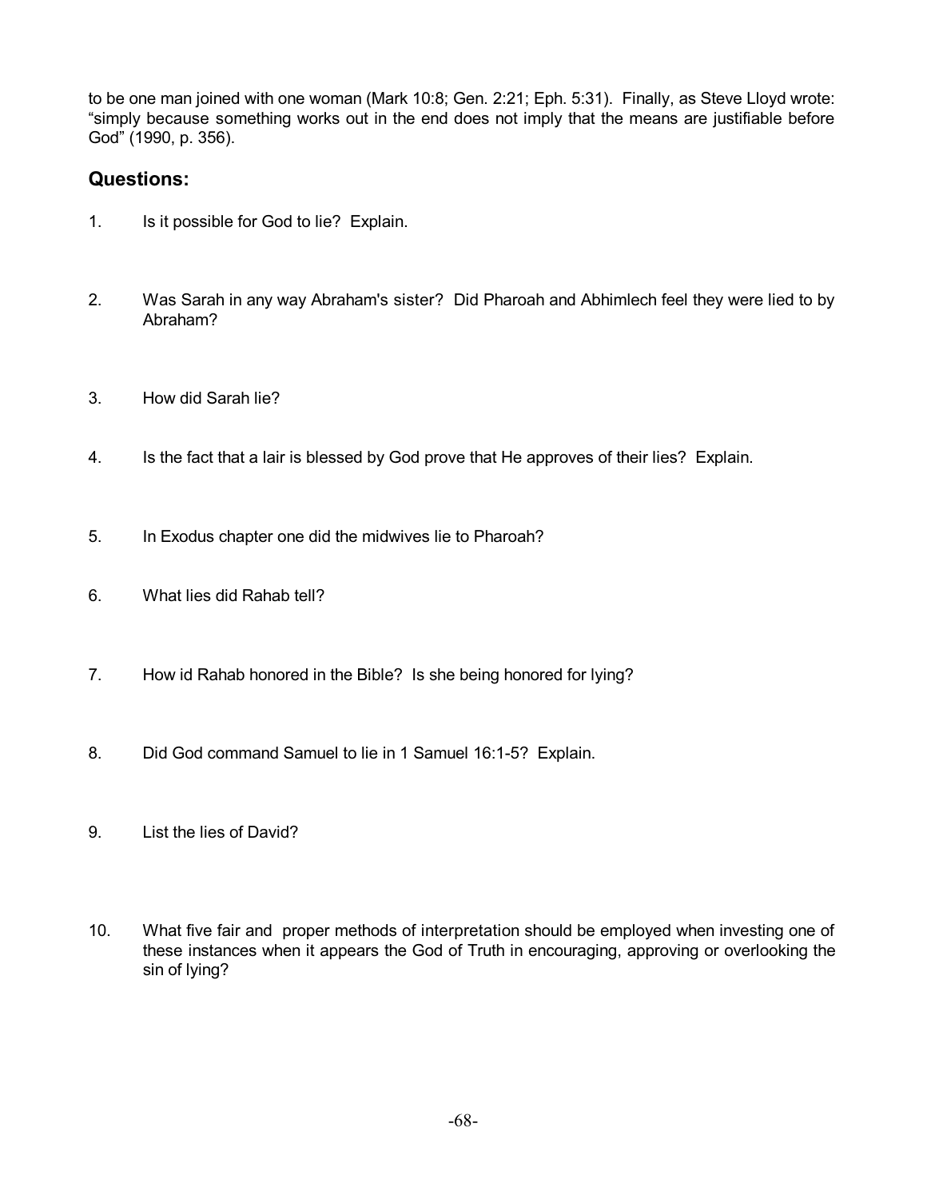to be one man joined with one woman (Mark 10:8; Gen. 2:21; Eph. 5:31). Finally, as Steve Lloyd wrote: "simply because something works out in the end does not imply that the means are justifiable before God" (1990, p. 356).

## Questions:

1. Is it possible for God to lie? Explain.

2. Was Sarah in any way Abraham's sister? Did Pharoah and Abhimlech feel they were lied to by Abraham?

3. How did Sarah lie?

4. Is the fact that a lair is blessed by God prove that He approves of their lies? Explain.

5. In Exodus chapter one did the midwives lie to Pharoah?

6. What lies did Rahab tell?

7. How id Rahab honored in the Bible? Is she being honored for lying?

8. Did God command Samuel to lie in 1 Samuel 16:1-5? Explain.

9. List the lies of David?

10. What five fair and proper methods of interpretation should be employed when investing one of these instances when it appears the God of Truth in encouraging, approving or overlooking the sin of lying?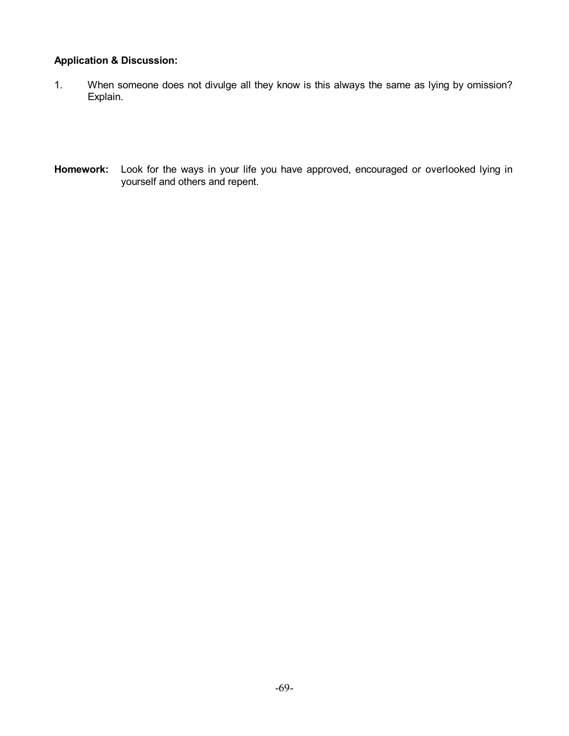**Application & Discussion:**

1. When someone does not divulge all they know is this always the same as lying by omission? Explain.

**Homework:** Look for the ways in your life you have approved, encouraged or overlooked lying in yourself and others and repent.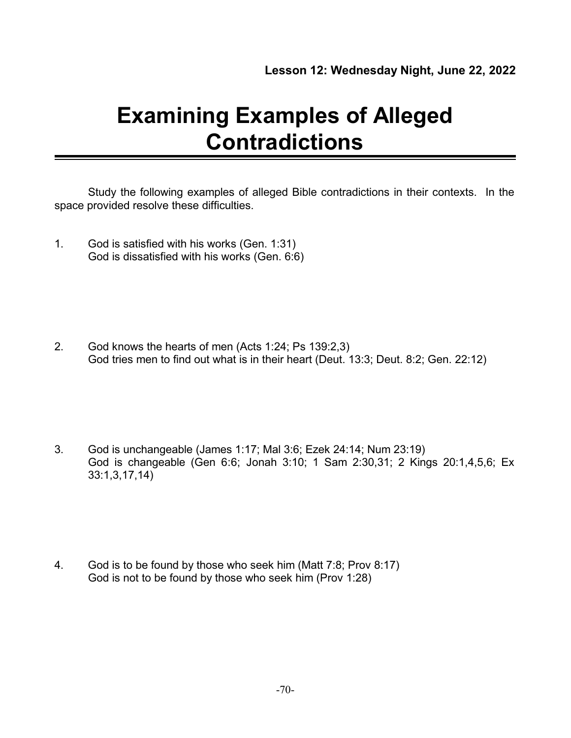**Lesson 12: Wednesday Night, June 22, 2022**

# Examining Examples of Alleged Contradictions

Study the following examples of alleged Bible contradictions in their contexts. In the space provided resolve these difficulties.

1. God is satisfied with his works (Gen. 1:31)
   God is dissatisfied with his works (Gen. 6:6)

2. God knows the hearts of men (Acts 1:24; Ps 139:2,3)
   God tries men to find out what is in their heart (Deut. 13:3; Deut. 8:2; Gen. 22:12)

3. God is unchangeable (James 1:17; Mal 3:6; Ezek 24:14; Num 23:19)
   God is changeable (Gen 6:6; Jonah 3:10; 1 Sam 2:30,31; 2 Kings 20:1,4,5,6; Ex 33:1,3,17,14)

4. God is to be found by those who seek him (Matt 7:8; Prov 8:17)
   God is not to be found by those who seek him (Prov 1:28)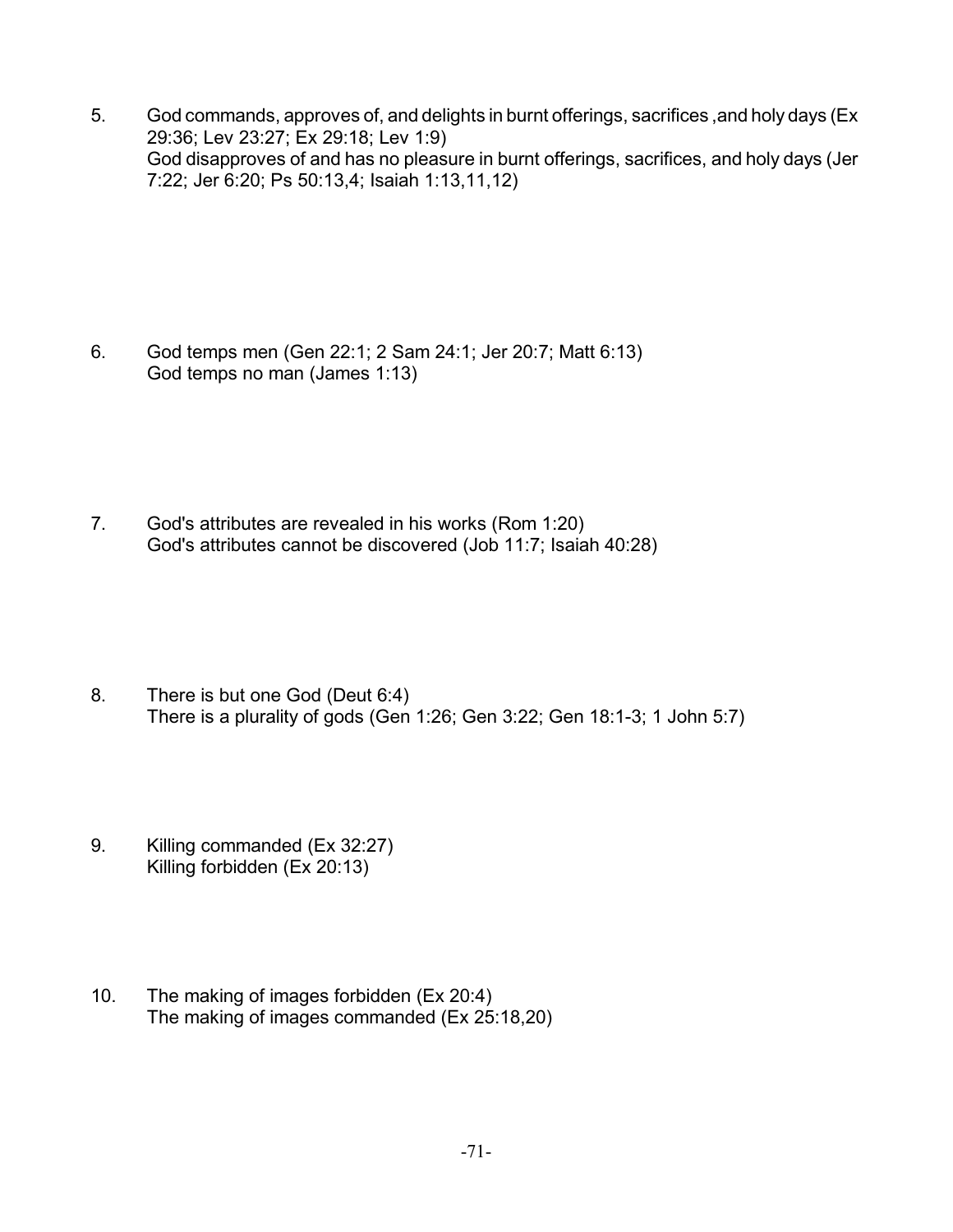5. God commands, approves of, and delights in burnt offerings, sacrifices ,and holy days (Ex 29:36; Lev 23:27; Ex 29:18; Lev 1:9)
   God disapproves of and has no pleasure in burnt offerings, sacrifices, and holy days (Jer 7:22; Jer 6:20; Ps 50:13,4; Isaiah 1:13,11,12)

6. God temps men (Gen 22:1; 2 Sam 24:1; Jer 20:7; Matt 6:13)
   God temps no man (James 1:13)

7. God's attributes are revealed in his works (Rom 1:20)
   God's attributes cannot be discovered (Job 11:7; Isaiah 40:28)

8. There is but one God (Deut 6:4)
   There is a plurality of gods (Gen 1:26; Gen 3:22; Gen 18:1-3; 1 John 5:7)

9. Killing commanded (Ex 32:27)
   Killing forbidden (Ex 20:13)

10. The making of images forbidden (Ex 20:4)
    The making of images commanded (Ex 25:18,20)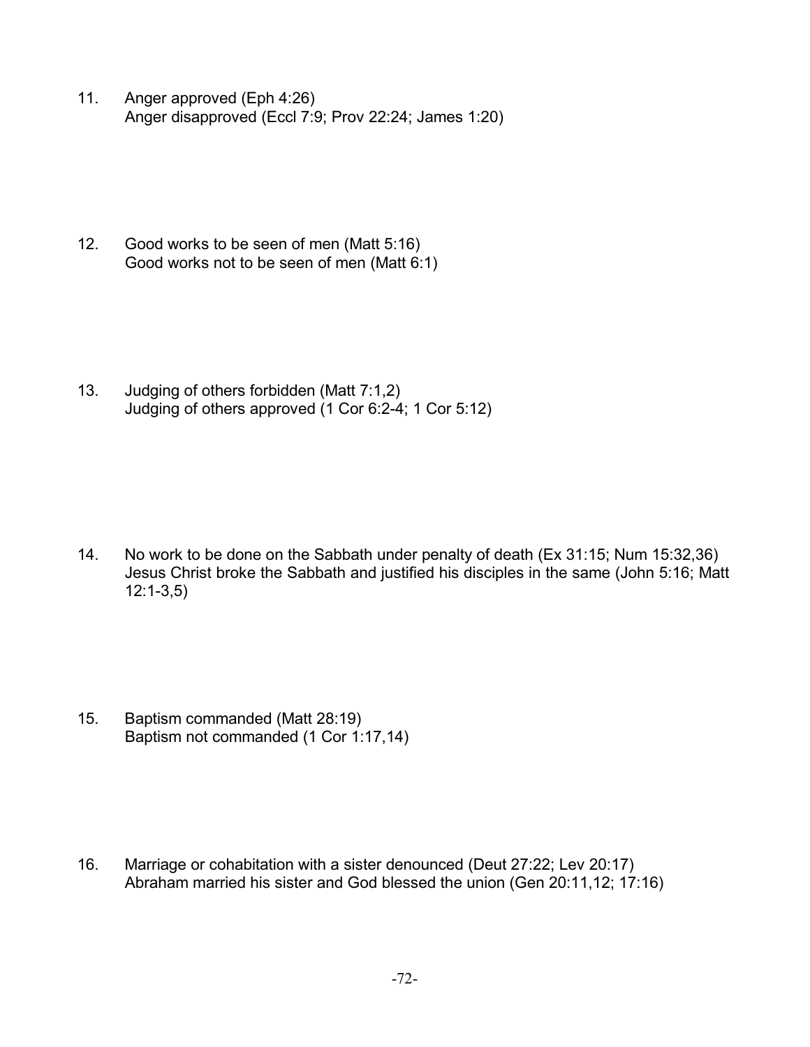11. Anger approved (Eph 4:26)
    Anger disapproved (Eccl 7:9; Prov 22:24; James 1:20)

12. Good works to be seen of men (Matt 5:16)
    Good works not to be seen of men (Matt 6:1)

13. Judging of others forbidden (Matt 7:1,2)
    Judging of others approved (1 Cor 6:2-4; 1 Cor 5:12)

14. No work to be done on the Sabbath under penalty of death (Ex 31:15; Num 15:32,36)
    Jesus Christ broke the Sabbath and justified his disciples in the same (John 5:16; Matt 12:1-3,5)

15. Baptism commanded (Matt 28:19)
    Baptism not commanded (1 Cor 1:17,14)

16. Marriage or cohabitation with a sister denounced (Deut 27:22; Lev 20:17)
    Abraham married his sister and God blessed the union (Gen 20:11,12; 17:16)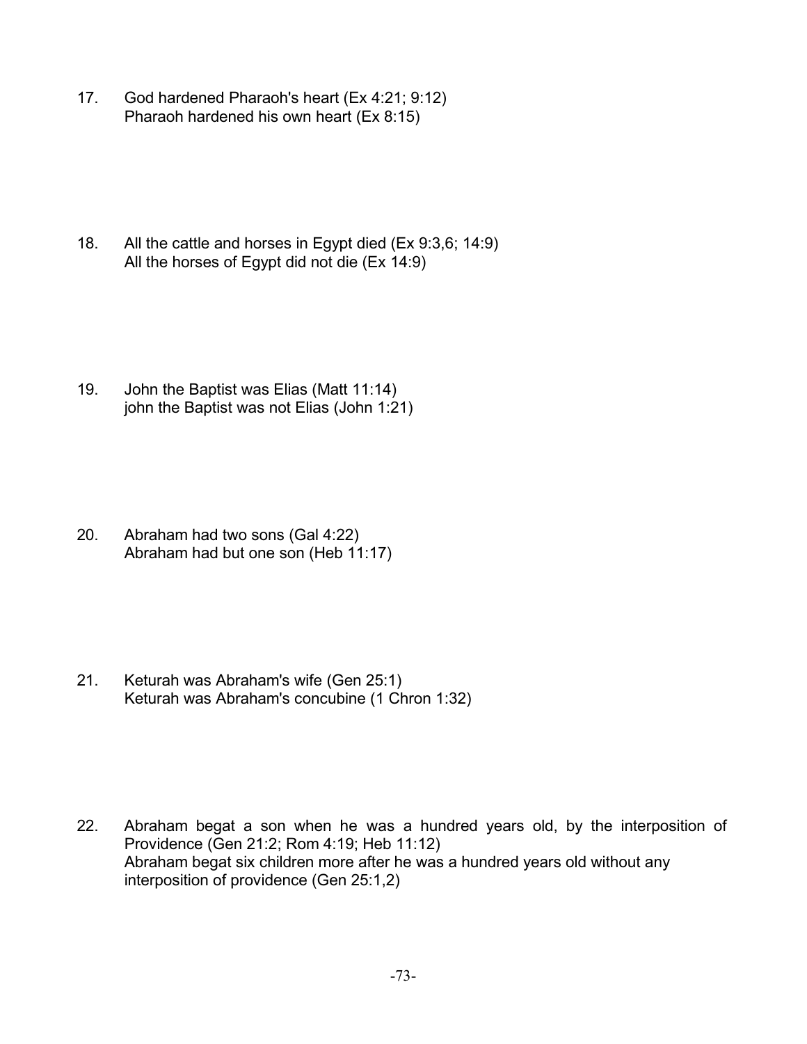17. God hardened Pharaoh's heart (Ex 4:21; 9:12)
    Pharaoh hardened his own heart (Ex 8:15)

18. All the cattle and horses in Egypt died (Ex 9:3,6; 14:9)
    All the horses of Egypt did not die (Ex 14:9)

19. John the Baptist was Elias (Matt 11:14)
    john the Baptist was not Elias (John 1:21)

20. Abraham had two sons (Gal 4:22)
    Abraham had but one son (Heb 11:17)

21. Keturah was Abraham's wife (Gen 25:1)
    Keturah was Abraham's concubine (1 Chron 1:32)

22. Abraham begat a son when he was a hundred years old, by the interposition of Providence (Gen 21:2; Rom 4:19; Heb 11:12)
    Abraham begat six children more after he was a hundred years old without any interposition of providence (Gen 25:1,2)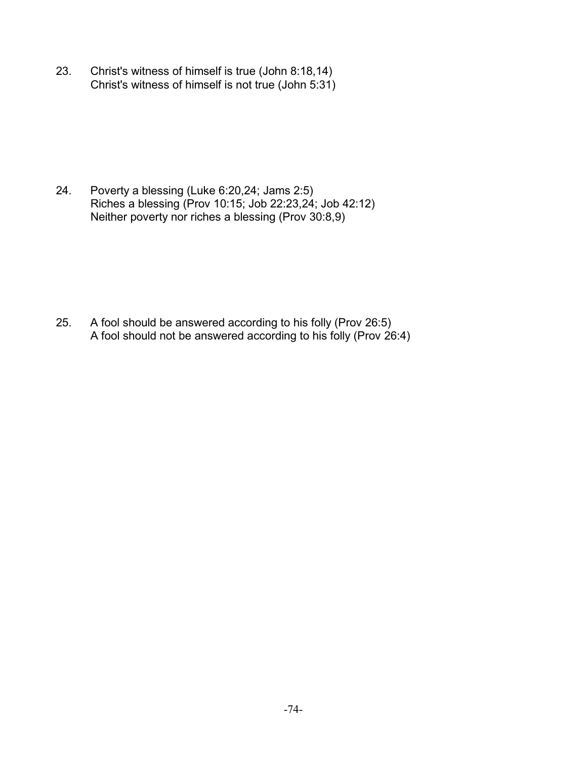23. Christ's witness of himself is true (John 8:18,14)
    Christ's witness of himself is not true (John 5:31)

24. Poverty a blessing (Luke 6:20,24; Jams 2:5)
    Riches a blessing (Prov 10:15; Job 22:23,24; Job 42:12)
    Neither poverty nor riches a blessing (Prov 30:8,9)

25. A fool should be answered according to his folly (Prov 26:5)
    A fool should not be answered according to his folly (Prov 26:4)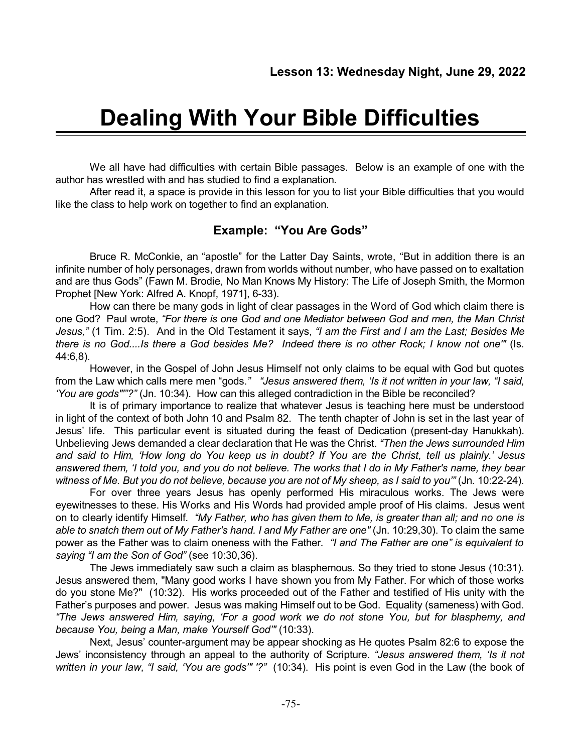**Lesson 13: Wednesday Night, June 29, 2022**

# Dealing With Your Bible Difficulties

We all have had difficulties with certain Bible passages. Below is an example of one with the author has wrestled with and has studied to find a explanation.

After read it, a space is provide in this lesson for you to list your Bible difficulties that you would like the class to help work on together to find an explanation.

## Example: "You Are Gods"

Bruce R. McConkie, an "apostle" for the Latter Day Saints, wrote, "But in addition there is an infinite number of holy personages, drawn from worlds without number, who have passed on to exaltation and are thus Gods" (Fawn M. Brodie, No Man Knows My History: The Life of Joseph Smith, the Mormon Prophet [New York: Alfred A. Knopf, 1971], 6-33).

How can there be many gods in light of clear passages in the Word of God which claim there is one God? Paul wrote, *"For there is one God and one Mediator between God and men, the Man Christ Jesus,"* (1 Tim. 2:5). And in the Old Testament it says, *"I am the First and I am the Last; Besides Me there is no God....Is there a God besides Me? Indeed there is no other Rock; I know not one'"* (Is. 44:6,8).

However, in the Gospel of John Jesus Himself not only claims to be equal with God but quotes from the Law which calls mere men "gods." *"Jesus answered them, 'Is it not written in your law, "I said, 'You are gods""?"* (Jn. 10:34). How can this alleged contradiction in the Bible be reconciled?

It is of primary importance to realize that whatever Jesus is teaching here must be understood in light of the context of both John 10 and Psalm 82. The tenth chapter of John is set in the last year of Jesus' life. This particular event is situated during the feast of Dedication (present-day Hanukkah). Unbelieving Jews demanded a clear declaration that He was the Christ. *"Then the Jews surrounded Him and said to Him, 'How long do You keep us in doubt? If You are the Christ, tell us plainly.' Jesus answered them, 'I told you, and you do not believe. The works that I do in My Father's name, they bear witness of Me. But you do not believe, because you are not of My sheep, as I said to you'"* (Jn. 10:22-24).

For over three years Jesus has openly performed His miraculous works. The Jews were eyewitnesses to these. His Works and His Words had provided ample proof of His claims. Jesus went on to clearly identify Himself. *"My Father, who has given them to Me, is greater than all; and no one is able to snatch them out of My Father's hand. I and My Father are one"* (Jn. 10:29,30). To claim the same power as the Father was to claim oneness with the Father. *"I and The Father are one" is equivalent to saying "I am the Son of God"* (see 10:30,36).

The Jews immediately saw such a claim as blasphemous. So they tried to stone Jesus (10:31). Jesus answered them, "Many good works I have shown you from My Father. For which of those works do you stone Me?" (10:32). His works proceeded out of the Father and testified of His unity with the Father's purposes and power. Jesus was making Himself out to be God. Equality (sameness) with God. *"The Jews answered Him, saying, 'For a good work we do not stone You, but for blasphemy, and because You, being a Man, make Yourself God'"* (10:33).

Next, Jesus' counter-argument may be appear shocking as He quotes Psalm 82:6 to expose the Jews' inconsistency through an appeal to the authority of Scripture. *"Jesus answered them, 'Is it not written in your law, "I said, 'You are gods'" '?"* (10:34). His point is even God in the Law (the book of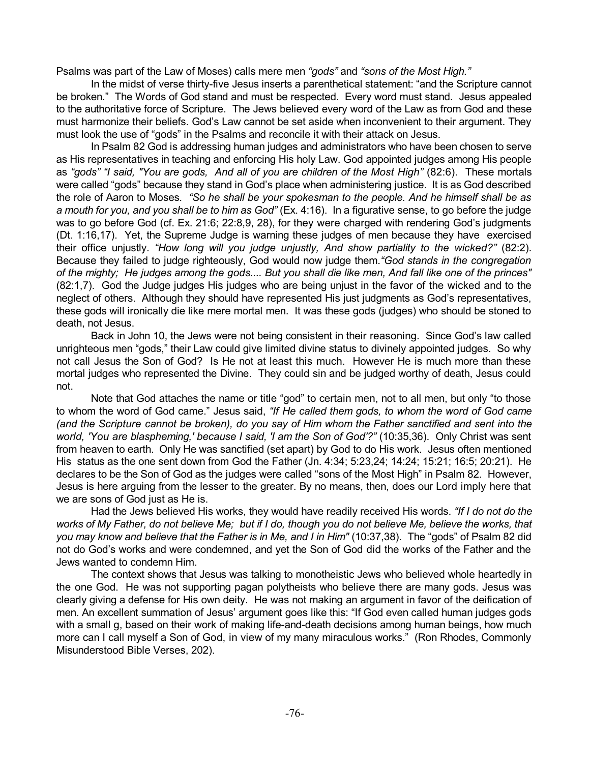Psalms was part of the Law of Moses) calls mere men *"gods"* and *"sons of the Most High."*

In the midst of verse thirty-five Jesus inserts a parenthetical statement: "and the Scripture cannot be broken." The Words of God stand and must be respected. Every word must stand. Jesus appealed to the authoritative force of Scripture. The Jews believed every word of the Law as from God and these must harmonize their beliefs. God's Law cannot be set aside when inconvenient to their argument. They must look the use of "gods" in the Psalms and reconcile it with their attack on Jesus.

In Psalm 82 God is addressing human judges and administrators who have been chosen to serve as His representatives in teaching and enforcing His holy Law. God appointed judges among His people as *"gods" "I said, "You are gods, And all of you are children of the Most High"* (82:6). These mortals were called "gods" because they stand in God's place when administering justice. It is as God described the role of Aaron to Moses. *"So he shall be your spokesman to the people. And he himself shall be as a mouth for you, and you shall be to him as God"* (Ex. 4:16). In a figurative sense, to go before the judge was to go before God (cf. Ex. 21:6; 22:8,9, 28), for they were charged with rendering God's judgments (Dt. 1:16,17). Yet, the Supreme Judge is warning these judges of men because they have exercised their office unjustly. *"How long will you judge unjustly, And show partiality to the wicked?"* (82:2). Because they failed to judge righteously, God would now judge them.*"God stands in the congregation of the mighty; He judges among the gods.... But you shall die like men, And fall like one of the princes"* (82:1,7). God the Judge judges His judges who are being unjust in the favor of the wicked and to the neglect of others. Although they should have represented His just judgments as God's representatives, these gods will ironically die like mere mortal men. It was these gods (judges) who should be stoned to death, not Jesus.

Back in John 10, the Jews were not being consistent in their reasoning. Since God's law called unrighteous men "gods," their Law could give limited divine status to divinely appointed judges. So why not call Jesus the Son of God? Is He not at least this much. However He is much more than these mortal judges who represented the Divine. They could sin and be judged worthy of death, Jesus could not.

Note that God attaches the name or title "god" to certain men, not to all men, but only "to those to whom the word of God came." Jesus said, *"If He called them gods, to whom the word of God came (and the Scripture cannot be broken), do you say of Him whom the Father sanctified and sent into the world, 'You are blaspheming,' because I said, 'I am the Son of God'?"* (10:35,36). Only Christ was sent from heaven to earth. Only He was sanctified (set apart) by God to do His work. Jesus often mentioned His status as the one sent down from God the Father (Jn. 4:34; 5:23,24; 14:24; 15:21; 16:5; 20:21). He declares to be the Son of God as the judges were called "sons of the Most High" in Psalm 82. However, Jesus is here arguing from the lesser to the greater. By no means, then, does our Lord imply here that we are sons of God just as He is.

Had the Jews believed His works, they would have readily received His words. *"If I do not do the works of My Father, do not believe Me; but if I do, though you do not believe Me, believe the works, that you may know and believe that the Father is in Me, and I in Him"* (10:37,38). The "gods" of Psalm 82 did not do God's works and were condemned, and yet the Son of God did the works of the Father and the Jews wanted to condemn Him.

The context shows that Jesus was talking to monotheistic Jews who believed whole heartedly in the one God. He was not supporting pagan polytheists who believe there are many gods. Jesus was clearly giving a defense for His own deity. He was not making an argument in favor of the deification of men. An excellent summation of Jesus' argument goes like this: "If God even called human judges gods with a small g, based on their work of making life-and-death decisions among human beings, how much more can I call myself a Son of God, in view of my many miraculous works." (Ron Rhodes, Commonly Misunderstood Bible Verses, 202).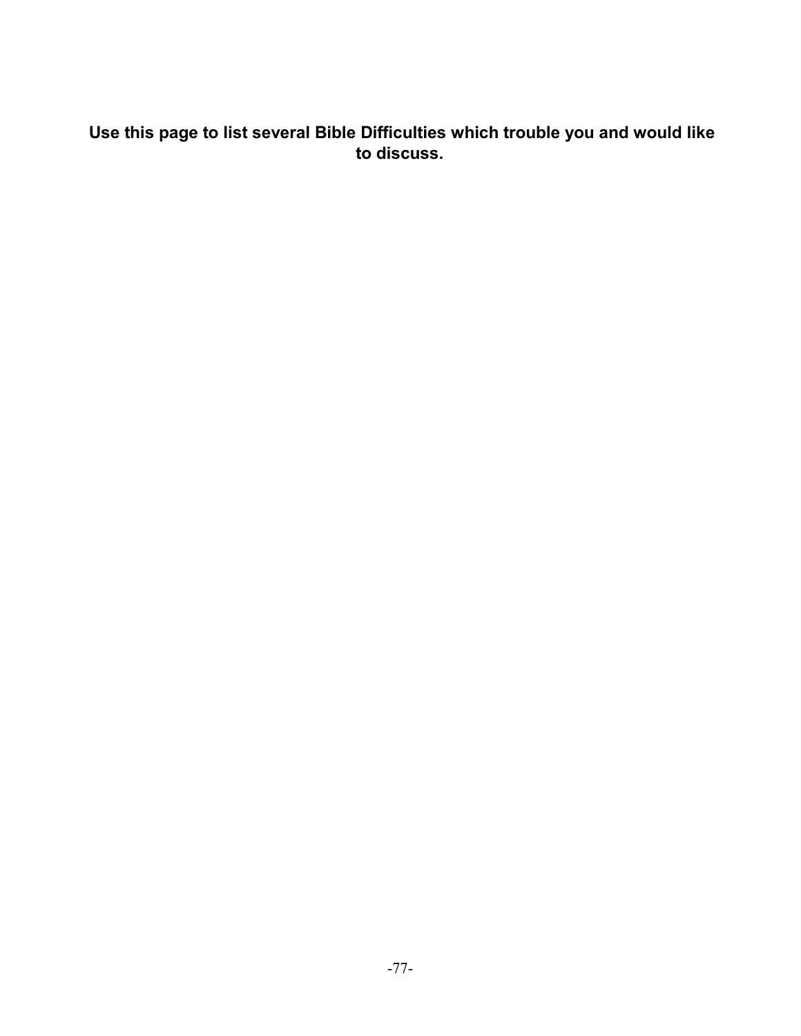**Use this page to list several Bible Difficulties which trouble you and would like to discuss.**